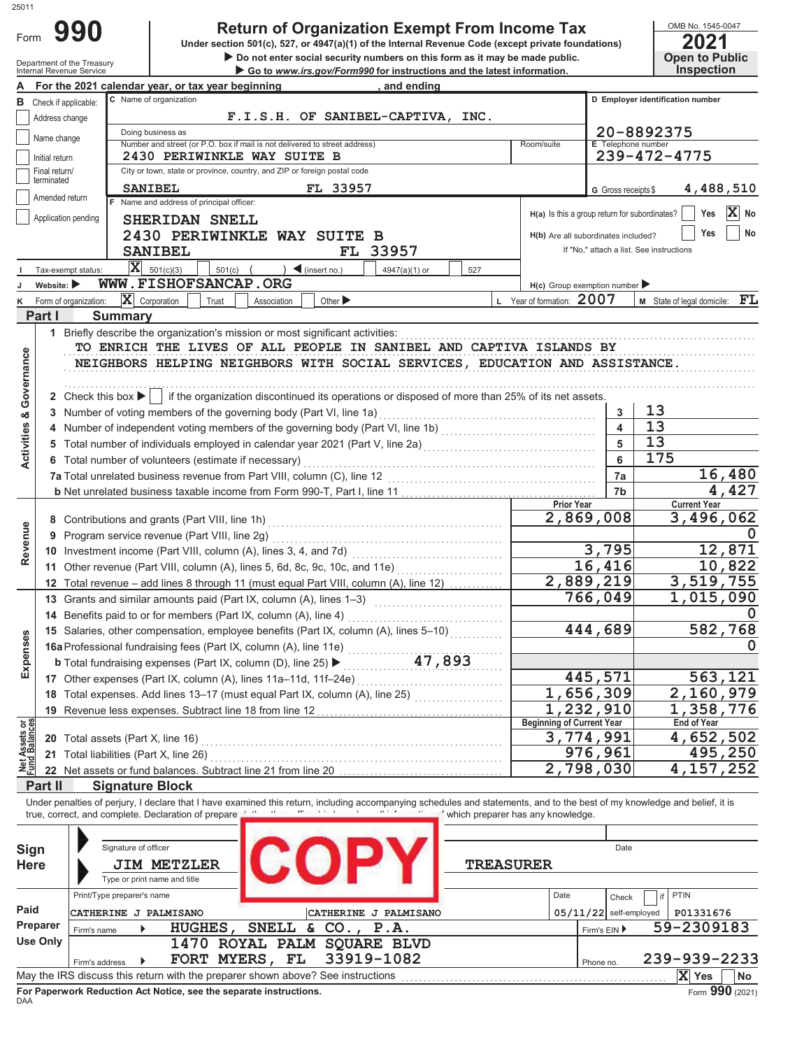# Form 990 — Return of Organization Exempt From Income Tax (2021)

Under section 501(c), 527, or 4947(a)(1) of the Internal Revenue Code (except private foundations)

▶ Do not enter social security numbers on this form as it may be made public.

▶ Go to www.irs.gov/Form990 for instructions and the latest information.

Department of the Treasury, Internal Revenue Service

OMB No. 1545-0047 — **2021** — Open to Public Inspection

**A** For the 2021 calendar year, or tax year beginning , and ending

**B** Check if applicable: Address change; Name change; Initial return; Final return/terminated; Amended return; Application pending

**C** Name of organization: F.I.S.H. OF SANIBEL-CAPTIVA, INC.

Doing business as:

Number and street (or P.O. box if mail is not delivered to street address): 2430 PERIWINKLE WAY SUITE B — Room/suite:

City or town, state or province, country, and ZIP or foreign postal code: SANIBEL FL 33957

**D** Employer identification number: 20-8892375

**E** Telephone number: 239-472-4775

**G** Gross receipts $ 4,488,510

**F** Name and address of principal officer: SHERIDAN SNELL, 2430 PERIWINKLE WAY SUITE B, SANIBEL FL 33957

**H(a)** Is this a group return for subordinates? Yes [ ] No [X]

**H(b)** Are all subordinates included? Yes [ ] No [ ] — If "No," attach a list. See instructions

**I** Tax-exempt status: [X] 501(c)(3) [ ] 501(c) ( ) ◀ (insert no.) [ ] 4947(a)(1) or [ ] 527

**J** Website: ▶ WWW.FISHOFSANCAP.ORG

**H(c)** Group exemption number ▶

**K** Form of organization: [X] Corporation [ ] Trust [ ] Association [ ] Other ▶

**L** Year of formation: 2007

**M** State of legal domicile: FL

## Part I Summary

**Activities & Governance**

1 Briefly describe the organization's mission or most significant activities:
TO ENRICH THE LIVES OF ALL PEOPLE IN SANIBEL AND CAPTIVA ISLANDS BY NEIGHBORS HELPING NEIGHBORS WITH SOCIAL SERVICES, EDUCATION AND ASSISTANCE.

2 Check this box ▶ [ ] if the organization discontinued its operations or disposed of more than 25% of its net assets.

| Line | Description | No. | Value |
|---|---|---|---|
| 3 | Number of voting members of the governing body (Part VI, line 1a) | 3 | 13 |
| 4 | Number of independent voting members of the governing body (Part VI, line 1b) | 4 | 13 |
| 5 | Total number of individuals employed in calendar year 2021 (Part V, line 2a) | 5 | 13 |
| 6 | Total number of volunteers (estimate if necessary) | 6 | 175 |
| 7a | Total unrelated business revenue from Part VIII, column (C), line 12 | 7a | 16,480 |
| 7b | Net unrelated business taxable income from Form 990-T, Part I, line 11 | 7b | 4,427 |

**Revenue**

| Line | Description | Prior Year | Current Year |
|---|---|---|---|
| 8 | Contributions and grants (Part VIII, line 1h) | 2,869,008 | 3,496,062 |
| 9 | Program service revenue (Part VIII, line 2g) | | 0 |
| 10 | Investment income (Part VIII, column (A), lines 3, 4, and 7d) | 3,795 | 12,871 |
| 11 | Other revenue (Part VIII, column (A), lines 5, 6d, 8c, 9c, 10c, and 11e) | 16,416 | 10,822 |
| 12 | Total revenue – add lines 8 through 11 (must equal Part VIII, column (A), line 12) | 2,889,219 | 3,519,755 |

**Expenses**

| Line | Description | Prior Year | Current Year |
|---|---|---|---|
| 13 | Grants and similar amounts paid (Part IX, column (A), lines 1–3) | 766,049 | 1,015,090 |
| 14 | Benefits paid to or for members (Part IX, column (A), line 4) | | 0 |
| 15 | Salaries, other compensation, employee benefits (Part IX, column (A), lines 5–10) | 444,689 | 582,768 |
| 16a | Professional fundraising fees (Part IX, column (A), line 11e) | | 0 |
| b | Total fundraising expenses (Part IX, column (D), line 25) ▶ 47,893 | | |
| 17 | Other expenses (Part IX, column (A), lines 11a–11d, 11f–24e) | 445,571 | 563,121 |
| 18 | Total expenses. Add lines 13–17 (must equal Part IX, column (A), line 25) | 1,656,309 | 2,160,979 |
| 19 | Revenue less expenses. Subtract line 18 from line 12 | 1,232,910 | 1,358,776 |

**Net Assets or Fund Balances**

| Line | Description | Beginning of Current Year | End of Year |
|---|---|---|---|
| 20 | Total assets (Part X, line 16) | 3,774,991 | 4,652,502 |
| 21 | Total liabilities (Part X, line 26) | 976,961 | 495,250 |
| 22 | Net assets or fund balances. Subtract line 21 from line 20 | 2,798,030 | 4,157,252 |

## Part II Signature Block

Under penalties of perjury, I declare that I have examined this return, including accompanying schedules and statements, and to the best of my knowledge and belief, it is true, correct, and complete. Declaration of preparer (other than officer) is based on all information of which preparer has any knowledge.

**COPY**

**Sign Here**

Signature of officer — Date

JIM METZLER — TREASURER

Type or print name and title

**Paid Preparer Use Only**

| Print/Type preparer's name | Preparer's signature | Date | Check if self-employed | PTIN |
|---|---|---|---|---|
| CATHERINE J PALMISANO | CATHERINE J PALMISANO | 05/11/22 | [ ] | P01331676 |

Firm's name ▶ HUGHES, SNELL & CO., P.A. — Firm's EIN ▶ 59-2309183

Firm's address ▶ 1470 ROYAL PALM SQUARE BLVD, FORT MYERS, FL 33919-1082 — Phone no. 239-939-2233

May the IRS discuss this return with the preparer shown above? See instructions [X] Yes [ ] No

For Paperwork Reduction Act Notice, see the separate instructions.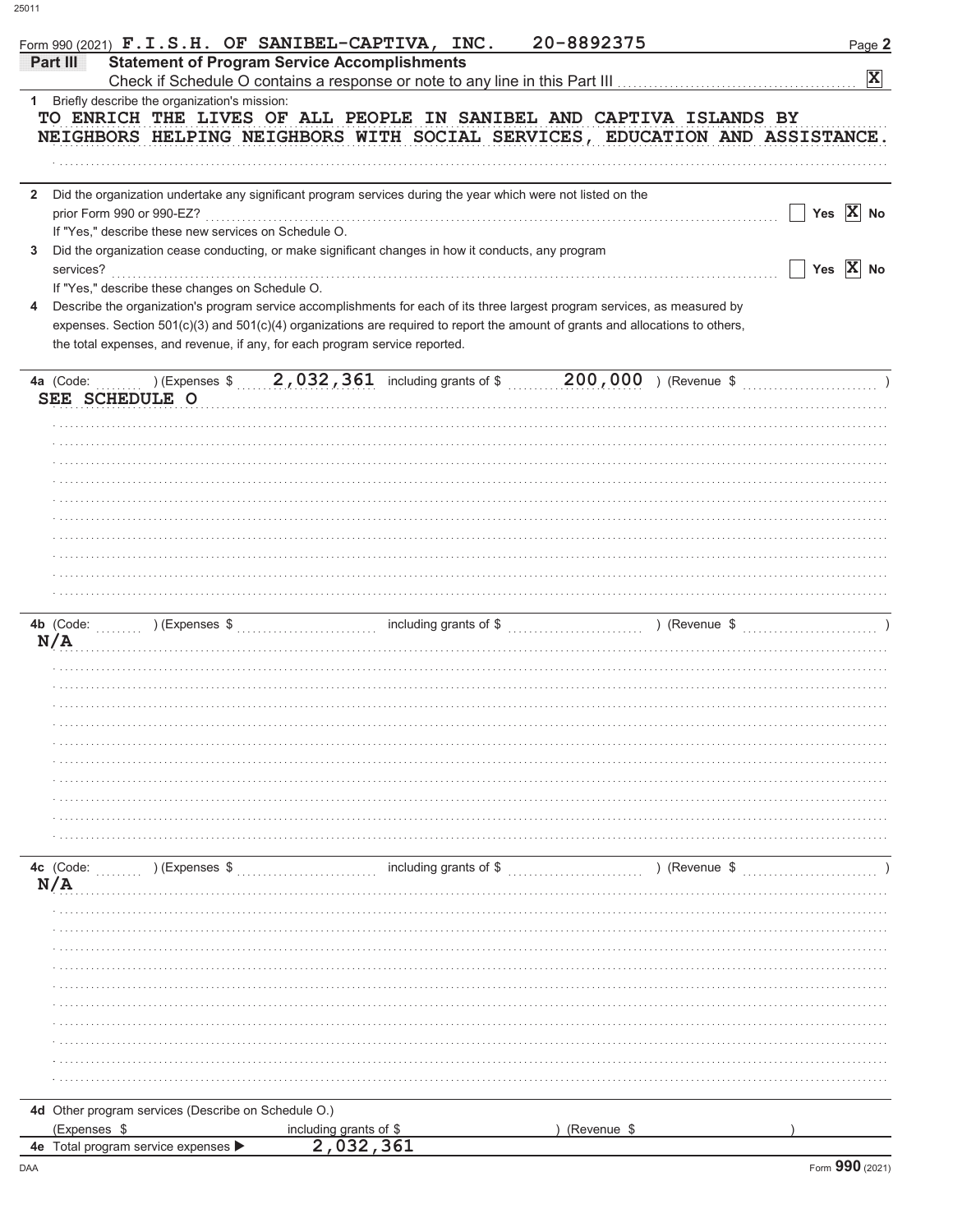Form 990 (2021) **F.I.S.H. OF SANIBEL-CAPTIVA, INC.** **20-8892375**

## Part III Statement of Program Service Accomplishments

Check if Schedule O contains a response or note to any line in this Part III ..... **[X]**

**1** Briefly describe the organization's mission:

TO ENRICH THE LIVES OF ALL PEOPLE IN SANIBEL AND CAPTIVA ISLANDS BY NEIGHBORS HELPING NEIGHBORS WITH SOCIAL SERVICES, EDUCATION AND ASSISTANCE.

**2** Did the organization undertake any significant program services during the year which were not listed on the prior Form 990 or 990-EZ? ..... [ ] Yes [X] No

If "Yes," describe these new services on Schedule O.

**3** Did the organization cease conducting, or make significant changes in how it conducts, any program services? ..... [ ] Yes [X] No

If "Yes," describe these changes on Schedule O.

**4** Describe the organization's program service accomplishments for each of its three largest program services, as measured by expenses. Section 501(c)(3) and 501(c)(4) organizations are required to report the amount of grants and allocations to others, the total expenses, and revenue, if any, for each program service reported.

**4a** (Code: ) (Expenses $ 2,032,361 including grants of $ 200,000 ) (Revenue $ )

SEE SCHEDULE O

**4b** (Code: ) (Expenses $ including grants of $ ) (Revenue $ )

N/A

**4c** (Code: ) (Expenses $ including grants of $ ) (Revenue $ )

N/A

**4d** Other program services (Describe on Schedule O.)

(Expenses $ including grants of $ ) (Revenue $ )

**4e** Total program service expenses ▶ 2,032,361

Form **990** (2021)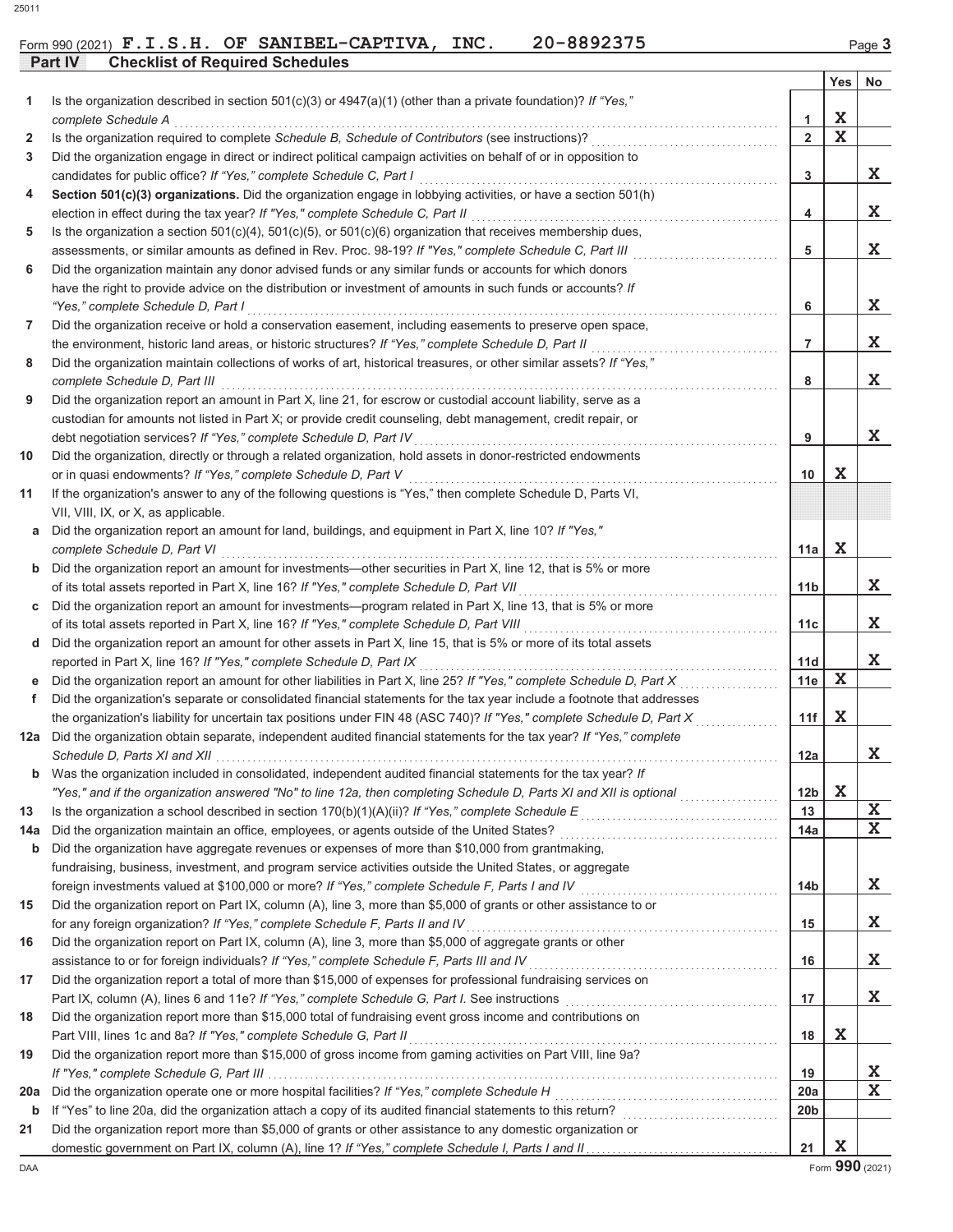Form 990 (2021) **F.I.S.H. OF SANIBEL-CAPTIVA, INC.** **20-8892375** Page **3**

## Part IV Checklist of Required Schedules

| | | | Yes | No |
|---|---|---|---|---|
| **1** | Is the organization described in section 501(c)(3) or 4947(a)(1) (other than a private foundation)? *If "Yes," complete Schedule A* | **1** | X | |
| **2** | Is the organization required to complete *Schedule B, Schedule of Contributors* (see instructions)? | **2** | X | |
| **3** | Did the organization engage in direct or indirect political campaign activities on behalf of or in opposition to candidates for public office? *If "Yes," complete Schedule C, Part I* | **3** | | X |
| **4** | **Section 501(c)(3) organizations.** Did the organization engage in lobbying activities, or have a section 501(h) election in effect during the tax year? *If "Yes," complete Schedule C, Part II* | **4** | | X |
| **5** | Is the organization a section 501(c)(4), 501(c)(5), or 501(c)(6) organization that receives membership dues, assessments, or similar amounts as defined in Rev. Proc. 98-19? *If "Yes," complete Schedule C, Part III* | **5** | | X |
| **6** | Did the organization maintain any donor advised funds or any similar funds or accounts for which donors have the right to provide advice on the distribution or investment of amounts in such funds or accounts? *If "Yes," complete Schedule D, Part I* | **6** | | X |
| **7** | Did the organization receive or hold a conservation easement, including easements to preserve open space, the environment, historic land areas, or historic structures? *If "Yes," complete Schedule D, Part II* | **7** | | X |
| **8** | Did the organization maintain collections of works of art, historical treasures, or other similar assets? *If "Yes," complete Schedule D, Part III* | **8** | | X |
| **9** | Did the organization report an amount in Part X, line 21, for escrow or custodial account liability, serve as a custodian for amounts not listed in Part X; or provide credit counseling, debt management, credit repair, or debt negotiation services? *If "Yes," complete Schedule D, Part IV* | **9** | | X |
| **10** | Did the organization, directly or through a related organization, hold assets in donor-restricted endowments or in quasi endowments? *If "Yes," complete Schedule D, Part V* | **10** | X | |
| **11** | If the organization's answer to any of the following questions is "Yes," then complete Schedule D, Parts VI, VII, VIII, IX, or X, as applicable. | | | |
| **a** | Did the organization report an amount for land, buildings, and equipment in Part X, line 10? *If "Yes," complete Schedule D, Part VI* | **11a** | X | |
| **b** | Did the organization report an amount for investments—other securities in Part X, line 12, that is 5% or more of its total assets reported in Part X, line 16? *If "Yes," complete Schedule D, Part VII* | **11b** | | X |
| **c** | Did the organization report an amount for investments—program related in Part X, line 13, that is 5% or more of its total assets reported in Part X, line 16? *If "Yes," complete Schedule D, Part VIII* | **11c** | | X |
| **d** | Did the organization report an amount for other assets in Part X, line 15, that is 5% or more of its total assets reported in Part X, line 16? *If "Yes," complete Schedule D, Part IX* | **11d** | | X |
| **e** | Did the organization report an amount for other liabilities in Part X, line 25? *If "Yes," complete Schedule D, Part X* | **11e** | X | |
| **f** | Did the organization's separate or consolidated financial statements for the tax year include a footnote that addresses the organization's liability for uncertain tax positions under FIN 48 (ASC 740)? *If "Yes," complete Schedule D, Part X* | **11f** | X | |
| **12a** | Did the organization obtain separate, independent audited financial statements for the tax year? *If "Yes," complete Schedule D, Parts XI and XII* | **12a** | | X |
| **b** | Was the organization included in consolidated, independent audited financial statements for the tax year? *If "Yes," and if the organization answered "No" to line 12a, then completing Schedule D, Parts XI and XII is optional* | **12b** | X | |
| **13** | Is the organization a school described in section 170(b)(1)(A)(ii)? *If "Yes," complete Schedule E* | **13** | | X |
| **14a** | Did the organization maintain an office, employees, or agents outside of the United States? | **14a** | | X |
| **b** | Did the organization have aggregate revenues or expenses of more than $10,000 from grantmaking, fundraising, business, investment, and program service activities outside the United States, or aggregate foreign investments valued at $100,000 or more? *If "Yes," complete Schedule F, Parts I and IV* | **14b** | | X |
| **15** | Did the organization report on Part IX, column (A), line 3, more than $5,000 of grants or other assistance to or for any foreign organization? *If "Yes," complete Schedule F, Parts II and IV* | **15** | | X |
| **16** | Did the organization report on Part IX, column (A), line 3, more than $5,000 of aggregate grants or other assistance to or for foreign individuals? *If "Yes," complete Schedule F, Parts III and IV* | **16** | | X |
| **17** | Did the organization report a total of more than $15,000 of expenses for professional fundraising services on Part IX, column (A), lines 6 and 11e? *If "Yes," complete Schedule G, Part I.* See instructions | **17** | | X |
| **18** | Did the organization report more than $15,000 total of fundraising event gross income and contributions on Part VIII, lines 1c and 8a? *If "Yes," complete Schedule G, Part II* | **18** | X | |
| **19** | Did the organization report more than $15,000 of gross income from gaming activities on Part VIII, line 9a? *If "Yes," complete Schedule G, Part III* | **19** | | X |
| **20a** | Did the organization operate one or more hospital facilities? *If "Yes," complete Schedule H* | **20a** | | X |
| **b** | If "Yes" to line 20a, did the organization attach a copy of its audited financial statements to this return? | **20b** | | |
| **21** | Did the organization report more than $5,000 of grants or other assistance to any domestic organization or domestic government on Part IX, column (A), line 1? *If "Yes," complete Schedule I, Parts I and II* | **21** | X | |

DAA Form **990** (2021)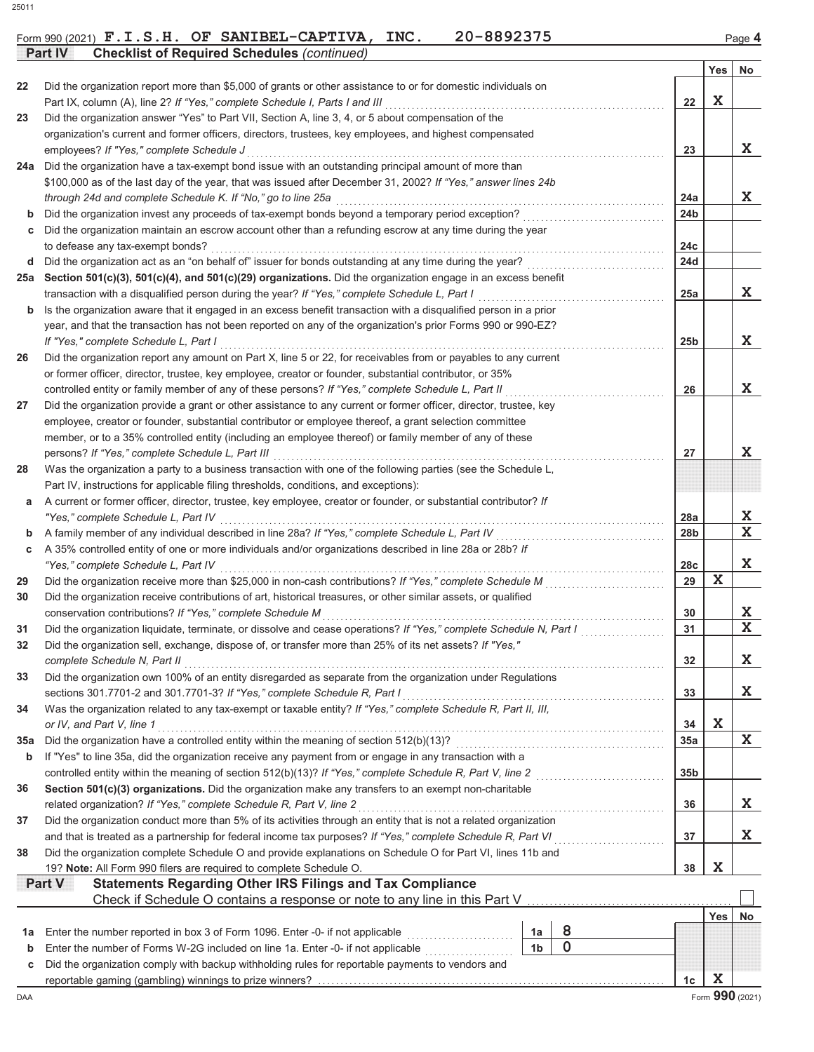Form 990 (2021) **F.I.S.H. OF SANIBEL-CAPTIVA, INC. 20-8892375** Page **4**

## Part IV Checklist of Required Schedules *(continued)*

| | | Line | Yes | No |
|---|---|---|---|---|
| 22 | Did the organization report more than $5,000 of grants or other assistance to or for domestic individuals on Part IX, column (A), line 2? *If "Yes," complete Schedule I, Parts I and III* | 22 | X | |
| 23 | Did the organization answer "Yes" to Part VII, Section A, line 3, 4, or 5 about compensation of the organization's current and former officers, directors, trustees, key employees, and highest compensated employees? *If "Yes," complete Schedule J* | 23 | | X |
| 24a | Did the organization have a tax-exempt bond issue with an outstanding principal amount of more than $100,000 as of the last day of the year, that was issued after December 31, 2002? *If "Yes," answer lines 24b through 24d and complete Schedule K. If "No," go to line 25a* | 24a | | X |
| b | Did the organization invest any proceeds of tax-exempt bonds beyond a temporary period exception? | 24b | | |
| c | Did the organization maintain an escrow account other than a refunding escrow at any time during the year to defease any tax-exempt bonds? | 24c | | |
| d | Did the organization act as an "on behalf of" issuer for bonds outstanding at any time during the year? | 24d | | |
| 25a | **Section 501(c)(3), 501(c)(4), and 501(c)(29) organizations.** Did the organization engage in an excess benefit transaction with a disqualified person during the year? *If "Yes," complete Schedule L, Part I* | 25a | | X |
| b | Is the organization aware that it engaged in an excess benefit transaction with a disqualified person in a prior year, and that the transaction has not been reported on any of the organization's prior Forms 990 or 990-EZ? *If "Yes," complete Schedule L, Part I* | 25b | | X |
| 26 | Did the organization report any amount on Part X, line 5 or 22, for receivables from or payables to any current or former officer, director, trustee, key employee, creator or founder, substantial contributor, or 35% controlled entity or family member of any of these persons? *If "Yes," complete Schedule L, Part II* | 26 | | X |
| 27 | Did the organization provide a grant or other assistance to any current or former officer, director, trustee, key employee, creator or founder, substantial contributor or employee thereof, a grant selection committee member, or to a 35% controlled entity (including an employee thereof) or family member of any of these persons? *If "Yes," complete Schedule L, Part III* | 27 | | X |
| 28 | Was the organization a party to a business transaction with one of the following parties (see the Schedule L, Part IV, instructions for applicable filing thresholds, conditions, and exceptions): | | | |
| a | A current or former officer, director, trustee, key employee, creator or founder, or substantial contributor? *If "Yes," complete Schedule L, Part IV* | 28a | | X |
| b | A family member of any individual described in line 28a? *If "Yes," complete Schedule L, Part IV* | 28b | | X |
| c | A 35% controlled entity of one or more individuals and/or organizations described in line 28a or 28b? *If "Yes," complete Schedule L, Part IV* | 28c | | X |
| 29 | Did the organization receive more than $25,000 in non-cash contributions? *If "Yes," complete Schedule M* | 29 | X | |
| 30 | Did the organization receive contributions of art, historical treasures, or other similar assets, or qualified conservation contributions? *If "Yes," complete Schedule M* | 30 | | X |
| 31 | Did the organization liquidate, terminate, or dissolve and cease operations? *If "Yes," complete Schedule N, Part I* | 31 | | X |
| 32 | Did the organization sell, exchange, dispose of, or transfer more than 25% of its net assets? *If "Yes," complete Schedule N, Part II* | 32 | | X |
| 33 | Did the organization own 100% of an entity disregarded as separate from the organization under Regulations sections 301.7701-2 and 301.7701-3? *If "Yes," complete Schedule R, Part I* | 33 | | X |
| 34 | Was the organization related to any tax-exempt or taxable entity? *If "Yes," complete Schedule R, Part II, III, or IV, and Part V, line 1* | 34 | X | |
| 35a | Did the organization have a controlled entity within the meaning of section 512(b)(13)? | 35a | | X |
| b | If "Yes" to line 35a, did the organization receive any payment from or engage in any transaction with a controlled entity within the meaning of section 512(b)(13)? *If "Yes," complete Schedule R, Part V, line 2* | 35b | | |
| 36 | **Section 501(c)(3) organizations.** Did the organization make any transfers to an exempt non-charitable related organization? *If "Yes," complete Schedule R, Part V, line 2* | 36 | | X |
| 37 | Did the organization conduct more than 5% of its activities through an entity that is not a related organization and that is treated as a partnership for federal income tax purposes? *If "Yes," complete Schedule R, Part VI* | 37 | | X |
| 38 | Did the organization complete Schedule O and provide explanations on Schedule O for Part VI, lines 11b and 19? **Note:** All Form 990 filers are required to complete Schedule O. | 38 | X | |

## Part V Statements Regarding Other IRS Filings and Tax Compliance

Check if Schedule O contains a response or note to any line in this Part V ☐

| | | | | Line | Yes | No |
|---|---|---|---|---|---|---|
| 1a | Enter the number reported in box 3 of Form 1096. Enter -0- if not applicable | 1a | 8 | | | |
| b | Enter the number of Forms W-2G included on line 1a. Enter -0- if not applicable | 1b | 0 | | | |
| c | Did the organization comply with backup withholding rules for reportable payments to vendors and reportable gaming (gambling) winnings to prize winners? | | | 1c | X | |

DAA Form **990** (2021)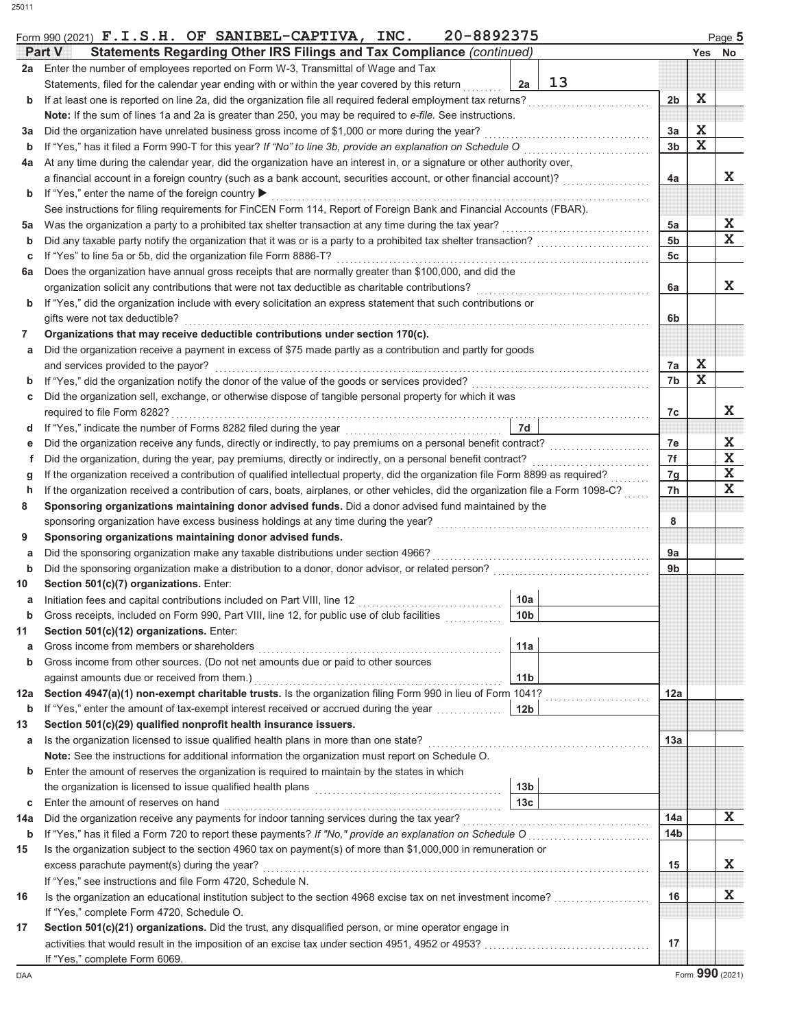Form 990 (2021) **F.I.S.H. OF SANIBEL-CAPTIVA, INC. 20-8892375** Page **5**

## Part V Statements Regarding Other IRS Filings and Tax Compliance *(continued)*

| | | | | | Yes | No |
|---|---|---|---|---|---|---|
| **2a** | Enter the number of employees reported on Form W-3, Transmittal of Wage and Tax Statements, filed for the calendar year ending with or within the year covered by this return | 2a | 13 | | | |
| **b** | If at least one is reported on line 2a, did the organization file all required federal employment tax returns? | | | 2b | X | |
| | **Note:** If the sum of lines 1a and 2a is greater than 250, you may be required to *e-file*. See instructions. | | | | | |
| **3a** | Did the organization have unrelated business gross income of $1,000 or more during the year? | | | 3a | X | |
| **b** | If "Yes," has it filed a Form 990-T for this year? *If "No" to line 3b, provide an explanation on Schedule O* | | | 3b | X | |
| **4a** | At any time during the calendar year, did the organization have an interest in, or a signature or other authority over, a financial account in a foreign country (such as a bank account, securities account, or other financial account)? | | | 4a | | X |
| **b** | If "Yes," enter the name of the foreign country ▶ | | | | | |
| | See instructions for filing requirements for FinCEN Form 114, Report of Foreign Bank and Financial Accounts (FBAR). | | | | | |
| **5a** | Was the organization a party to a prohibited tax shelter transaction at any time during the tax year? | | | 5a | | X |
| **b** | Did any taxable party notify the organization that it was or is a party to a prohibited tax shelter transaction? | | | 5b | | X |
| **c** | If "Yes" to line 5a or 5b, did the organization file Form 8886-T? | | | 5c | | |
| **6a** | Does the organization have annual gross receipts that are normally greater than $100,000, and did the organization solicit any contributions that were not tax deductible as charitable contributions? | | | 6a | | X |
| **b** | If "Yes," did the organization include with every solicitation an express statement that such contributions or gifts were not tax deductible? | | | 6b | | |
| **7** | **Organizations that may receive deductible contributions under section 170(c).** | | | | | |
| **a** | Did the organization receive a payment in excess of $75 made partly as a contribution and partly for goods and services provided to the payor? | | | 7a | X | |
| **b** | If "Yes," did the organization notify the donor of the value of the goods or services provided? | | | 7b | X | |
| **c** | Did the organization sell, exchange, or otherwise dispose of tangible personal property for which it was required to file Form 8282? | | | 7c | | X |
| **d** | If "Yes," indicate the number of Forms 8282 filed during the year | 7d | | | | |
| **e** | Did the organization receive any funds, directly or indirectly, to pay premiums on a personal benefit contract? | | | 7e | | X |
| **f** | Did the organization, during the year, pay premiums, directly or indirectly, on a personal benefit contract? | | | 7f | | X |
| **g** | If the organization received a contribution of qualified intellectual property, did the organization file Form 8899 as required? | | | 7g | | X |
| **h** | If the organization received a contribution of cars, boats, airplanes, or other vehicles, did the organization file a Form 1098-C? | | | 7h | | X |
| **8** | **Sponsoring organizations maintaining donor advised funds.** Did a donor advised fund maintained by the sponsoring organization have excess business holdings at any time during the year? | | | 8 | | |
| **9** | **Sponsoring organizations maintaining donor advised funds.** | | | | | |
| **a** | Did the sponsoring organization make any taxable distributions under section 4966? | | | 9a | | |
| **b** | Did the sponsoring organization make a distribution to a donor, donor advisor, or related person? | | | 9b | | |
| **10** | **Section 501(c)(7) organizations.** Enter: | | | | | |
| **a** | Initiation fees and capital contributions included on Part VIII, line 12 | 10a | | | | |
| **b** | Gross receipts, included on Form 990, Part VIII, line 12, for public use of club facilities | 10b | | | | |
| **11** | **Section 501(c)(12) organizations.** Enter: | | | | | |
| **a** | Gross income from members or shareholders | 11a | | | | |
| **b** | Gross income from other sources. (Do not net amounts due or paid to other sources against amounts due or received from them.) | 11b | | | | |
| **12a** | **Section 4947(a)(1) non-exempt charitable trusts.** Is the organization filing Form 990 in lieu of Form 1041? | | | 12a | | |
| **b** | If "Yes," enter the amount of tax-exempt interest received or accrued during the year | 12b | | | | |
| **13** | **Section 501(c)(29) qualified nonprofit health insurance issuers.** | | | | | |
| **a** | Is the organization licensed to issue qualified health plans in more than one state? | | | 13a | | |
| | **Note:** See the instructions for additional information the organization must report on Schedule O. | | | | | |
| **b** | Enter the amount of reserves the organization is required to maintain by the states in which the organization is licensed to issue qualified health plans | 13b | | | | |
| **c** | Enter the amount of reserves on hand | 13c | | | | |
| **14a** | Did the organization receive any payments for indoor tanning services during the tax year? | | | 14a | | X |
| **b** | If "Yes," has it filed a Form 720 to report these payments? *If "No," provide an explanation on Schedule O* | | | 14b | | |
| **15** | Is the organization subject to the section 4960 tax on payment(s) of more than $1,000,000 in remuneration or excess parachute payment(s) during the year? | | | 15 | | X |
| | If "Yes," see instructions and file Form 4720, Schedule N. | | | | | |
| **16** | Is the organization an educational institution subject to the section 4968 excise tax on net investment income? | | | 16 | | X |
| | If "Yes," complete Form 4720, Schedule O. | | | | | |
| **17** | **Section 501(c)(21) organizations.** Did the trust, any disqualified person, or mine operator engage in activities that would result in the imposition of an excise tax under section 4951, 4952 or 4953? | | | 17 | | |
| | If "Yes," complete Form 6069. | | | | | |

Form **990** (2021)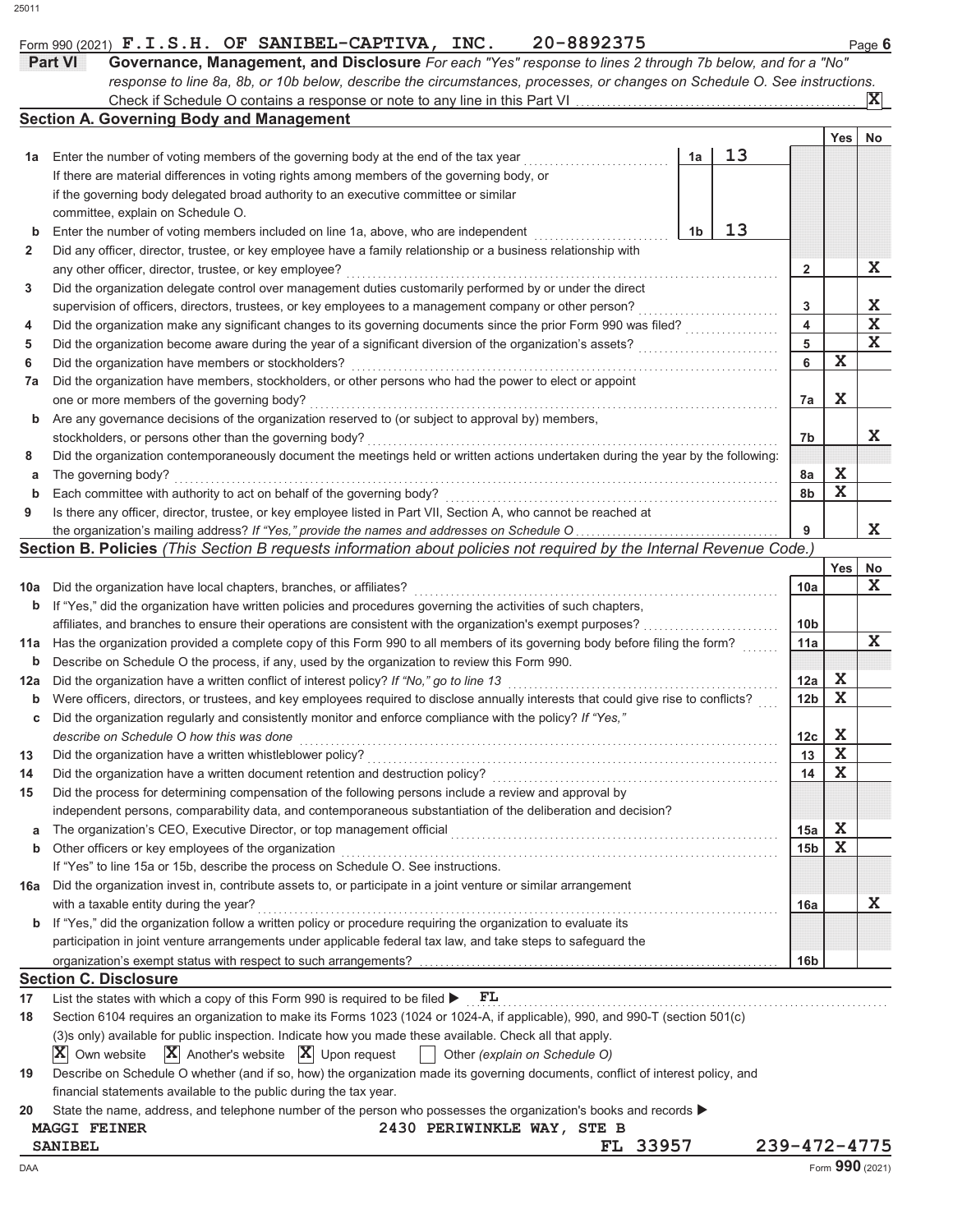Form 990 (2021) **F.I.S.H. OF SANIBEL-CAPTIVA, INC. 20-8892375** Page **6**

## Part VI Governance, Management, and Disclosure

*For each "Yes" response to lines 2 through 7b below, and for a "No" response to line 8a, 8b, or 10b below, describe the circumstances, processes, or changes on Schedule O. See instructions.*

Check if Schedule O contains a response or note to any line in this Part VI ..... [X]

### Section A. Governing Body and Management

| | | | | Yes | No |
|---|---|---|---|---|---|
| **1a** | Enter the number of voting members of the governing body at the end of the tax year | 1a | 13 | | |
| | If there are material differences in voting rights among members of the governing body, or if the governing body delegated broad authority to an executive committee or similar committee, explain on Schedule O. | | | | |
| **b** | Enter the number of voting members included on line 1a, above, who are independent | 1b | 13 | | |
| **2** | Did any officer, director, trustee, or key employee have a family relationship or a business relationship with any other officer, director, trustee, or key employee? | 2 | | | X |
| **3** | Did the organization delegate control over management duties customarily performed by or under the direct supervision of officers, directors, trustees, or key employees to a management company or other person? | 3 | | | X |
| **4** | Did the organization make any significant changes to its governing documents since the prior Form 990 was filed? | 4 | | | X |
| **5** | Did the organization become aware during the year of a significant diversion of the organization's assets? | 5 | | | X |
| **6** | Did the organization have members or stockholders? | 6 | | X | |
| **7a** | Did the organization have members, stockholders, or other persons who had the power to elect or appoint one or more members of the governing body? | 7a | | X | |
| **b** | Are any governance decisions of the organization reserved to (or subject to approval by) members, stockholders, or persons other than the governing body? | 7b | | | X |
| **8** | Did the organization contemporaneously document the meetings held or written actions undertaken during the year by the following: | | | | |
| **a** | The governing body? | 8a | | X | |
| **b** | Each committee with authority to act on behalf of the governing body? | 8b | | X | |
| **9** | Is there any officer, director, trustee, or key employee listed in Part VII, Section A, who cannot be reached at the organization's mailing address? *If "Yes," provide the names and addresses on Schedule O* | 9 | | | X |

### Section B. Policies *(This Section B requests information about policies not required by the Internal Revenue Code.)*

| | | | Yes | No |
|---|---|---|---|---|
| **10a** | Did the organization have local chapters, branches, or affiliates? | 10a | | X |
| **b** | If "Yes," did the organization have written policies and procedures governing the activities of such chapters, affiliates, and branches to ensure their operations are consistent with the organization's exempt purposes? | 10b | | |
| **11a** | Has the organization provided a complete copy of this Form 990 to all members of its governing body before filing the form? | 11a | | X |
| **b** | Describe on Schedule O the process, if any, used by the organization to review this Form 990. | | | |
| **12a** | Did the organization have a written conflict of interest policy? *If "No," go to line 13* | 12a | X | |
| **b** | Were officers, directors, or trustees, and key employees required to disclose annually interests that could give rise to conflicts? | 12b | X | |
| **c** | Did the organization regularly and consistently monitor and enforce compliance with the policy? *If "Yes," describe on Schedule O how this was done* | 12c | X | |
| **13** | Did the organization have a written whistleblower policy? | 13 | X | |
| **14** | Did the organization have a written document retention and destruction policy? | 14 | X | |
| **15** | Did the process for determining compensation of the following persons include a review and approval by independent persons, comparability data, and contemporaneous substantiation of the deliberation and decision? | | | |
| **a** | The organization's CEO, Executive Director, or top management official | 15a | X | |
| **b** | Other officers or key employees of the organization | 15b | X | |
| | If "Yes" to line 15a or 15b, describe the process on Schedule O. See instructions. | | | |
| **16a** | Did the organization invest in, contribute assets to, or participate in a joint venture or similar arrangement with a taxable entity during the year? | 16a | | X |
| **b** | If "Yes," did the organization follow a written policy or procedure requiring the organization to evaluate its participation in joint venture arrangements under applicable federal tax law, and take steps to safeguard the organization's exempt status with respect to such arrangements? | 16b | | |

### Section C. Disclosure

**17** List the states with which a copy of this Form 990 is required to be filed ▶ **FL**

**18** Section 6104 requires an organization to make its Forms 1023 (1024 or 1024-A, if applicable), 990, and 990-T (section 501(c)(3)s only) available for public inspection. Indicate how you made these available. Check all that apply.

[X] Own website [X] Another's website [X] Upon request [ ] Other *(explain on Schedule O)*

**19** Describe on Schedule O whether (and if so, how) the organization made its governing documents, conflict of interest policy, and financial statements available to the public during the tax year.

**20** State the name, address, and telephone number of the person who possesses the organization's books and records ▶

MAGGI FEINER 2430 PERIWINKLE WAY, STE B
SANIBEL FL 33957 239-472-4775

Form **990** (2021)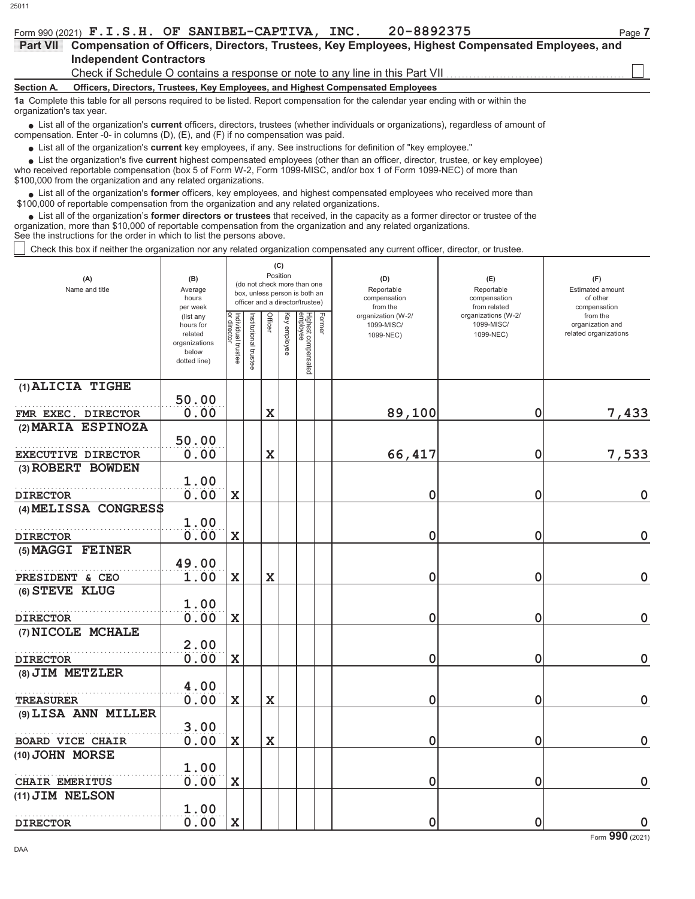Form 990 (2021) **F.I.S.H. OF SANIBEL-CAPTIVA, INC. 20-8892375** Page **7**

## Part VII Compensation of Officers, Directors, Trustees, Key Employees, Highest Compensated Employees, and Independent Contractors

Check if Schedule O contains a response or note to any line in this Part VII ☐

**Section A. Officers, Directors, Trustees, Key Employees, and Highest Compensated Employees**

**1a** Complete this table for all persons required to be listed. Report compensation for the calendar year ending with or within the organization's tax year.

- List all of the organization's **current** officers, directors, trustees (whether individuals or organizations), regardless of amount of compensation. Enter -0- in columns (D), (E), and (F) if no compensation was paid.
- List all of the organization's **current** key employees, if any. See instructions for definition of "key employee."
- List the organization's five **current** highest compensated employees (other than an officer, director, trustee, or key employee) who received reportable compensation (box 5 of Form W-2, Form 1099-MISC, and/or box 1 of Form 1099-NEC) of more than $100,000 from the organization and any related organizations.
- List all of the organization's **former** officers, key employees, and highest compensated employees who received more than $100,000 of reportable compensation from the organization and any related organizations.
- List all of the organization's **former directors or trustees** that received, in the capacity as a former director or trustee of the organization, more than $10,000 of reportable compensation from the organization and any related organizations.

See the instructions for the order in which to list the persons above.

☐ Check this box if neither the organization nor any related organization compensated any current officer, director, or trustee.

| (A) Name and title | (B) Average hours per week (list any hours for related organizations below dotted line) | (C) Position (do not check more than one box, unless person is both an officer and a director/trustee) | | | | | | (D) Reportable compensation from the organization (W-2/1099-MISC/1099-NEC) | (E) Reportable compensation from related organizations (W-2/1099-MISC/1099-NEC) | (F) Estimated amount of other compensation from the organization and related organizations |
|---|---|---|---|---|---|---|---|---|---|---|
| | | Individual trustee or director | Institutional trustee | Officer | Key employee | Highest compensated employee | Former | | | |
| (1) ALICIA TIGHE<br>FMR EXEC. DIRECTOR | 50.00<br>0.00 | | | X | | | | 89,100 | 0 | 7,433 |
| (2) MARIA ESPINOZA<br>EXECUTIVE DIRECTOR | 50.00<br>0.00 | | | X | | | | 66,417 | 0 | 7,533 |
| (3) ROBERT BOWDEN<br>DIRECTOR | 1.00<br>0.00 | X | | | | | | 0 | 0 | 0 |
| (4) MELISSA CONGRESS<br>DIRECTOR | 1.00<br>0.00 | X | | | | | | 0 | 0 | 0 |
| (5) MAGGI FEINER<br>PRESIDENT & CEO | 49.00<br>1.00 | X | | X | | | | 0 | 0 | 0 |
| (6) STEVE KLUG<br>DIRECTOR | 1.00<br>0.00 | X | | | | | | 0 | 0 | 0 |
| (7) NICOLE MCHALE<br>DIRECTOR | 2.00<br>0.00 | X | | | | | | 0 | 0 | 0 |
| (8) JIM METZLER<br>TREASURER | 4.00<br>0.00 | X | | X | | | | 0 | 0 | 0 |
| (9) LISA ANN MILLER<br>BOARD VICE CHAIR | 3.00<br>0.00 | X | | X | | | | 0 | 0 | 0 |
| (10) JOHN MORSE<br>CHAIR EMERITUS | 1.00<br>0.00 | X | | | | | | 0 | 0 | 0 |
| (11) JIM NELSON<br>DIRECTOR | 1.00<br>0.00 | X | | | | | | 0 | 0 | 0 |

Form **990** (2021)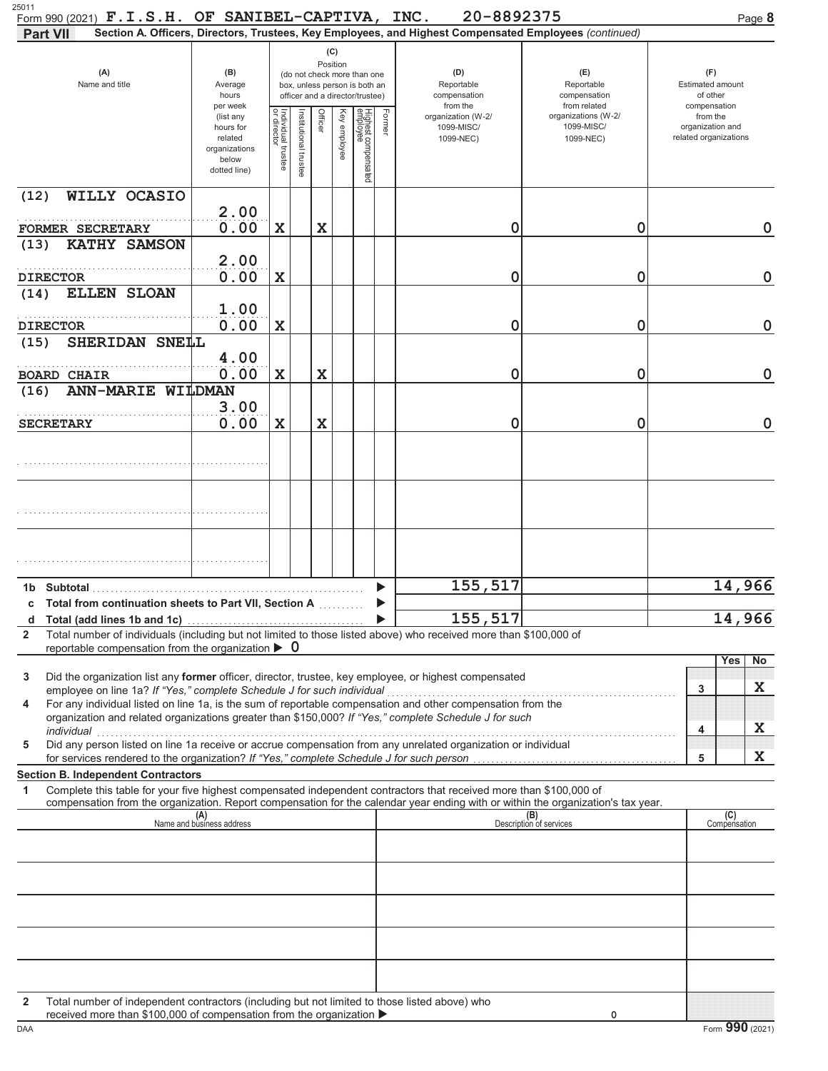Form 990 (2021) **F.I.S.H. OF SANIBEL-CAPTIVA, INC.** 20-8892375

**Part VII** Section A. Officers, Directors, Trustees, Key Employees, and Highest Compensated Employees *(continued)*

| (A) Name and title | (B) Average hours per week (list any hours for related organizations below dotted line) | (C) Individual trustee or director | Institutional trustee | Officer | Key employee | Highest compensated employee | Former | (D) Reportable compensation from the organization (W-2/1099-MISC/1099-NEC) | (E) Reportable compensation from related organizations (W-2/1099-MISC/1099-NEC) | (F) Estimated amount of other compensation from the organization and related organizations |
|---|---|---|---|---|---|---|---|---|---|---|
| (12) WILLY OCASIO<br>FORMER SECRETARY | 2.00<br>0.00 | X | | X | | | | 0 | 0 | 0 |
| (13) KATHY SAMSON<br>DIRECTOR | 2.00<br>0.00 | X | | | | | | 0 | 0 | 0 |
| (14) ELLEN SLOAN<br>DIRECTOR | 1.00<br>0.00 | X | | | | | | 0 | 0 | 0 |
| (15) SHERIDAN SNELL<br>BOARD CHAIR | 4.00<br>0.00 | X | | X | | | | 0 | 0 | 0 |
| (16) ANN-MARIE WILDMAN<br>SECRETARY | 3.00<br>0.00 | X | | X | | | | 0 | 0 | 0 |
| | | | | | | | | | | |
| | | | | | | | | | | |
| | | | | | | | | | | |

| | | (D) | (E) | (F) |
|---|---|---|---|---|
| 1b | Subtotal | 155,517 | | 14,966 |
| c | Total from continuation sheets to Part VII, Section A | | | |
| d | Total (add lines 1b and 1c) | 155,517 | | 14,966 |

2 Total number of individuals (including but not limited to those listed above) who received more than $100,000 of reportable compensation from the organization ▶ 0

| | | | Yes | No |
|---|---|---|---|---|
| 3 | Did the organization list any **former** officer, director, trustee, key employee, or highest compensated employee on line 1a? *If "Yes," complete Schedule J for such individual* | 3 | | X |
| 4 | For any individual listed on line 1a, is the sum of reportable compensation and other compensation from the organization and related organizations greater than $150,000? *If "Yes," complete Schedule J for such individual* | 4 | | X |
| 5 | Did any person listed on line 1a receive or accrue compensation from any unrelated organization or individual for services rendered to the organization? *If "Yes," complete Schedule J for such person* | 5 | | X |

**Section B. Independent Contractors**

1 Complete this table for your five highest compensated independent contractors that received more than $100,000 of compensation from the organization. Report compensation for the calendar year ending with or within the organization's tax year.

| (A) Name and business address | (B) Description of services | (C) Compensation |
|---|---|---|
| | | |
| | | |
| | | |
| | | |
| | | |

2 Total number of independent contractors (including but not limited to those listed above) who received more than $100,000 of compensation from the organization ▶ 0

Form **990** (2021)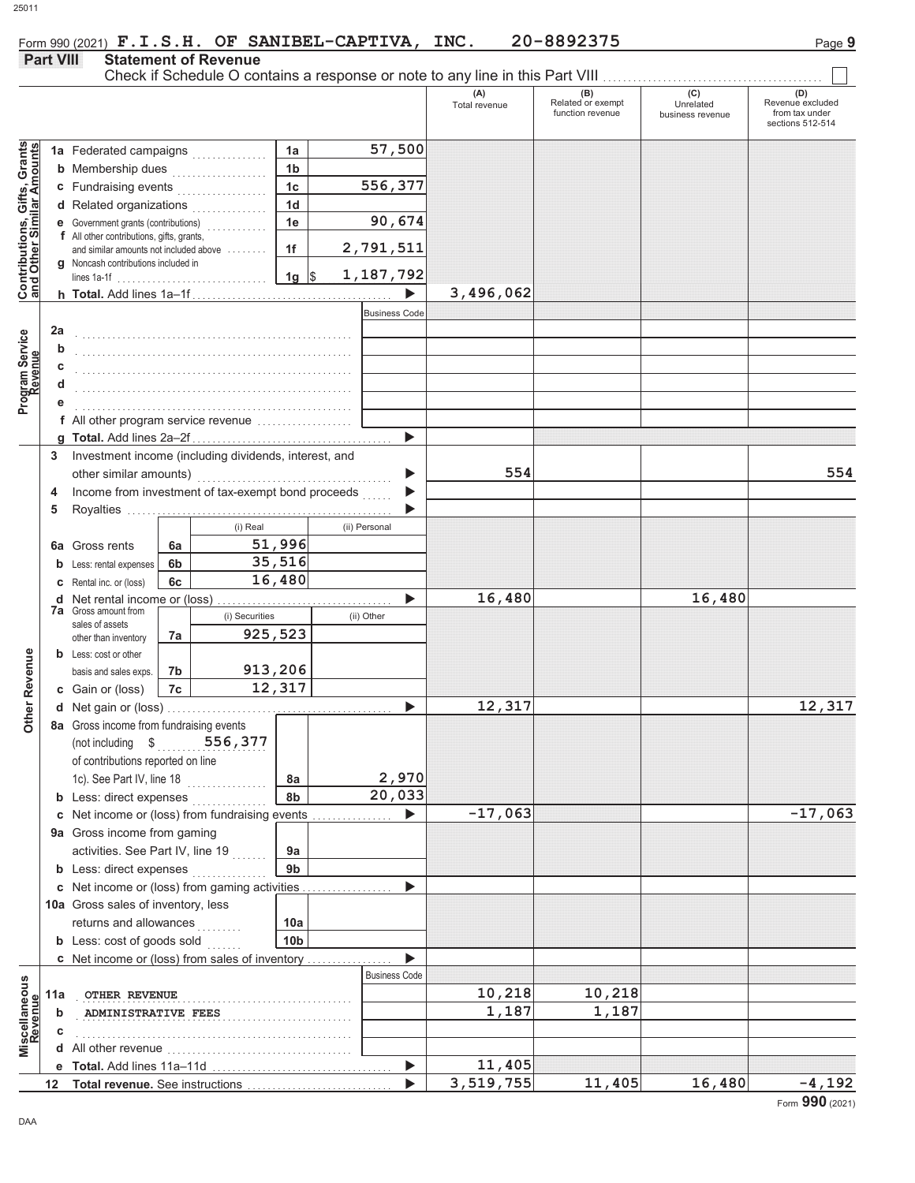Form 990 (2021) **F.I.S.H. OF SANIBEL-CAPTIVA, INC. 20-8892375**

## Part VIII Statement of Revenue

Check if Schedule O contains a response or note to any line in this Part VIII ☐

| | | | | (A) Total revenue | (B) Related or exempt function revenue | (C) Unrelated business revenue | (D) Revenue excluded from tax under sections 512-514 |
|---|---|---|---|---|---|---|---|
| **Contributions, Gifts, Grants and Other Similar Amounts** | 1a Federated campaigns | 1a | 57,500 | | | | |
| | b Membership dues | 1b | | | | | |
| | c Fundraising events | 1c | 556,377 | | | | |
| | d Related organizations | 1d | | | | | |
| | e Government grants (contributions) | 1e | 90,674 | | | | |
| | f All other contributions, gifts, grants, and similar amounts not included above | 1f | 2,791,511 | | | | |
| | g Noncash contributions included in lines 1a-1f | 1g | $ 1,187,792 | | | | |
| | h **Total.** Add lines 1a–1f | | ▶ | 3,496,062 | | | |
| **Program Service Revenue** | | | Business Code | | | | |
| | 2a | | | | | | |
| | b | | | | | | |
| | c | | | | | | |
| | d | | | | | | |
| | e | | | | | | |
| | f All other program service revenue | | | | | | |
| | g **Total.** Add lines 2a–2f | | ▶ | | | | |
| **Other Revenue** | 3 Investment income (including dividends, interest, and other similar amounts) | | ▶ | 554 | | | 554 |
| | 4 Income from investment of tax-exempt bond proceeds | | ▶ | | | | |
| | 5 Royalties | | ▶ | | | | |
| | | | (i) Real / (ii) Personal | | | | |
| | 6a Gross rents | 6a | (i) 51,996 | | | | |
| | b Less: rental expenses | 6b | (i) 35,516 | | | | |
| | c Rental inc. or (loss) | 6c | (i) 16,480 | | | | |
| | d Net rental income or (loss) | | ▶ | 16,480 | | 16,480 | |
| | | | (i) Securities / (ii) Other | | | | |
| | 7a Gross amount from sales of assets other than inventory | 7a | (i) 925,523 | | | | |
| | b Less: cost or other basis and sales exps. | 7b | (i) 913,206 | | | | |
| | c Gain or (loss) | 7c | (i) 12,317 | | | | |
| | d Net gain or (loss) | | ▶ | 12,317 | | | 12,317 |
| | 8a Gross income from fundraising events (not including $ 556,377 of contributions reported on line 1c). See Part IV, line 18 | 8a | 2,970 | | | | |
| | b Less: direct expenses | 8b | 20,033 | | | | |
| | c Net income or (loss) from fundraising events | | ▶ | -17,063 | | | -17,063 |
| | 9a Gross income from gaming activities. See Part IV, line 19 | 9a | | | | | |
| | b Less: direct expenses | 9b | | | | | |
| | c Net income or (loss) from gaming activities | | ▶ | | | | |
| | 10a Gross sales of inventory, less returns and allowances | 10a | | | | | |
| | b Less: cost of goods sold | 10b | | | | | |
| | c Net income or (loss) from sales of inventory | | ▶ | | | | |
| **Miscellaneous Revenue** | | | Business Code | | | | |
| | 11a OTHER REVENUE | | | 10,218 | 10,218 | | |
| | b ADMINISTRATIVE FEES | | | 1,187 | 1,187 | | |
| | c | | | | | | |
| | d All other revenue | | | | | | |
| | e **Total.** Add lines 11a–11d | | ▶ | 11,405 | | | |
| | 12 **Total revenue.** See instructions | | ▶ | 3,519,755 | 11,405 | 16,480 | -4,192 |

Form **990** (2021)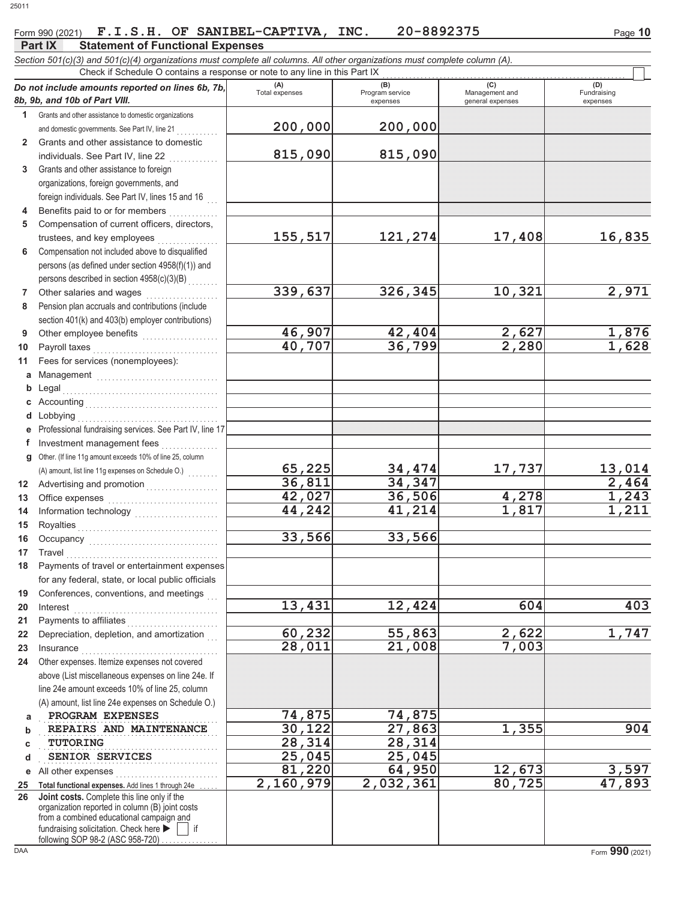Form 990 (2021) **F.I.S.H. OF SANIBEL-CAPTIVA, INC.** **20-8892375**

## Part IX Statement of Functional Expenses

*Section 501(c)(3) and 501(c)(4) organizations must complete all columns. All other organizations must complete column (A).*

Check if Schedule O contains a response or note to any line in this Part IX ☐

| *Do not include amounts reported on lines 6b, 7b, 8b, 9b, and 10b of Part VIII.* | (A) Total expenses | (B) Program service expenses | (C) Management and general expenses | (D) Fundraising expenses |
|---|---|---|---|---|
| 1 Grants and other assistance to domestic organizations and domestic governments. See Part IV, line 21 | 200,000 | 200,000 | | |
| 2 Grants and other assistance to domestic individuals. See Part IV, line 22 | 815,090 | 815,090 | | |
| 3 Grants and other assistance to foreign organizations, foreign governments, and foreign individuals. See Part IV, lines 15 and 16 | | | | |
| 4 Benefits paid to or for members | | | | |
| 5 Compensation of current officers, directors, trustees, and key employees | 155,517 | 121,274 | 17,408 | 16,835 |
| 6 Compensation not included above to disqualified persons (as defined under section 4958(f)(1)) and persons described in section 4958(c)(3)(B) | | | | |
| 7 Other salaries and wages | 339,637 | 326,345 | 10,321 | 2,971 |
| 8 Pension plan accruals and contributions (include section 401(k) and 403(b) employer contributions) | | | | |
| 9 Other employee benefits | 46,907 | 42,404 | 2,627 | 1,876 |
| 10 Payroll taxes | 40,707 | 36,799 | 2,280 | 1,628 |
| 11 Fees for services (nonemployees): | | | | |
| a Management | | | | |
| b Legal | | | | |
| c Accounting | | | | |
| d Lobbying | | | | |
| e Professional fundraising services. See Part IV, line 17 | | | | |
| f Investment management fees | | | | |
| g Other. (If line 11g amount exceeds 10% of line 25, column (A) amount, list line 11g expenses on Schedule O.) | 65,225 | 34,474 | 17,737 | 13,014 |
| 12 Advertising and promotion | 36,811 | 34,347 | | 2,464 |
| 13 Office expenses | 42,027 | 36,506 | 4,278 | 1,243 |
| 14 Information technology | 44,242 | 41,214 | 1,817 | 1,211 |
| 15 Royalties | | | | |
| 16 Occupancy | 33,566 | 33,566 | | |
| 17 Travel | | | | |
| 18 Payments of travel or entertainment expenses for any federal, state, or local public officials | | | | |
| 19 Conferences, conventions, and meetings | | | | |
| 20 Interest | 13,431 | 12,424 | 604 | 403 |
| 21 Payments to affiliates | | | | |
| 22 Depreciation, depletion, and amortization | 60,232 | 55,863 | 2,622 | 1,747 |
| 23 Insurance | 28,011 | 21,008 | 7,003 | |
| 24 Other expenses. Itemize expenses not covered above (List miscellaneous expenses on line 24e. If line 24e amount exceeds 10% of line 25, column (A) amount, list line 24e expenses on Schedule O.) | | | | |
| a PROGRAM EXPENSES | 74,875 | 74,875 | | |
| b REPAIRS AND MAINTENANCE | 30,122 | 27,863 | 1,355 | 904 |
| c TUTORING | 28,314 | 28,314 | | |
| d SENIOR SERVICES | 25,045 | 25,045 | | |
| e All other expenses | 81,220 | 64,950 | 12,673 | 3,597 |
| 25 **Total functional expenses.** Add lines 1 through 24e | 2,160,979 | 2,032,361 | 80,725 | 47,893 |
| 26 **Joint costs.** Complete this line only if the organization reported in column (B) joint costs from a combined educational campaign and fundraising solicitation. Check here ▶ ☐ if following SOP 98-2 (ASC 958-720) | | | | |

Form **990** (2021)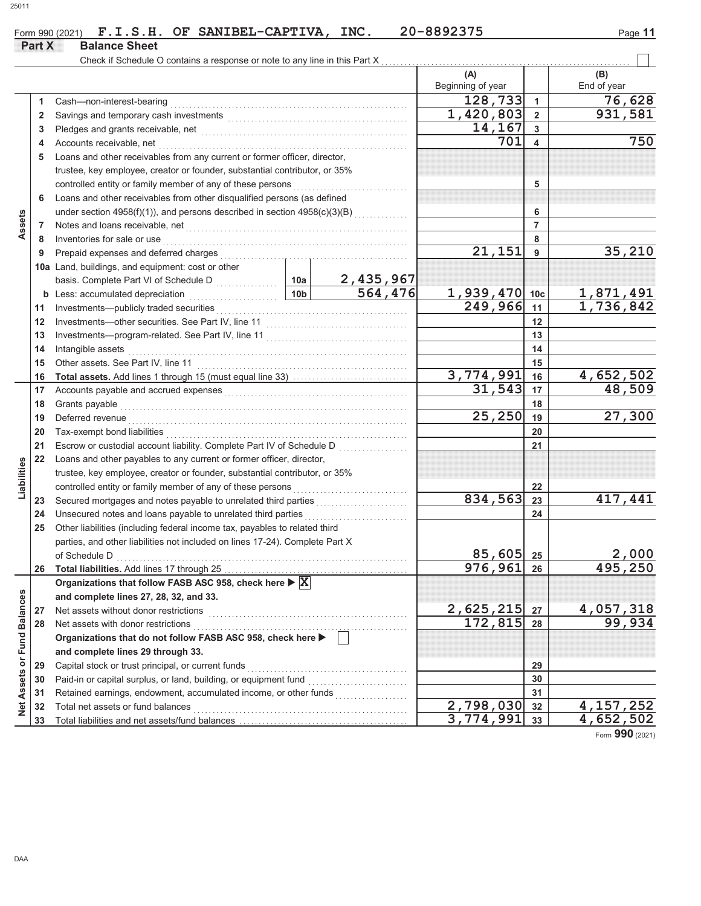Form 990 (2021) **F.I.S.H. OF SANIBEL-CAPTIVA, INC.** **20-8892375**

## Part X Balance Sheet

Check if Schedule O contains a response or note to any line in this Part X ☐

| Section | Line | Description | | | (A) Beginning of year | | (B) End of year |
|---|---|---|---|---|---|---|---|
| Assets | 1 | Cash—non-interest-bearing | | | 128,733 | 1 | 76,628 |
| | 2 | Savings and temporary cash investments | | | 1,420,803 | 2 | 931,581 |
| | 3 | Pledges and grants receivable, net | | | 14,167 | 3 | |
| | 4 | Accounts receivable, net | | | 701 | 4 | 750 |
| | 5 | Loans and other receivables from any current or former officer, director, trustee, key employee, creator or founder, substantial contributor, or 35% controlled entity or family member of any of these persons | | | | 5 | |
| | 6 | Loans and other receivables from other disqualified persons (as defined under section 4958(f)(1)), and persons described in section 4958(c)(3)(B) | | | | 6 | |
| | 7 | Notes and loans receivable, net | | | | 7 | |
| | 8 | Inventories for sale or use | | | | 8 | |
| | 9 | Prepaid expenses and deferred charges | | | 21,151 | 9 | 35,210 |
| | 10a | Land, buildings, and equipment: cost or other basis. Complete Part VI of Schedule D | 10a | 2,435,967 | | | |
| | b | Less: accumulated depreciation | 10b | 564,476 | 1,939,470 | 10c | 1,871,491 |
| | 11 | Investments—publicly traded securities | | | 249,966 | 11 | 1,736,842 |
| | 12 | Investments—other securities. See Part IV, line 11 | | | | 12 | |
| | 13 | Investments—program-related. See Part IV, line 11 | | | | 13 | |
| | 14 | Intangible assets | | | | 14 | |
| | 15 | Other assets. See Part IV, line 11 | | | | 15 | |
| | 16 | **Total assets.** Add lines 1 through 15 (must equal line 33) | | | 3,774,991 | 16 | 4,652,502 |
| Liabilities | 17 | Accounts payable and accrued expenses | | | 31,543 | 17 | 48,509 |
| | 18 | Grants payable | | | | 18 | |
| | 19 | Deferred revenue | | | 25,250 | 19 | 27,300 |
| | 20 | Tax-exempt bond liabilities | | | | 20 | |
| | 21 | Escrow or custodial account liability. Complete Part IV of Schedule D | | | | 21 | |
| | 22 | Loans and other payables to any current or former officer, director, trustee, key employee, creator or founder, substantial contributor, or 35% controlled entity or family member of any of these persons | | | | 22 | |
| | 23 | Secured mortgages and notes payable to unrelated third parties | | | 834,563 | 23 | 417,441 |
| | 24 | Unsecured notes and loans payable to unrelated third parties | | | | 24 | |
| | 25 | Other liabilities (including federal income tax, payables to related third parties, and other liabilities not included on lines 17-24). Complete Part X of Schedule D | | | 85,605 | 25 | 2,000 |
| | 26 | **Total liabilities.** Add lines 17 through 25 | | | 976,961 | 26 | 495,250 |
| Net Assets or Fund Balances | | **Organizations that follow FASB ASC 958, check here** ▶ ☒ **and complete lines 27, 28, 32, and 33.** | | | | | |
| | 27 | Net assets without donor restrictions | | | 2,625,215 | 27 | 4,057,318 |
| | 28 | Net assets with donor restrictions | | | 172,815 | 28 | 99,934 |
| | | **Organizations that do not follow FASB ASC 958, check here** ▶ ☐ **and complete lines 29 through 33.** | | | | | |
| | 29 | Capital stock or trust principal, or current funds | | | | 29 | |
| | 30 | Paid-in or capital surplus, or land, building, or equipment fund | | | | 30 | |
| | 31 | Retained earnings, endowment, accumulated income, or other funds | | | | 31 | |
| | 32 | Total net assets or fund balances | | | 2,798,030 | 32 | 4,157,252 |
| | 33 | Total liabilities and net assets/fund balances | | | 3,774,991 | 33 | 4,652,502 |

Form **990** (2021)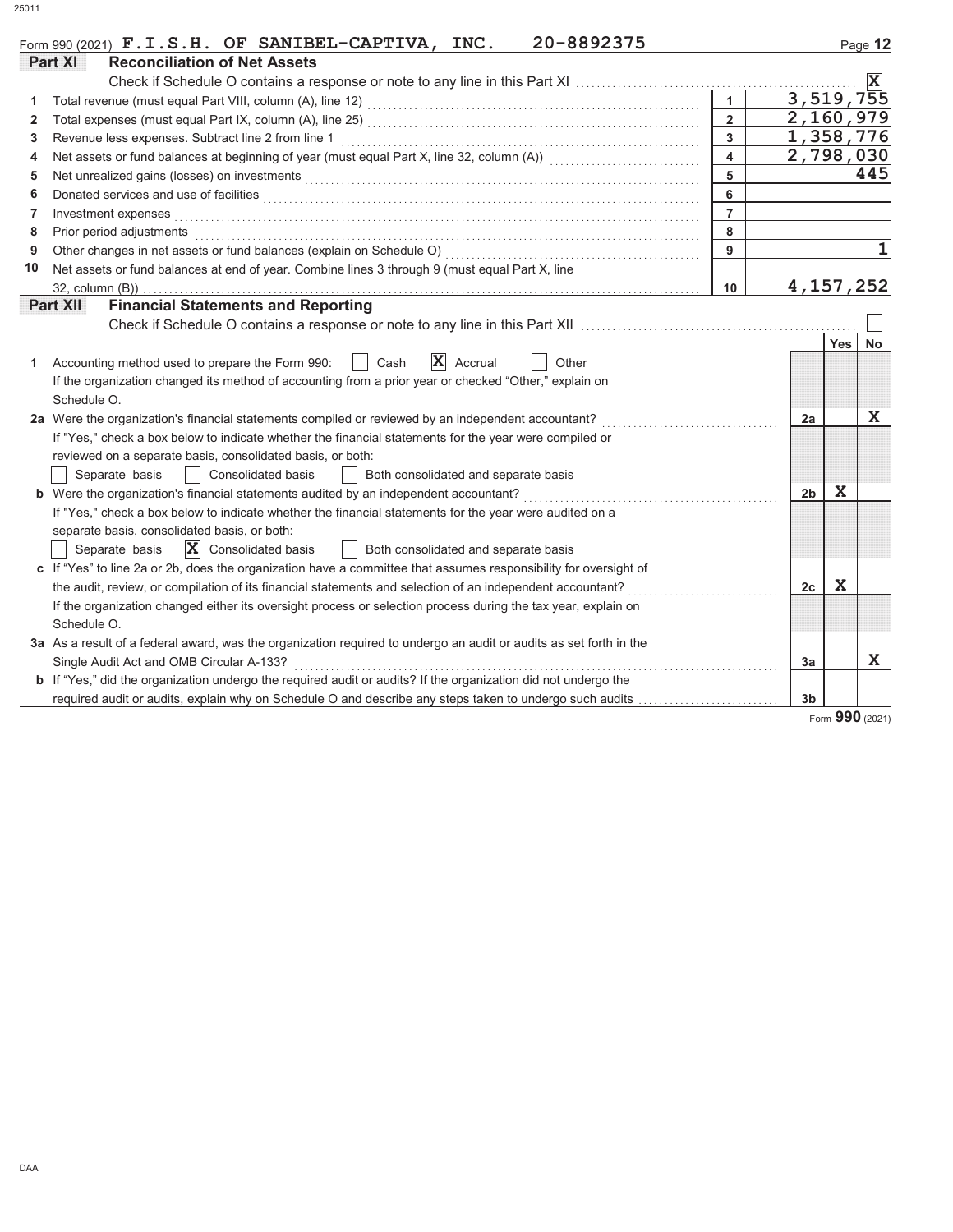Form 990 (2021) **F.I.S.H. OF SANIBEL-CAPTIVA, INC. 20-8892375**

## Part XI Reconciliation of Net Assets

Check if Schedule O contains a response or note to any line in this Part XI .......... [X]

| | | | |
|---|---|---|---|
| 1 | Total revenue (must equal Part VIII, column (A), line 12) | 1 | 3,519,755 |
| 2 | Total expenses (must equal Part IX, column (A), line 25) | 2 | 2,160,979 |
| 3 | Revenue less expenses. Subtract line 2 from line 1 | 3 | 1,358,776 |
| 4 | Net assets or fund balances at beginning of year (must equal Part X, line 32, column (A)) | 4 | 2,798,030 |
| 5 | Net unrealized gains (losses) on investments | 5 | 445 |
| 6 | Donated services and use of facilities | 6 | |
| 7 | Investment expenses | 7 | |
| 8 | Prior period adjustments | 8 | |
| 9 | Other changes in net assets or fund balances (explain on Schedule O) | 9 | 1 |
| 10 | Net assets or fund balances at end of year. Combine lines 3 through 9 (must equal Part X, line 32, column (B)) | 10 | 4,157,252 |

## Part XII Financial Statements and Reporting

Check if Schedule O contains a response or note to any line in this Part XII .......... [ ]

| | | | Yes | No |
|---|---|---|---|---|
| 1 | Accounting method used to prepare the Form 990: [ ] Cash [X] Accrual [ ] Other ______<br>If the organization changed its method of accounting from a prior year or checked "Other," explain on Schedule O. | | | |
| 2a | Were the organization's financial statements compiled or reviewed by an independent accountant?<br>If "Yes," check a box below to indicate whether the financial statements for the year were compiled or reviewed on a separate basis, consolidated basis, or both:<br>[ ] Separate basis [ ] Consolidated basis [ ] Both consolidated and separate basis | 2a | | X |
| b | Were the organization's financial statements audited by an independent accountant?<br>If "Yes," check a box below to indicate whether the financial statements for the year were audited on a separate basis, consolidated basis, or both:<br>[ ] Separate basis [X] Consolidated basis [ ] Both consolidated and separate basis | 2b | X | |
| c | If "Yes" to line 2a or 2b, does the organization have a committee that assumes responsibility for oversight of the audit, review, or compilation of its financial statements and selection of an independent accountant?<br>If the organization changed either its oversight process or selection process during the tax year, explain on Schedule O. | 2c | X | |
| 3a | As a result of a federal award, was the organization required to undergo an audit or audits as set forth in the Single Audit Act and OMB Circular A-133? | 3a | | X |
| b | If "Yes," did the organization undergo the required audit or audits? If the organization did not undergo the required audit or audits, explain why on Schedule O and describe any steps taken to undergo such audits | 3b | | |

Form **990** (2021)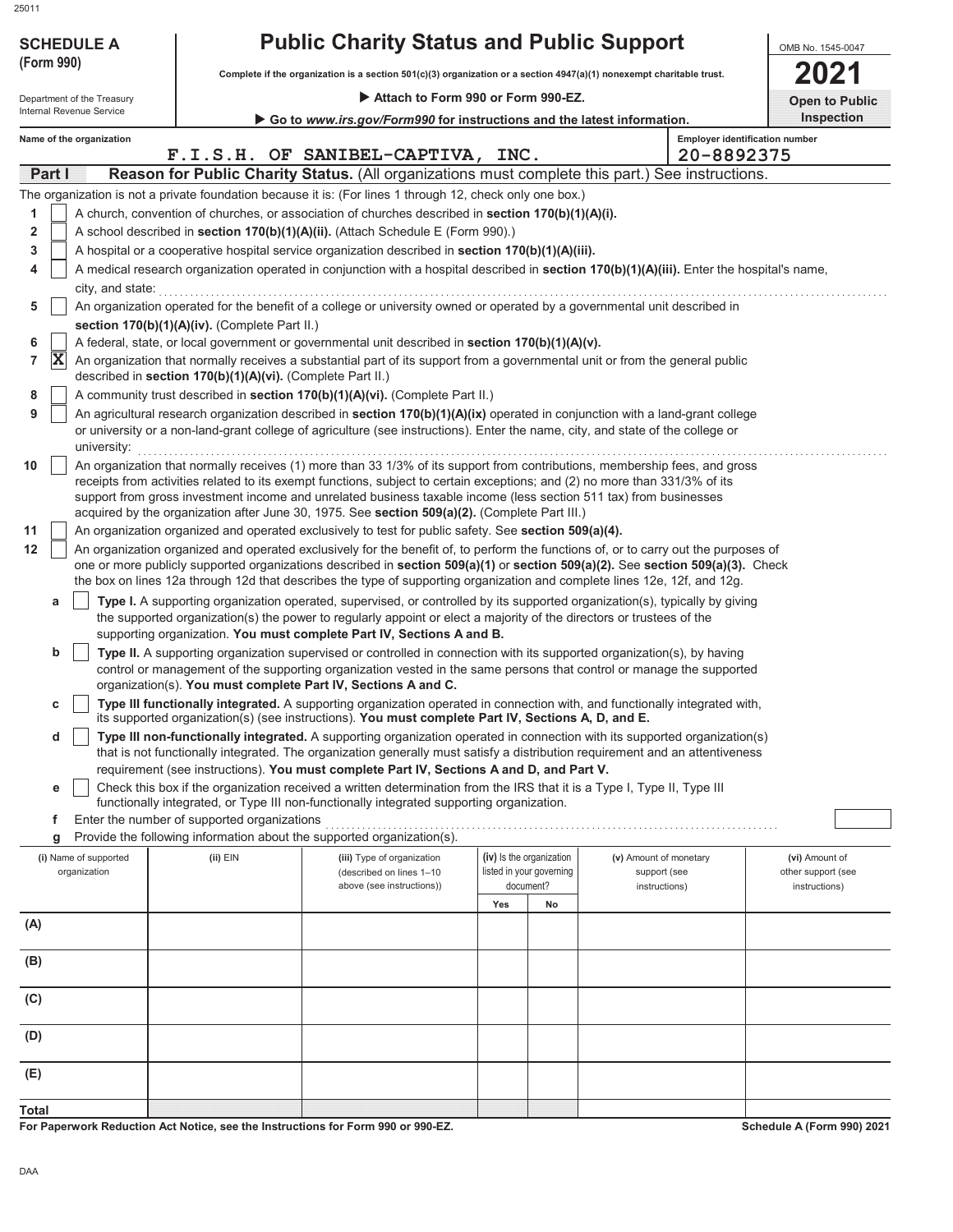25011

**SCHEDULE A (Form 990)**

Department of the Treasury
Internal Revenue Service

# Public Charity Status and Public Support

**Complete if the organization is a section 501(c)(3) organization or a section 4947(a)(1) nonexempt charitable trust.**

▶ **Attach to Form 990 or Form 990-EZ.**

▶ **Go to *www.irs.gov/Form990* for instructions and the latest information.**

OMB No. 1545-0047

**2021**

**Open to Public Inspection**

Name of the organization: F.I.S.H. OF SANIBEL-CAPTIVA, INC.

Employer identification number: 20-8892375

## Part I — Reason for Public Charity Status. (All organizations must complete this part.) See instructions.

The organization is not a private foundation because it is: (For lines 1 through 12, check only one box.)

1. [ ] A church, convention of churches, or association of churches described in **section 170(b)(1)(A)(i).**
2. [ ] A school described in **section 170(b)(1)(A)(ii).** (Attach Schedule E (Form 990).)
3. [ ] A hospital or a cooperative hospital service organization described in **section 170(b)(1)(A)(iii).**
4. [ ] A medical research organization operated in conjunction with a hospital described in **section 170(b)(1)(A)(iii).** Enter the hospital's name, city, and state:
5. [ ] An organization operated for the benefit of a college or university owned or operated by a governmental unit described in **section 170(b)(1)(A)(iv).** (Complete Part II.)
6. [ ] A federal, state, or local government or governmental unit described in **section 170(b)(1)(A)(v).**
7. [X] An organization that normally receives a substantial part of its support from a governmental unit or from the general public described in **section 170(b)(1)(A)(vi).** (Complete Part II.)
8. [ ] A community trust described in **section 170(b)(1)(A)(vi).** (Complete Part II.)
9. [ ] An agricultural research organization described in **section 170(b)(1)(A)(ix)** operated in conjunction with a land-grant college or university or a non-land-grant college of agriculture (see instructions). Enter the name, city, and state of the college or university:
10. [ ] An organization that normally receives (1) more than 33 1/3% of its support from contributions, membership fees, and gross receipts from activities related to its exempt functions, subject to certain exceptions; and (2) no more than 331/3% of its support from gross investment income and unrelated business taxable income (less section 511 tax) from businesses acquired by the organization after June 30, 1975. See **section 509(a)(2).** (Complete Part III.)
11. [ ] An organization organized and operated exclusively to test for public safety. See **section 509(a)(4).**
12. [ ] An organization organized and operated exclusively for the benefit of, to perform the functions of, or to carry out the purposes of one or more publicly supported organizations described in **section 509(a)(1)** or **section 509(a)(2).** See **section 509(a)(3).** Check the box on lines 12a through 12d that describes the type of supporting organization and complete lines 12e, 12f, and 12g.
   - a [ ] **Type I.** A supporting organization operated, supervised, or controlled by its supported organization(s), typically by giving the supported organization(s) the power to regularly appoint or elect a majority of the directors or trustees of the supporting organization. **You must complete Part IV, Sections A and B.**
   - b [ ] **Type II.** A supporting organization supervised or controlled in connection with its supported organization(s), by having control or management of the supporting organization vested in the same persons that control or manage the supported organization(s). **You must complete Part IV, Sections A and C.**
   - c [ ] **Type III functionally integrated.** A supporting organization operated in connection with, and functionally integrated with, its supported organization(s) (see instructions). **You must complete Part IV, Sections A, D, and E.**
   - d [ ] **Type III non-functionally integrated.** A supporting organization operated in connection with its supported organization(s) that is not functionally integrated. The organization generally must satisfy a distribution requirement and an attentiveness requirement (see instructions). **You must complete Part IV, Sections A and D, and Part V.**
   - e [ ] Check this box if the organization received a written determination from the IRS that it is a Type I, Type II, Type III functionally integrated, or Type III non-functionally integrated supporting organization.
   - f Enter the number of supported organizations
   - g Provide the following information about the supported organization(s).

| (i) Name of supported organization | (ii) EIN | (iii) Type of organization (described on lines 1–10 above (see instructions)) | (iv) Is the organization listed in your governing document? Yes | No | (v) Amount of monetary support (see instructions) | (vi) Amount of other support (see instructions) |
|---|---|---|---|---|---|---|
| (A) | | | | | | |
| (B) | | | | | | |
| (C) | | | | | | |
| (D) | | | | | | |
| (E) | | | | | | |
| Total | | | | | | |

**For Paperwork Reduction Act Notice, see the Instructions for Form 990 or 990-EZ.**

**Schedule A (Form 990) 2021**

DAA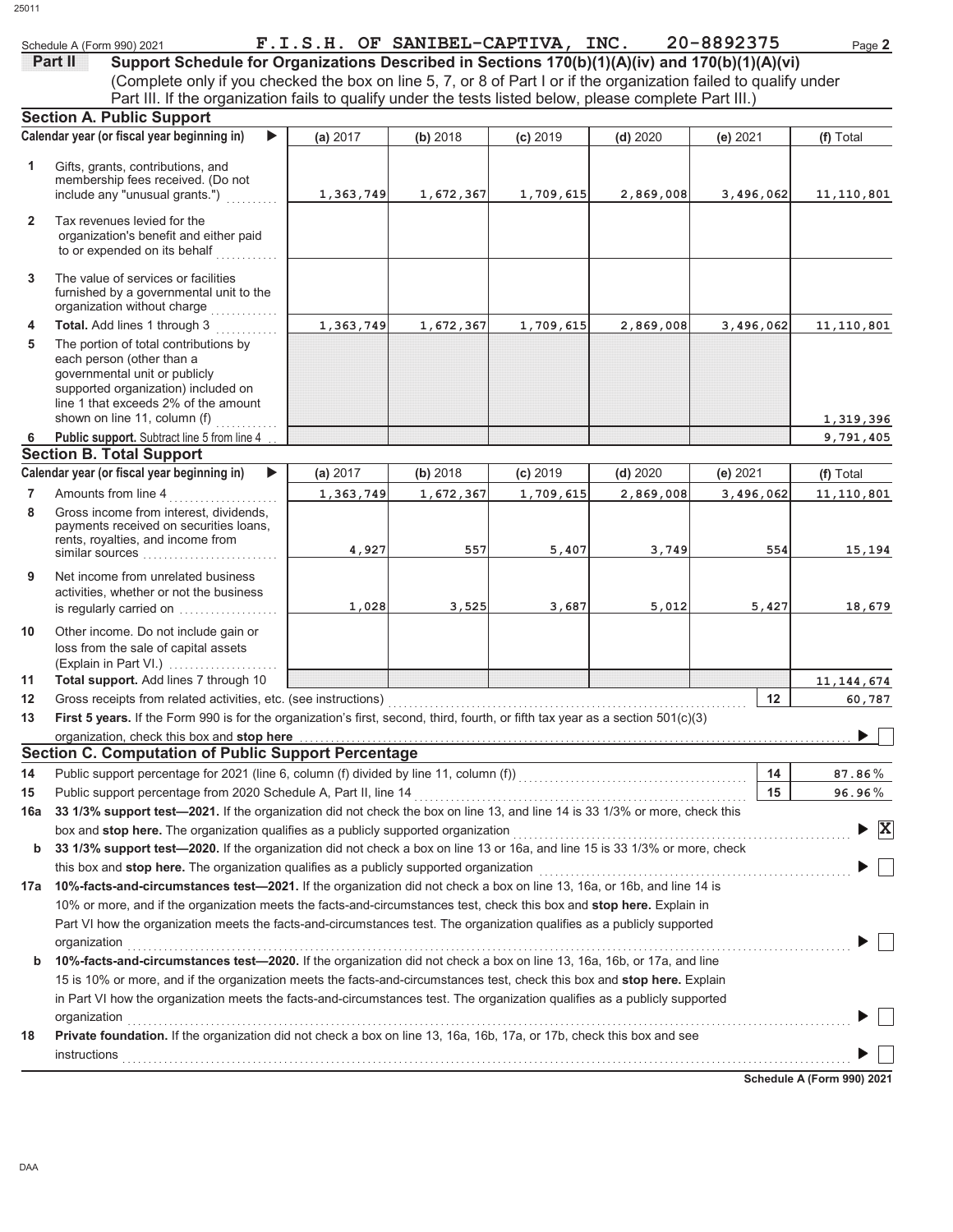Schedule A (Form 990) 2021 **F.I.S.H. OF SANIBEL-CAPTIVA, INC.** **20-8892375** Page **2**

**Part II** **Support Schedule for Organizations Described in Sections 170(b)(1)(A)(iv) and 170(b)(1)(A)(vi)**
(Complete only if you checked the box on line 5, 7, or 8 of Part I or if the organization failed to qualify under Part III. If the organization fails to qualify under the tests listed below, please complete Part III.)

## Section A. Public Support

| | Calendar year (or fiscal year beginning in) ▶ | (a) 2017 | (b) 2018 | (c) 2019 | (d) 2020 | (e) 2021 | (f) Total |
|---|---|---|---|---|---|---|---|
| 1 | Gifts, grants, contributions, and membership fees received. (Do not include any "unusual grants.") | 1,363,749 | 1,672,367 | 1,709,615 | 2,869,008 | 3,496,062 | 11,110,801 |
| 2 | Tax revenues levied for the organization's benefit and either paid to or expended on its behalf | | | | | | |
| 3 | The value of services or facilities furnished by a governmental unit to the organization without charge | | | | | | |
| 4 | **Total.** Add lines 1 through 3 | 1,363,749 | 1,672,367 | 1,709,615 | 2,869,008 | 3,496,062 | 11,110,801 |
| 5 | The portion of total contributions by each person (other than a governmental unit or publicly supported organization) included on line 1 that exceeds 2% of the amount shown on line 11, column (f) | | | | | | 1,319,396 |
| 6 | **Public support.** Subtract line 5 from line 4 | | | | | | 9,791,405 |

## Section B. Total Support

| | Calendar year (or fiscal year beginning in) ▶ | (a) 2017 | (b) 2018 | (c) 2019 | (d) 2020 | (e) 2021 | (f) Total |
|---|---|---|---|---|---|---|---|
| 7 | Amounts from line 4 | 1,363,749 | 1,672,367 | 1,709,615 | 2,869,008 | 3,496,062 | 11,110,801 |
| 8 | Gross income from interest, dividends, payments received on securities loans, rents, royalties, and income from similar sources | 4,927 | 557 | 5,407 | 3,749 | 554 | 15,194 |
| 9 | Net income from unrelated business activities, whether or not the business is regularly carried on | 1,028 | 3,525 | 3,687 | 5,012 | 5,427 | 18,679 |
| 10 | Other income. Do not include gain or loss from the sale of capital assets (Explain in Part VI.) | | | | | | |
| 11 | **Total support.** Add lines 7 through 10 | | | | | | 11,144,674 |
| 12 | Gross receipts from related activities, etc. (see instructions) | | | | | 12 | 60,787 |

**13** **First 5 years.** If the Form 990 is for the organization's first, second, third, fourth, or fifth tax year as a section 501(c)(3) organization, check this box and **stop here** ▶ ☐

## Section C. Computation of Public Support Percentage

| | | | |
|---|---|---|---|
| 14 | Public support percentage for 2021 (line 6, column (f) divided by line 11, column (f)) | 14 | 87.86 % |
| 15 | Public support percentage from 2020 Schedule A, Part II, line 14 | 15 | 96.96 % |

**16a** **33 1/3% support test—2021.** If the organization did not check the box on line 13, and line 14 is 33 1/3% or more, check this box and **stop here.** The organization qualifies as a publicly supported organization ▶ ☒

**b** **33 1/3% support test—2020.** If the organization did not check a box on line 13 or 16a, and line 15 is 33 1/3% or more, check this box and **stop here.** The organization qualifies as a publicly supported organization ▶ ☐

**17a** **10%-facts-and-circumstances test—2021.** If the organization did not check a box on line 13, 16a, or 16b, and line 14 is 10% or more, and if the organization meets the facts-and-circumstances test, check this box and **stop here.** Explain in Part VI how the organization meets the facts-and-circumstances test. The organization qualifies as a publicly supported organization ▶ ☐

**b** **10%-facts-and-circumstances test—2020.** If the organization did not check a box on line 13, 16a, 16b, or 17a, and line 15 is 10% or more, and if the organization meets the facts-and-circumstances test, check this box and **stop here.** Explain in Part VI how the organization meets the facts-and-circumstances test. The organization qualifies as a publicly supported organization ▶ ☐

**18** **Private foundation.** If the organization did not check a box on line 13, 16a, 16b, 17a, or 17b, check this box and see instructions ▶ ☐

**Schedule A (Form 990) 2021**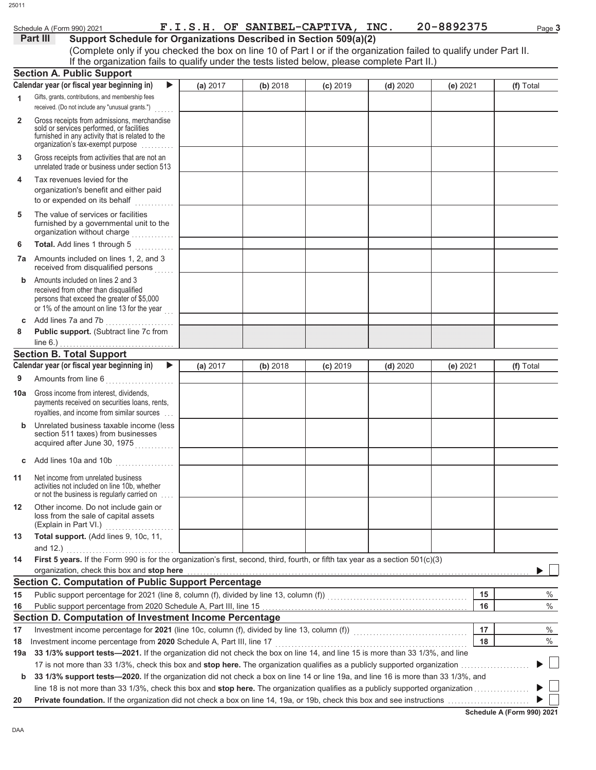Schedule A (Form 990) 2021 **F.I.S.H. OF SANIBEL-CAPTIVA, INC.** **20-8892375** Page **3**

## Part III Support Schedule for Organizations Described in Section 509(a)(2)

(Complete only if you checked the box on line 10 of Part I or if the organization failed to qualify under Part II. If the organization fails to qualify under the tests listed below, please complete Part II.)

### Section A. Public Support

| Calendar year (or fiscal year beginning in) ▶ | (a) 2017 | (b) 2018 | (c) 2019 | (d) 2020 | (e) 2021 | (f) Total |
|---|---|---|---|---|---|---|
| **1** Gifts, grants, contributions, and membership fees received. (Do not include any "unusual grants.") | | | | | | |
| **2** Gross receipts from admissions, merchandise sold or services performed, or facilities furnished in any activity that is related to the organization's tax-exempt purpose | | | | | | |
| **3** Gross receipts from activities that are not an unrelated trade or business under section 513 | | | | | | |
| **4** Tax revenues levied for the organization's benefit and either paid to or expended on its behalf | | | | | | |
| **5** The value of services or facilities furnished by a governmental unit to the organization without charge | | | | | | |
| **6** **Total.** Add lines 1 through 5 | | | | | | |
| **7a** Amounts included on lines 1, 2, and 3 received from disqualified persons | | | | | | |
| **b** Amounts included on lines 2 and 3 received from other than disqualified persons that exceed the greater of $5,000 or 1% of the amount on line 13 for the year | | | | | | |
| **c** Add lines 7a and 7b | | | | | | |
| **8** **Public support.** (Subtract line 7c from line 6.) | | | | | | |

### Section B. Total Support

| Calendar year (or fiscal year beginning in) ▶ | (a) 2017 | (b) 2018 | (c) 2019 | (d) 2020 | (e) 2021 | (f) Total |
|---|---|---|---|---|---|---|
| **9** Amounts from line 6 | | | | | | |
| **10a** Gross income from interest, dividends, payments received on securities loans, rents, royalties, and income from similar sources | | | | | | |
| **b** Unrelated business taxable income (less section 511 taxes) from businesses acquired after June 30, 1975 | | | | | | |
| **c** Add lines 10a and 10b | | | | | | |
| **11** Net income from unrelated business activities not included on line 10b, whether or not the business is regularly carried on | | | | | | |
| **12** Other income. Do not include gain or loss from the sale of capital assets (Explain in Part VI.) | | | | | | |
| **13** **Total support.** (Add lines 9, 10c, 11, and 12.) | | | | | | |

**14** **First 5 years.** If the Form 990 is for the organization's first, second, third, fourth, or fifth tax year as a section 501(c)(3) organization, check this box and **stop here** ▶ ☐

### Section C. Computation of Public Support Percentage

| | | | |
|---|---|---|---|
| **15** | Public support percentage for 2021 (line 8, column (f), divided by line 13, column (f)) | 15 | % |
| **16** | Public support percentage from 2020 Schedule A, Part III, line 15 | 16 | % |

### Section D. Computation of Investment Income Percentage

| | | | |
|---|---|---|---|
| **17** | Investment income percentage for **2021** (line 10c, column (f), divided by line 13, column (f)) | 17 | % |
| **18** | Investment income percentage from **2020** Schedule A, Part III, line 17 | 18 | % |

**19a** **33 1/3% support tests—2021.** If the organization did not check the box on line 14, and line 15 is more than 33 1/3%, and line 17 is not more than 33 1/3%, check this box and **stop here.** The organization qualifies as a publicly supported organization ▶ ☐

**b** **33 1/3% support tests—2020.** If the organization did not check a box on line 14 or line 19a, and line 16 is more than 33 1/3%, and line 18 is not more than 33 1/3%, check this box and **stop here.** The organization qualifies as a publicly supported organization ▶ ☐

**20** **Private foundation.** If the organization did not check a box on line 14, 19a, or 19b, check this box and see instructions ▶ ☐

**Schedule A (Form 990) 2021**

DAA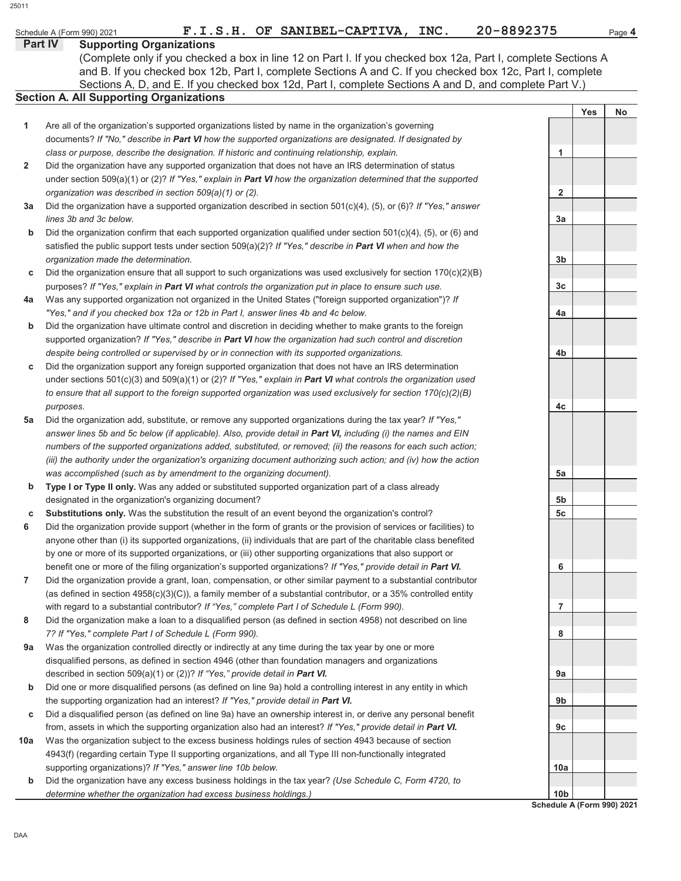Schedule A (Form 990) 2021 F.I.S.H. OF SANIBEL-CAPTIVA, INC. 20-8892375 Page 4

**Part IV Supporting Organizations**

(Complete only if you checked a box in line 12 on Part I. If you checked box 12a, Part I, complete Sections A and B. If you checked box 12b, Part I, complete Sections A and C. If you checked box 12c, Part I, complete Sections A, D, and E. If you checked box 12d, Part I, complete Sections A and D, and complete Part V.)

## Section A. All Supporting Organizations

| | | | Yes | No |
|---|---|---|---|---|
| 1 | Are all of the organization's supported organizations listed by name in the organization's governing documents? *If "No," describe in **Part VI** how the supported organizations are designated. If designated by class or purpose, describe the designation. If historic and continuing relationship, explain.* | 1 | | |
| 2 | Did the organization have any supported organization that does not have an IRS determination of status under section 509(a)(1) or (2)? *If "Yes," explain in **Part VI** how the organization determined that the supported organization was described in section 509(a)(1) or (2).* | 2 | | |
| 3a | Did the organization have a supported organization described in section 501(c)(4), (5), or (6)? *If "Yes," answer lines 3b and 3c below.* | 3a | | |
| b | Did the organization confirm that each supported organization qualified under section 501(c)(4), (5), or (6) and satisfied the public support tests under section 509(a)(2)? *If "Yes," describe in **Part VI** when and how the organization made the determination.* | 3b | | |
| c | Did the organization ensure that all support to such organizations was used exclusively for section 170(c)(2)(B) purposes? *If "Yes," explain in **Part VI** what controls the organization put in place to ensure such use.* | 3c | | |
| 4a | Was any supported organization not organized in the United States ("foreign supported organization")? *If "Yes," and if you checked box 12a or 12b in Part I, answer lines 4b and 4c below.* | 4a | | |
| b | Did the organization have ultimate control and discretion in deciding whether to make grants to the foreign supported organization? *If "Yes," describe in **Part VI** how the organization had such control and discretion despite being controlled or supervised by or in connection with its supported organizations.* | 4b | | |
| c | Did the organization support any foreign supported organization that does not have an IRS determination under sections 501(c)(3) and 509(a)(1) or (2)? *If "Yes," explain in **Part VI** what controls the organization used to ensure that all support to the foreign supported organization was used exclusively for section 170(c)(2)(B) purposes.* | 4c | | |
| 5a | Did the organization add, substitute, or remove any supported organizations during the tax year? *If "Yes," answer lines 5b and 5c below (if applicable). Also, provide detail in **Part VI,** including (i) the names and EIN numbers of the supported organizations added, substituted, or removed; (ii) the reasons for each such action; (iii) the authority under the organization's organizing document authorizing such action; and (iv) how the action was accomplished (such as by amendment to the organizing document).* | 5a | | |
| b | **Type I or Type II only.** Was any added or substituted supported organization part of a class already designated in the organization's organizing document? | 5b | | |
| c | **Substitutions only.** Was the substitution the result of an event beyond the organization's control? | 5c | | |
| 6 | Did the organization provide support (whether in the form of grants or the provision of services or facilities) to anyone other than (i) its supported organizations, (ii) individuals that are part of the charitable class benefited by one or more of its supported organizations, or (iii) other supporting organizations that also support or benefit one or more of the filing organization's supported organizations? *If "Yes," provide detail in **Part VI.*** | 6 | | |
| 7 | Did the organization provide a grant, loan, compensation, or other similar payment to a substantial contributor (as defined in section 4958(c)(3)(C)), a family member of a substantial contributor, or a 35% controlled entity with regard to a substantial contributor? *If "Yes," complete Part I of Schedule L (Form 990).* | 7 | | |
| 8 | Did the organization make a loan to a disqualified person (as defined in section 4958) not described on line 7? *If "Yes," complete Part I of Schedule L (Form 990).* | 8 | | |
| 9a | Was the organization controlled directly or indirectly at any time during the tax year by one or more disqualified persons, as defined in section 4946 (other than foundation managers and organizations described in section 509(a)(1) or (2))? *If "Yes," provide detail in **Part VI.*** | 9a | | |
| b | Did one or more disqualified persons (as defined on line 9a) hold a controlling interest in any entity in which the supporting organization had an interest? *If "Yes," provide detail in **Part VI.*** | 9b | | |
| c | Did a disqualified person (as defined on line 9a) have an ownership interest in, or derive any personal benefit from, assets in which the supporting organization also had an interest? *If "Yes," provide detail in **Part VI.*** | 9c | | |
| 10a | Was the organization subject to the excess business holdings rules of section 4943 because of section 4943(f) (regarding certain Type II supporting organizations, and all Type III non-functionally integrated supporting organizations)? *If "Yes," answer line 10b below.* | 10a | | |
| b | Did the organization have any excess business holdings in the tax year? *(Use Schedule C, Form 4720, to determine whether the organization had excess business holdings.)* | 10b | | |

Schedule A (Form 990) 2021

DAA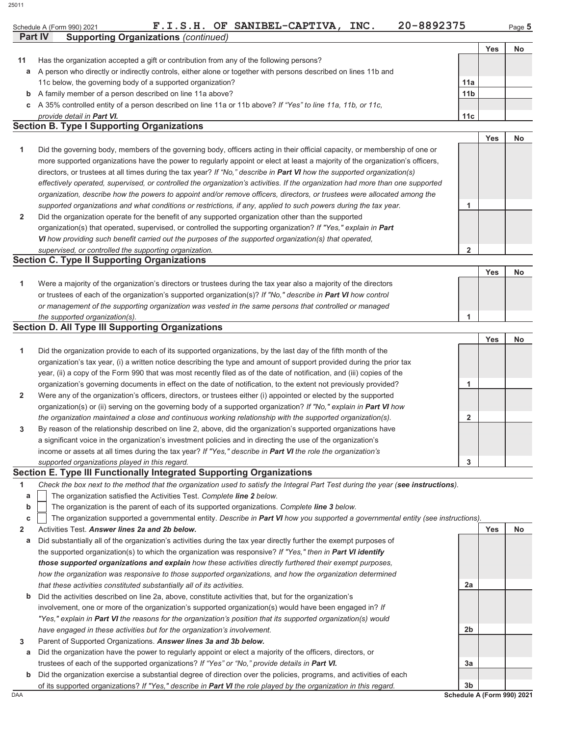Schedule A (Form 990) 2021 F.I.S.H. OF SANIBEL-CAPTIVA, INC. 20-8892375 Page 5

**Part IV Supporting Organizations** *(continued)*

| | | | Yes | No |
|---|---|---|---|---|
| **11** | Has the organization accepted a gift or contribution from any of the following persons? | | | |
| **a** | A person who directly or indirectly controls, either alone or together with persons described on lines 11b and 11c below, the governing body of a supported organization? | 11a | | |
| **b** | A family member of a person described on line 11a above? | 11b | | |
| **c** | A 35% controlled entity of a person described on line 11a or 11b above? *If "Yes" to line 11a, 11b, or 11c, provide detail in **Part VI**.* | 11c | | |

## Section B. Type I Supporting Organizations

| | | | Yes | No |
|---|---|---|---|---|
| **1** | Did the governing body, members of the governing body, officers acting in their official capacity, or membership of one or more supported organizations have the power to regularly appoint or elect at least a majority of the organization's officers, directors, or trustees at all times during the tax year? *If "No," describe in **Part VI** how the supported organization(s) effectively operated, supervised, or controlled the organization's activities. If the organization had more than one supported organization, describe how the powers to appoint and/or remove officers, directors, or trustees were allocated among the supported organizations and what conditions or restrictions, if any, applied to such powers during the tax year.* | 1 | | |
| **2** | Did the organization operate for the benefit of any supported organization other than the supported organization(s) that operated, supervised, or controlled the supporting organization? *If "Yes," explain in **Part VI** how providing such benefit carried out the purposes of the supported organization(s) that operated, supervised, or controlled the supporting organization.* | 2 | | |

## Section C. Type II Supporting Organizations

| | | | Yes | No |
|---|---|---|---|---|
| **1** | Were a majority of the organization's directors or trustees during the tax year also a majority of the directors or trustees of each of the organization's supported organization(s)? *If "No," describe in **Part VI** how control or management of the supporting organization was vested in the same persons that controlled or managed the supported organization(s).* | 1 | | |

## Section D. All Type III Supporting Organizations

| | | | Yes | No |
|---|---|---|---|---|
| **1** | Did the organization provide to each of its supported organizations, by the last day of the fifth month of the organization's tax year, (i) a written notice describing the type and amount of support provided during the prior tax year, (ii) a copy of the Form 990 that was most recently filed as of the date of notification, and (iii) copies of the organization's governing documents in effect on the date of notification, to the extent not previously provided? | 1 | | |
| **2** | Were any of the organization's officers, directors, or trustees either (i) appointed or elected by the supported organization(s) or (ii) serving on the governing body of a supported organization? *If "No," explain in **Part VI** how the organization maintained a close and continuous working relationship with the supported organization(s).* | 2 | | |
| **3** | By reason of the relationship described on line 2, above, did the organization's supported organizations have a significant voice in the organization's investment policies and in directing the use of the organization's income or assets at all times during the tax year? *If "Yes," describe in **Part VI** the role the organization's supported organizations played in this regard.* | 3 | | |

## Section E. Type III Functionally Integrated Supporting Organizations

**1** *Check the box next to the method that the organization used to satisfy the Integral Part Test during the year (**see instructions**).*

- **a** ☐ The organization satisfied the Activities Test. *Complete **line 2** below.*
- **b** ☐ The organization is the parent of each of its supported organizations. *Complete **line 3** below.*
- **c** ☐ The organization supported a governmental entity. *Describe in **Part VI** how you supported a governmental entity (see instructions).*

| | | | Yes | No |
|---|---|---|---|---|
| **2** | Activities Test. ***Answer lines 2a and 2b below.*** | | | |
| **a** | Did substantially all of the organization's activities during the tax year directly further the exempt purposes of the supported organization(s) to which the organization was responsive? *If "Yes," then in **Part VI identify those supported organizations and explain** how these activities directly furthered their exempt purposes, how the organization was responsive to those supported organizations, and how the organization determined that these activities constituted substantially all of its activities.* | 2a | | |
| **b** | Did the activities described on line 2a, above, constitute activities that, but for the organization's involvement, one or more of the organization's supported organization(s) would have been engaged in? *If "Yes," explain in **Part VI** the reasons for the organization's position that its supported organization(s) would have engaged in these activities but for the organization's involvement.* | 2b | | |
| **3** | Parent of Supported Organizations. ***Answer lines 3a and 3b below.*** | | | |
| **a** | Did the organization have the power to regularly appoint or elect a majority of the officers, directors, or trustees of each of the supported organizations? *If "Yes" or "No," provide details in **Part VI**.* | 3a | | |
| **b** | Did the organization exercise a substantial degree of direction over the policies, programs, and activities of each of its supported organizations? *If "Yes," describe in **Part VI** the role played by the organization in this regard.* | 3b | | |

DAA **Schedule A (Form 990) 2021**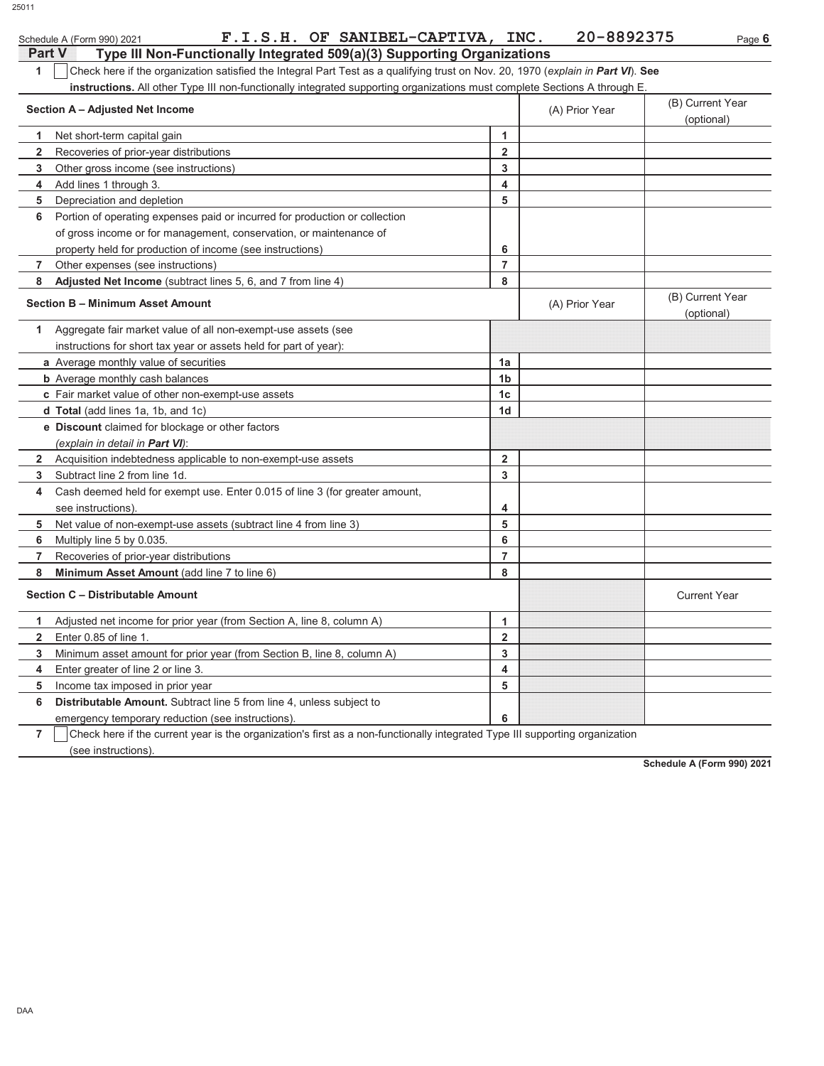Schedule A (Form 990) 2021 F.I.S.H. OF SANIBEL-CAPTIVA, INC. 20-8892375

## Part V Type III Non-Functionally Integrated 509(a)(3) Supporting Organizations

1 [ ] Check here if the organization satisfied the Integral Part Test as a qualifying trust on Nov. 20, 1970 (*explain in* **Part VI**). **See instructions.** All other Type III non-functionally integrated supporting organizations must complete Sections A through E.

| **Section A – Adjusted Net Income** | | (A) Prior Year | (B) Current Year (optional) |
|---|---|---|---|
| **1** Net short-term capital gain | 1 | | |
| **2** Recoveries of prior-year distributions | 2 | | |
| **3** Other gross income (see instructions) | 3 | | |
| **4** Add lines 1 through 3. | 4 | | |
| **5** Depreciation and depletion | 5 | | |
| **6** Portion of operating expenses paid or incurred for production or collection of gross income or for management, conservation, or maintenance of property held for production of income (see instructions) | 6 | | |
| **7** Other expenses (see instructions) | 7 | | |
| **8** **Adjusted Net Income** (subtract lines 5, 6, and 7 from line 4) | 8 | | |

| **Section B – Minimum Asset Amount** | | (A) Prior Year | (B) Current Year (optional) |
|---|---|---|---|
| **1** Aggregate fair market value of all non-exempt-use assets (see instructions for short tax year or assets held for part of year): | | | |
| **a** Average monthly value of securities | 1a | | |
| **b** Average monthly cash balances | 1b | | |
| **c** Fair market value of other non-exempt-use assets | 1c | | |
| **d** **Total** (add lines 1a, 1b, and 1c) | 1d | | |
| **e** **Discount** claimed for blockage or other factors (*explain in detail in* **Part VI**): | | | |
| **2** Acquisition indebtedness applicable to non-exempt-use assets | 2 | | |
| **3** Subtract line 2 from line 1d. | 3 | | |
| **4** Cash deemed held for exempt use. Enter 0.015 of line 3 (for greater amount, see instructions). | 4 | | |
| **5** Net value of non-exempt-use assets (subtract line 4 from line 3) | 5 | | |
| **6** Multiply line 5 by 0.035. | 6 | | |
| **7** Recoveries of prior-year distributions | 7 | | |
| **8** **Minimum Asset Amount** (add line 7 to line 6) | 8 | | |

| **Section C – Distributable Amount** | | | Current Year |
|---|---|---|---|
| **1** Adjusted net income for prior year (from Section A, line 8, column A) | 1 | | |
| **2** Enter 0.85 of line 1. | 2 | | |
| **3** Minimum asset amount for prior year (from Section B, line 8, column A) | 3 | | |
| **4** Enter greater of line 2 or line 3. | 4 | | |
| **5** Income tax imposed in prior year | 5 | | |
| **6** **Distributable Amount.** Subtract line 5 from line 4, unless subject to emergency temporary reduction (see instructions). | 6 | | |

7 [ ] Check here if the current year is the organization's first as a non-functionally integrated Type III supporting organization (see instructions).

**Schedule A (Form 990) 2021**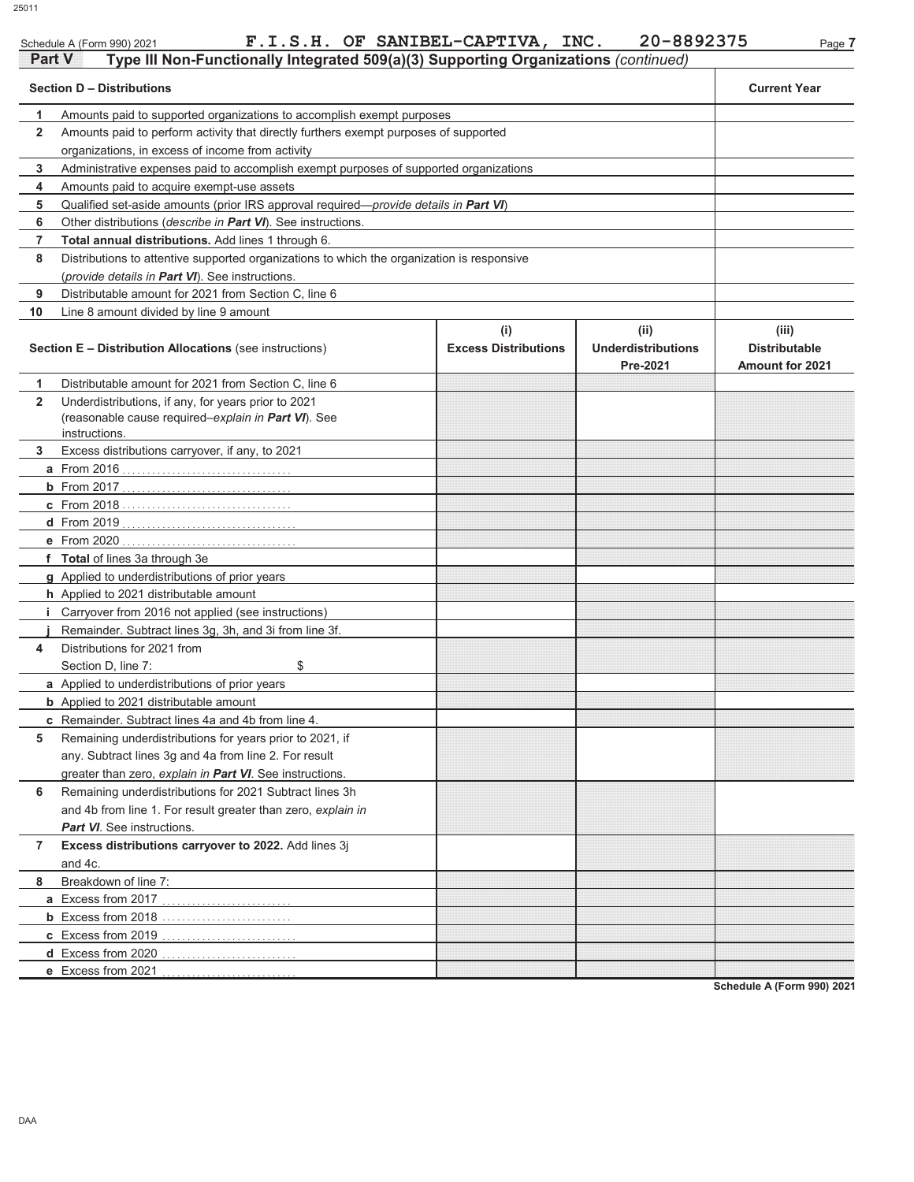Schedule A (Form 990) 2021 **F.I.S.H. OF SANIBEL-CAPTIVA, INC. 20-8892375**

**Part V Type III Non-Functionally Integrated 509(a)(3) Supporting Organizations** *(continued)*

| | **Section D – Distributions** | **Current Year** |
|---|---|---|
| **1** | Amounts paid to supported organizations to accomplish exempt purposes | |
| **2** | Amounts paid to perform activity that directly furthers exempt purposes of supported organizations, in excess of income from activity | |
| **3** | Administrative expenses paid to accomplish exempt purposes of supported organizations | |
| **4** | Amounts paid to acquire exempt-use assets | |
| **5** | Qualified set-aside amounts (prior IRS approval required—*provide details in* ***Part VI***) | |
| **6** | Other distributions (*describe in* ***Part VI***). See instructions. | |
| **7** | **Total annual distributions.** Add lines 1 through 6. | |
| **8** | Distributions to attentive supported organizations to which the organization is responsive (*provide details in* ***Part VI***). See instructions. | |
| **9** | Distributable amount for 2021 from Section C, line 6 | |
| **10** | Line 8 amount divided by line 9 amount | |

| | **Section E – Distribution Allocations** (see instructions) | **(i) Excess Distributions** | **(ii) Underdistributions Pre-2021** | **(iii) Distributable Amount for 2021** |
|---|---|---|---|---|
| **1** | Distributable amount for 2021 from Section C, line 6 | | | |
| **2** | Underdistributions, if any, for years prior to 2021 (reasonable cause required–*explain in* ***Part VI***). See instructions. | | | |
| **3** | Excess distributions carryover, if any, to 2021 | | | |
| **a** | From 2016 | | | |
| **b** | From 2017 | | | |
| **c** | From 2018 | | | |
| **d** | From 2019 | | | |
| **e** | From 2020 | | | |
| **f** | **Total** of lines 3a through 3e | | | |
| **g** | Applied to underdistributions of prior years | | | |
| **h** | Applied to 2021 distributable amount | | | |
| **i** | Carryover from 2016 not applied (see instructions) | | | |
| **j** | Remainder. Subtract lines 3g, 3h, and 3i from line 3f. | | | |
| **4** | Distributions for 2021 from Section D, line 7: $ | | | |
| **a** | Applied to underdistributions of prior years | | | |
| **b** | Applied to 2021 distributable amount | | | |
| **c** | Remainder. Subtract lines 4a and 4b from line 4. | | | |
| **5** | Remaining underdistributions for years prior to 2021, if any. Subtract lines 3g and 4a from line 2. For result greater than zero, *explain in* ***Part VI***. See instructions. | | | |
| **6** | Remaining underdistributions for 2021 Subtract lines 3h and 4b from line 1. For result greater than zero, *explain in* ***Part VI***. See instructions. | | | |
| **7** | **Excess distributions carryover to 2022.** Add lines 3j and 4c. | | | |
| **8** | Breakdown of line 7: | | | |
| **a** | Excess from 2017 | | | |
| **b** | Excess from 2018 | | | |
| **c** | Excess from 2019 | | | |
| **d** | Excess from 2020 | | | |
| **e** | Excess from 2021 | | | |

**Schedule A (Form 990) 2021**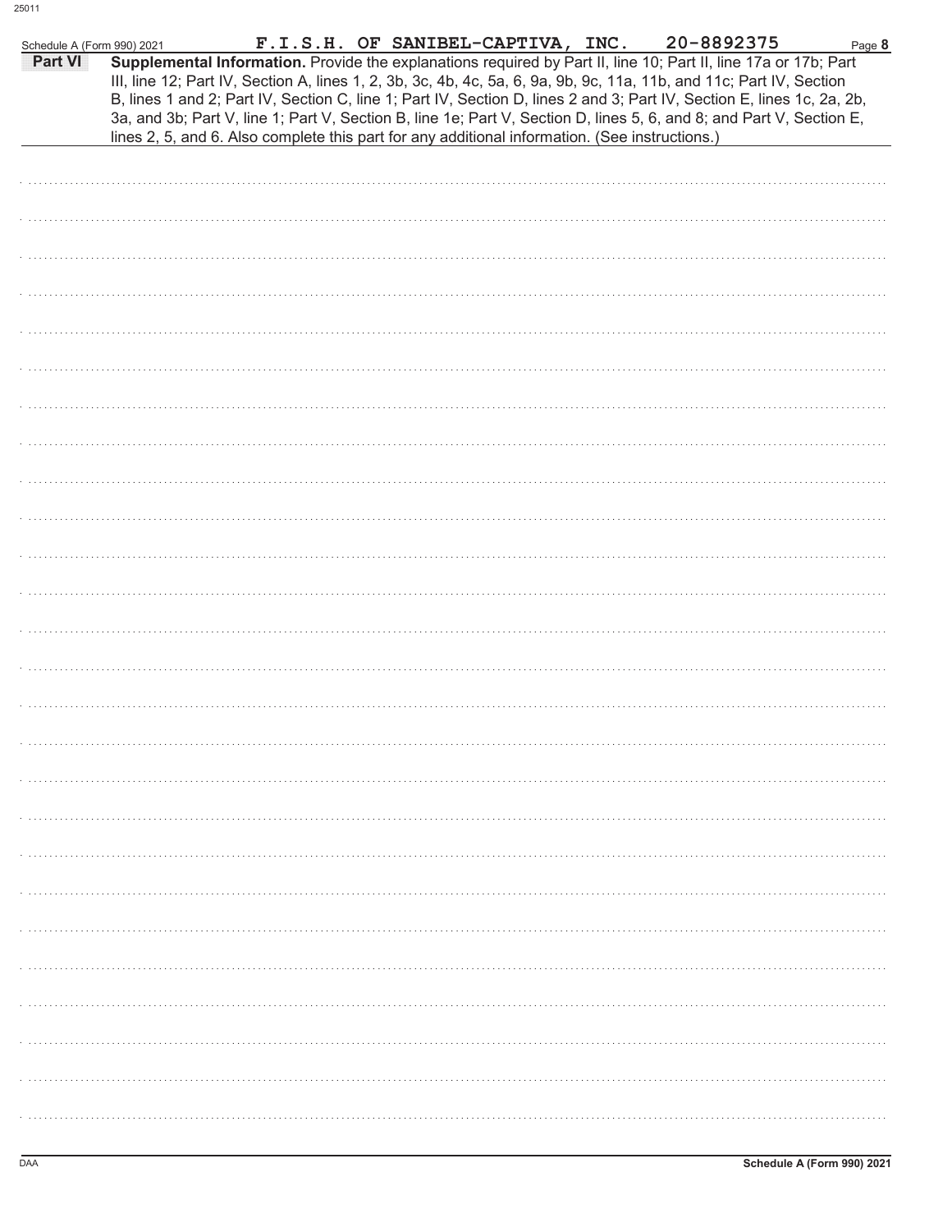Schedule A (Form 990) 2021 F.I.S.H. OF SANIBEL-CAPTIVA, INC. 20-8892375

**Part VI** **Supplemental Information.** Provide the explanations required by Part II, line 10; Part II, line 17a or 17b; Part III, line 12; Part IV, Section A, lines 1, 2, 3b, 3c, 4b, 4c, 5a, 6, 9a, 9b, 9c, 11a, 11b, and 11c; Part IV, Section B, lines 1 and 2; Part IV, Section C, line 1; Part IV, Section D, lines 2 and 3; Part IV, Section E, lines 1c, 2a, 2b, 3a, and 3b; Part V, line 1; Part V, Section B, line 1e; Part V, Section D, lines 5, 6, and 8; and Part V, Section E, lines 2, 5, and 6. Also complete this part for any additional information. (See instructions.)

Schedule A (Form 990) 2021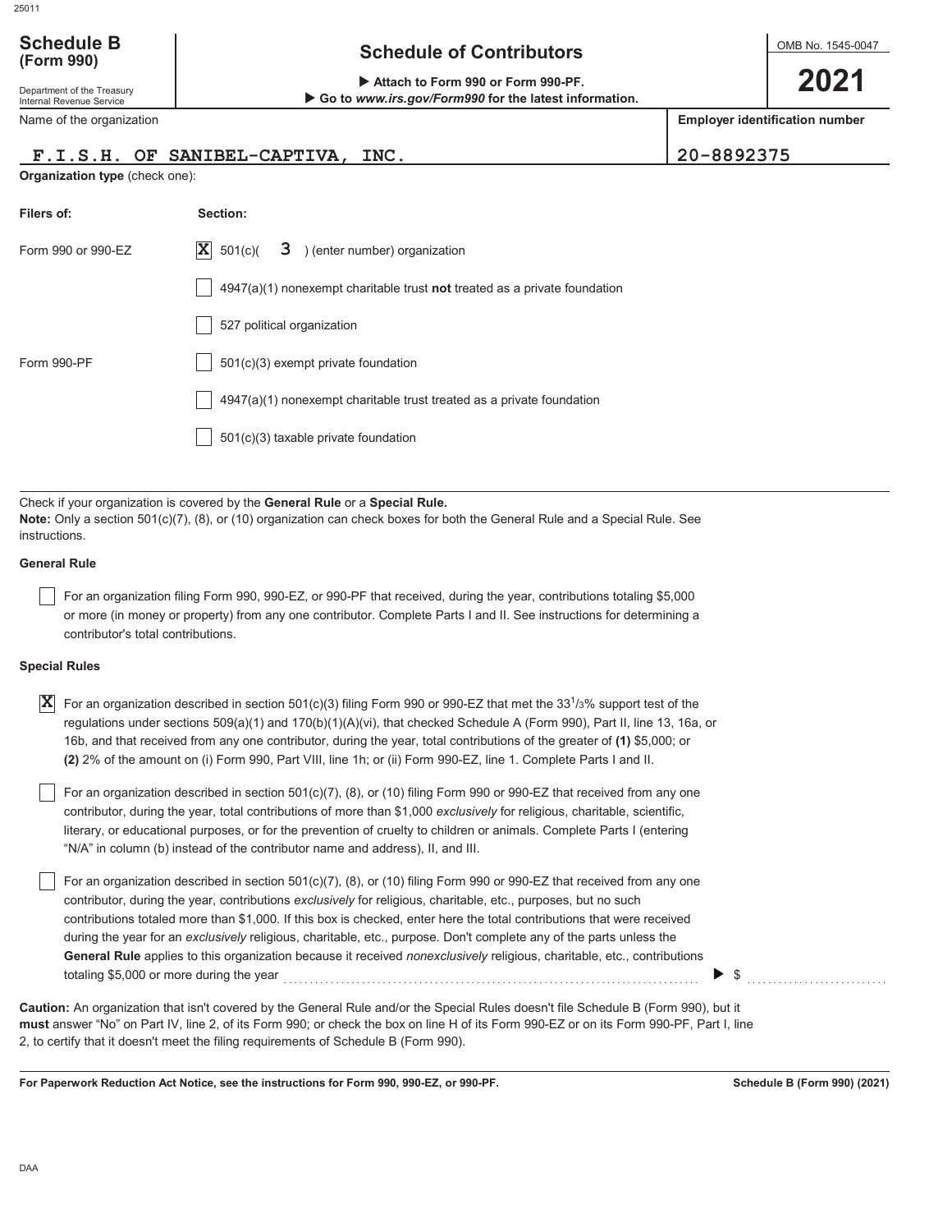**Schedule B (Form 990)**

Department of the Treasury
Internal Revenue Service

# Schedule of Contributors

▶ **Attach to Form 990 or Form 990-PF.**
▶ **Go to *www.irs.gov/Form990* for the latest information.**

OMB No. 1545-0047

**2021**

| Name of the organization | Employer identification number |
|---|---|
| F.I.S.H. OF SANIBEL-CAPTIVA, INC. | 20-8892375 |

**Organization type** (check one):

| Filers of: | Section: |
|---|---|
| Form 990 or 990-EZ | [X] 501(c)( 3 ) (enter number) organization |
| | [ ] 4947(a)(1) nonexempt charitable trust **not** treated as a private foundation |
| | [ ] 527 political organization |
| Form 990-PF | [ ] 501(c)(3) exempt private foundation |
| | [ ] 4947(a)(1) nonexempt charitable trust treated as a private foundation |
| | [ ] 501(c)(3) taxable private foundation |

Check if your organization is covered by the **General Rule** or a **Special Rule.**
**Note:** Only a section 501(c)(7), (8), or (10) organization can check boxes for both the General Rule and a Special Rule. See instructions.

**General Rule**

[ ] For an organization filing Form 990, 990-EZ, or 990-PF that received, during the year, contributions totaling $5,000 or more (in money or property) from any one contributor. Complete Parts I and II. See instructions for determining a contributor's total contributions.

**Special Rules**

[X] For an organization described in section 501(c)(3) filing Form 990 or 990-EZ that met the 33 1/3% support test of the regulations under sections 509(a)(1) and 170(b)(1)(A)(vi), that checked Schedule A (Form 990), Part II, line 13, 16a, or 16b, and that received from any one contributor, during the year, total contributions of the greater of **(1)** $5,000; or **(2)** 2% of the amount on (i) Form 990, Part VIII, line 1h; or (ii) Form 990-EZ, line 1. Complete Parts I and II.

[ ] For an organization described in section 501(c)(7), (8), or (10) filing Form 990 or 990-EZ that received from any one contributor, during the year, total contributions of more than $1,000 *exclusively* for religious, charitable, scientific, literary, or educational purposes, or for the prevention of cruelty to children or animals. Complete Parts I (entering "N/A" in column (b) instead of the contributor name and address), II, and III.

[ ] For an organization described in section 501(c)(7), (8), or (10) filing Form 990 or 990-EZ that received from any one contributor, during the year, contributions *exclusively* for religious, charitable, etc., purposes, but no such contributions totaled more than $1,000. If this box is checked, enter here the total contributions that were received during the year for an *exclusively* religious, charitable, etc., purpose. Don't complete any of the parts unless the **General Rule** applies to this organization because it received *nonexclusively* religious, charitable, etc., contributions totaling $5,000 or more during the year ▶ $ ..........

**Caution:** An organization that isn't covered by the General Rule and/or the Special Rules doesn't file Schedule B (Form 990), but it **must** answer "No" on Part IV, line 2, of its Form 990; or check the box on line H of its Form 990-EZ or on its Form 990-PF, Part I, line 2, to certify that it doesn't meet the filing requirements of Schedule B (Form 990).

**For Paperwork Reduction Act Notice, see the instructions for Form 990, 990-EZ, or 990-PF.** **Schedule B (Form 990) (2021)**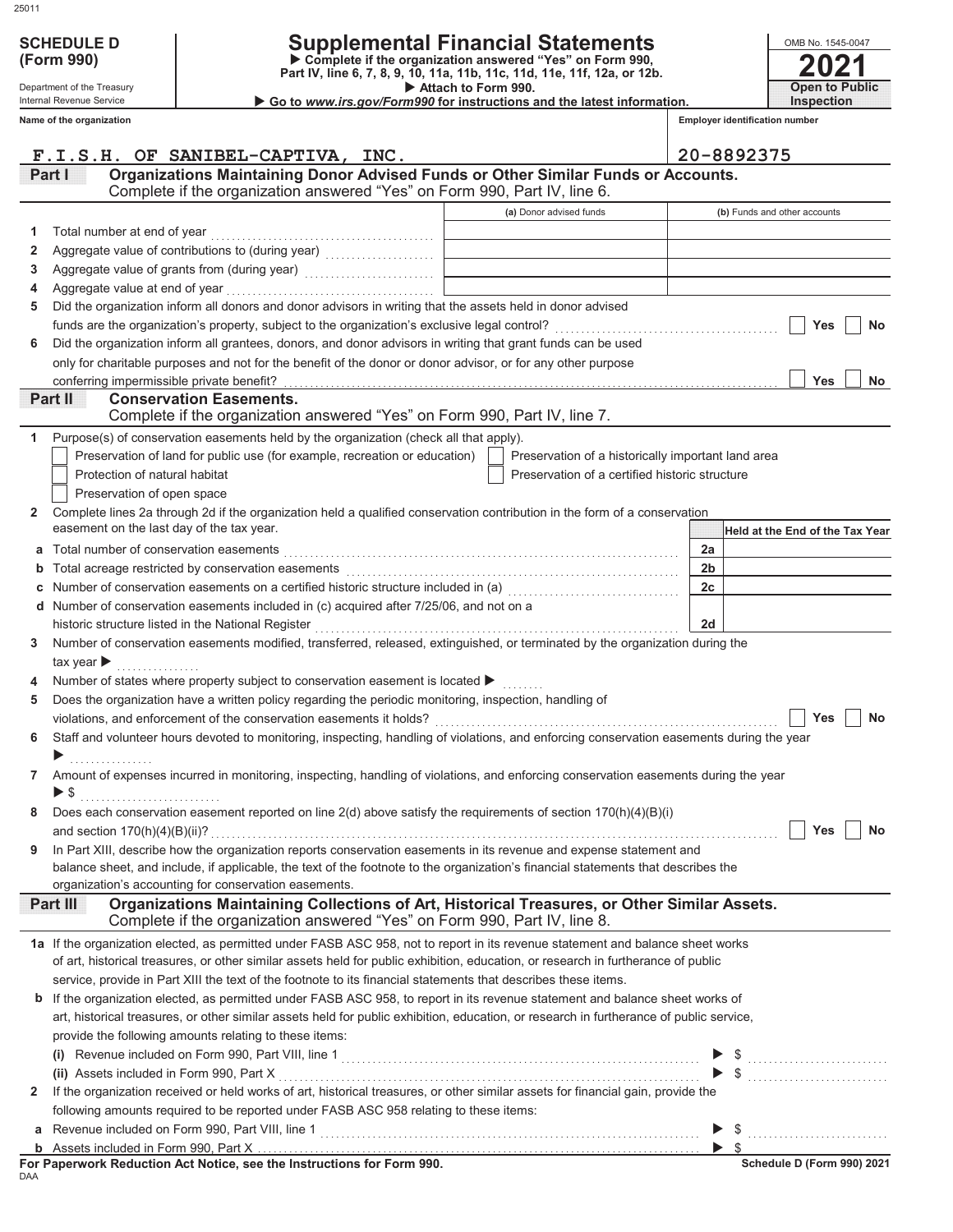**SCHEDULE D (Form 990)**

Department of the Treasury
Internal Revenue Service

# Supplemental Financial Statements

▶ Complete if the organization answered "Yes" on Form 990, Part IV, line 6, 7, 8, 9, 10, 11a, 11b, 11c, 11d, 11e, 11f, 12a, or 12b.
▶ Attach to Form 990.
▶ Go to *www.irs.gov/Form990* for instructions and the latest information.

OMB No. 1545-0047

**2021**

**Open to Public Inspection**

| Name of the organization | Employer identification number |
|---|---|
| F.I.S.H. OF SANIBEL-CAPTIVA, INC. | 20-8892375 |

## Part I — Organizations Maintaining Donor Advised Funds or Other Similar Funds or Accounts.
Complete if the organization answered "Yes" on Form 990, Part IV, line 6.

| | | (a) Donor advised funds | (b) Funds and other accounts |
|---|---|---|---|
| 1 | Total number at end of year | | |
| 2 | Aggregate value of contributions to (during year) | | |
| 3 | Aggregate value of grants from (during year) | | |
| 4 | Aggregate value at end of year | | |

5 Did the organization inform all donors and donor advisors in writing that the assets held in donor advised funds are the organization's property, subject to the organization's exclusive legal control? ☐ Yes ☐ No

6 Did the organization inform all grantees, donors, and donor advisors in writing that grant funds can be used only for charitable purposes and not for the benefit of the donor or donor advisor, or for any other purpose conferring impermissible private benefit? ☐ Yes ☐ No

## Part II — Conservation Easements.
Complete if the organization answered "Yes" on Form 990, Part IV, line 7.

1 Purpose(s) of conservation easements held by the organization (check all that apply).

☐ Preservation of land for public use (for example, recreation or education)
☐ Protection of natural habitat
☐ Preservation of open space
☐ Preservation of a historically important land area
☐ Preservation of a certified historic structure

2 Complete lines 2a through 2d if the organization held a qualified conservation contribution in the form of a conservation easement on the last day of the tax year.

| | | | Held at the End of the Tax Year |
|---|---|---|---|
| a | Total number of conservation easements | 2a | |
| b | Total acreage restricted by conservation easements | 2b | |
| c | Number of conservation easements on a certified historic structure included in (a) | 2c | |
| d | Number of conservation easements included in (c) acquired after 7/25/06, and not on a historic structure listed in the National Register | 2d | |

3 Number of conservation easements modified, transferred, released, extinguished, or terminated by the organization during the tax year ▶

4 Number of states where property subject to conservation easement is located ▶

5 Does the organization have a written policy regarding the periodic monitoring, inspection, handling of violations, and enforcement of the conservation easements it holds? ☐ Yes ☐ No

6 Staff and volunteer hours devoted to monitoring, inspecting, handling of violations, and enforcing conservation easements during the year ▶

7 Amount of expenses incurred in monitoring, inspecting, handling of violations, and enforcing conservation easements during the year ▶ $

8 Does each conservation easement reported on line 2(d) above satisfy the requirements of section 170(h)(4)(B)(i) and section 170(h)(4)(B)(ii)? ☐ Yes ☐ No

9 In Part XIII, describe how the organization reports conservation easements in its revenue and expense statement and balance sheet, and include, if applicable, the text of the footnote to the organization's financial statements that describes the organization's accounting for conservation easements.

## Part III — Organizations Maintaining Collections of Art, Historical Treasures, or Other Similar Assets.
Complete if the organization answered "Yes" on Form 990, Part IV, line 8.

1a If the organization elected, as permitted under FASB ASC 958, not to report in its revenue statement and balance sheet works of art, historical treasures, or other similar assets held for public exhibition, education, or research in furtherance of public service, provide in Part XIII the text of the footnote to its financial statements that describes these items.

b If the organization elected, as permitted under FASB ASC 958, to report in its revenue statement and balance sheet works of art, historical treasures, or other similar assets held for public exhibition, education, or research in furtherance of public service, provide the following amounts relating to these items:

(i) Revenue included on Form 990, Part VIII, line 1 ▶ $

(ii) Assets included in Form 990, Part X ▶ $

2 If the organization received or held works of art, historical treasures, or other similar assets for financial gain, provide the following amounts required to be reported under FASB ASC 958 relating to these items:

a Revenue included on Form 990, Part VIII, line 1 ▶ $

b Assets included in Form 990, Part X ▶ $

**For Paperwork Reduction Act Notice, see the Instructions for Form 990.** Schedule D (Form 990) 2021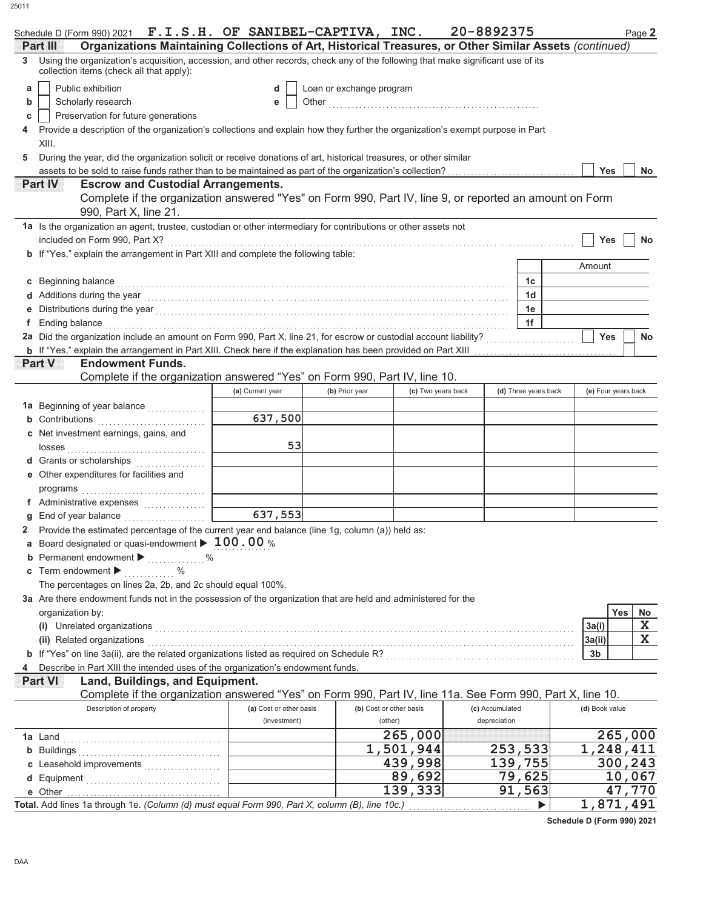Schedule D (Form 990) 2021 **F.I.S.H. OF SANIBEL-CAPTIVA, INC.** **20-8892375** Page **2**

## Part III Organizations Maintaining Collections of Art, Historical Treasures, or Other Similar Assets *(continued)*

**3** Using the organization's acquisition, accession, and other records, check any of the following that make significant use of its collection items (check all that apply):

- **a** ☐ Public exhibition
- **b** ☐ Scholarly research
- **c** ☐ Preservation for future generations
- **d** ☐ Loan or exchange program
- **e** ☐ Other

**4** Provide a description of the organization's collections and explain how they further the organization's exempt purpose in Part XIII.

**5** During the year, did the organization solicit or receive donations of art, historical treasures, or other similar assets to be sold to raise funds rather than to be maintained as part of the organization's collection? ☐ Yes ☐ No

## Part IV Escrow and Custodial Arrangements.

Complete if the organization answered "Yes" on Form 990, Part IV, line 9, or reported an amount on Form 990, Part X, line 21.

**1a** Is the organization an agent, trustee, custodian or other intermediary for contributions or other assets not included on Form 990, Part X? ☐ Yes ☐ No

**b** If "Yes," explain the arrangement in Part XIII and complete the following table:

| | | Amount |
|---|---|---|
| **c** Beginning balance | 1c | |
| **d** Additions during the year | 1d | |
| **e** Distributions during the year | 1e | |
| **f** Ending balance | 1f | |

**2a** Did the organization include an amount on Form 990, Part X, line 21, for escrow or custodial account liability? ☐ Yes ☐ No

**b** If "Yes," explain the arrangement in Part XIII. Check here if the explanation has been provided on Part XIII ☐

## Part V Endowment Funds.

Complete if the organization answered "Yes" on Form 990, Part IV, line 10.

| | (a) Current year | (b) Prior year | (c) Two years back | (d) Three years back | (e) Four years back |
|---|---|---|---|---|---|
| **1a** Beginning of year balance | | | | | |
| **b** Contributions | 637,500 | | | | |
| **c** Net investment earnings, gains, and losses | 53 | | | | |
| **d** Grants or scholarships | | | | | |
| **e** Other expenditures for facilities and programs | | | | | |
| **f** Administrative expenses | | | | | |
| **g** End of year balance | 637,553 | | | | |

**2** Provide the estimated percentage of the current year end balance (line 1g, column (a)) held as:

- **a** Board designated or quasi-endowment ▶ **100.00** %
- **b** Permanent endowment ▶ ______ %
- **c** Term endowment ▶ ______ %

The percentages on lines 2a, 2b, and 2c should equal 100%.

**3a** Are there endowment funds not in the possession of the organization that are held and administered for the organization by:

| | | Yes | No |
|---|---|---|---|
| **(i)** Unrelated organizations | 3a(i) | | X |
| **(ii)** Related organizations | 3a(ii) | | X |
| **b** If "Yes" on line 3a(ii), are the related organizations listed as required on Schedule R? | 3b | | |

**4** Describe in Part XIII the intended uses of the organization's endowment funds.

## Part VI Land, Buildings, and Equipment.

Complete if the organization answered "Yes" on Form 990, Part IV, line 11a. See Form 990, Part X, line 10.

| Description of property | (a) Cost or other basis (investment) | (b) Cost or other basis (other) | (c) Accumulated depreciation | (d) Book value |
|---|---|---|---|---|
| **1a** Land | | 265,000 | | 265,000 |
| **b** Buildings | | 1,501,944 | 253,533 | 1,248,411 |
| **c** Leasehold improvements | | 439,998 | 139,755 | 300,243 |
| **d** Equipment | | 89,692 | 79,625 | 10,067 |
| **e** Other | | 139,333 | 91,563 | 47,770 |
| **Total.** Add lines 1a through 1e. *(Column (d) must equal Form 990, Part X, column (B), line 10c.)* ▶ | | | | 1,871,491 |

**Schedule D (Form 990) 2021**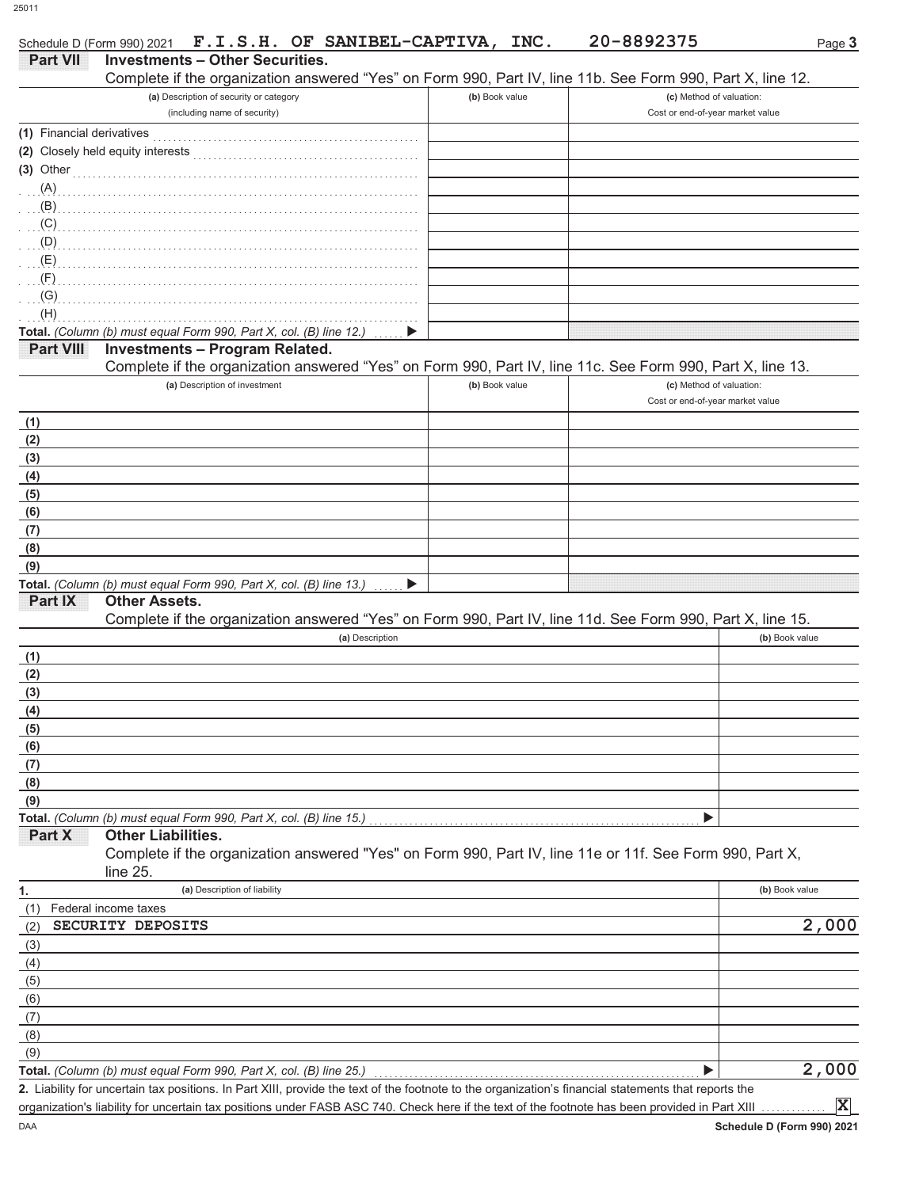Schedule D (Form 990) 2021 **F.I.S.H. OF SANIBEL-CAPTIVA, INC.** **20-8892375** Page **3**

## Part VII Investments – Other Securities.

Complete if the organization answered "Yes" on Form 990, Part IV, line 11b. See Form 990, Part X, line 12.

| (a) Description of security or category (including name of security) | (b) Book value | (c) Method of valuation: Cost or end-of-year market value |
|---|---|---|
| (1) Financial derivatives | | |
| (2) Closely held equity interests | | |
| (3) Other | | |
| (A) | | |
| (B) | | |
| (C) | | |
| (D) | | |
| (E) | | |
| (F) | | |
| (G) | | |
| (H) | | |
| **Total.** *(Column (b) must equal Form 990, Part X, col. (B) line 12.)* ▶ | | |

## Part VIII Investments – Program Related.

Complete if the organization answered "Yes" on Form 990, Part IV, line 11c. See Form 990, Part X, line 13.

| (a) Description of investment | (b) Book value | (c) Method of valuation: Cost or end-of-year market value |
|---|---|---|
| (1) | | |
| (2) | | |
| (3) | | |
| (4) | | |
| (5) | | |
| (6) | | |
| (7) | | |
| (8) | | |
| (9) | | |
| **Total.** *(Column (b) must equal Form 990, Part X, col. (B) line 13.)* ▶ | | |

## Part IX Other Assets.

Complete if the organization answered "Yes" on Form 990, Part IV, line 11d. See Form 990, Part X, line 15.

| (a) Description | (b) Book value |
|---|---|
| (1) | |
| (2) | |
| (3) | |
| (4) | |
| (5) | |
| (6) | |
| (7) | |
| (8) | |
| (9) | |
| **Total.** *(Column (b) must equal Form 990, Part X, col. (B) line 15.)* ▶ | |

## Part X Other Liabilities.

Complete if the organization answered "Yes" on Form 990, Part IV, line 11e or 11f. See Form 990, Part X, line 25.

| 1. (a) Description of liability | (b) Book value |
|---|---|
| (1) Federal income taxes | |
| (2) SECURITY DEPOSITS | 2,000 |
| (3) | |
| (4) | |
| (5) | |
| (6) | |
| (7) | |
| (8) | |
| (9) | |
| **Total.** *(Column (b) must equal Form 990, Part X, col. (B) line 25.)* ▶ | 2,000 |

**2.** Liability for uncertain tax positions. In Part XIII, provide the text of the footnote to the organization's financial statements that reports the organization's liability for uncertain tax positions under FASB ASC 740. Check here if the text of the footnote has been provided in Part XIII [X]

DAA **Schedule D (Form 990) 2021**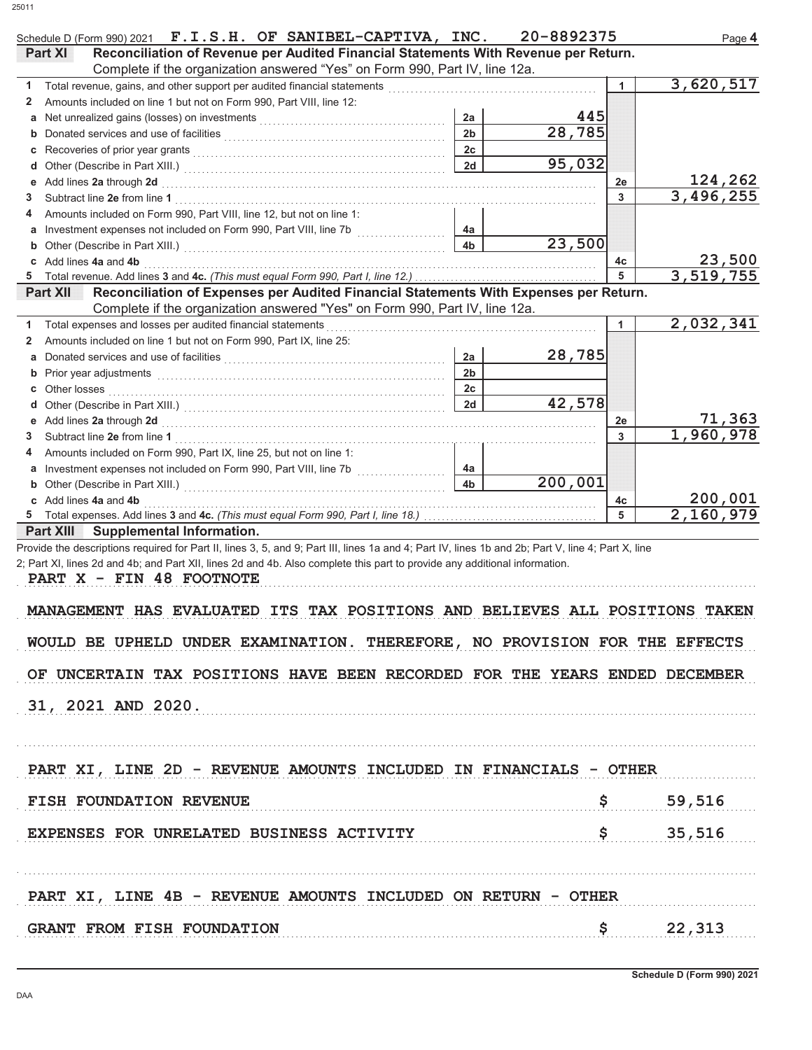Schedule D (Form 990) 2021 F.I.S.H. OF SANIBEL-CAPTIVA, INC. 20-8892375 Page **4**

**Part XI Reconciliation of Revenue per Audited Financial Statements With Revenue per Return.**
Complete if the organization answered "Yes" on Form 990, Part IV, line 12a.

| | | | | | |
|---|---|---|---|---|---|
| **1** | Total revenue, gains, and other support per audited financial statements | | | 1 | 3,620,517 |
| **2** | Amounts included on line 1 but not on Form 990, Part VIII, line 12: | | | | |
| a | Net unrealized gains (losses) on investments | 2a | 445 | | |
| b | Donated services and use of facilities | 2b | 28,785 | | |
| c | Recoveries of prior year grants | 2c | | | |
| d | Other (Describe in Part XIII.) | 2d | 95,032 | | |
| e | Add lines **2a** through **2d** | | | 2e | 124,262 |
| **3** | Subtract line **2e** from line **1** | | | 3 | 3,496,255 |
| **4** | Amounts included on Form 990, Part VIII, line 12, but not on line 1: | | | | |
| a | Investment expenses not included on Form 990, Part VIII, line 7b | 4a | | | |
| b | Other (Describe in Part XIII.) | 4b | 23,500 | | |
| c | Add lines **4a** and **4b** | | | 4c | 23,500 |
| **5** | Total revenue. Add lines **3** and **4c.** *(This must equal Form 990, Part I, line 12.)* | | | 5 | 3,519,755 |

**Part XII Reconciliation of Expenses per Audited Financial Statements With Expenses per Return.**
Complete if the organization answered "Yes" on Form 990, Part IV, line 12a.

| | | | | | |
|---|---|---|---|---|---|
| **1** | Total expenses and losses per audited financial statements | | | 1 | 2,032,341 |
| **2** | Amounts included on line 1 but not on Form 990, Part IX, line 25: | | | | |
| a | Donated services and use of facilities | 2a | 28,785 | | |
| b | Prior year adjustments | 2b | | | |
| c | Other losses | 2c | | | |
| d | Other (Describe in Part XIII.) | 2d | 42,578 | | |
| e | Add lines **2a** through **2d** | | | 2e | 71,363 |
| **3** | Subtract line **2e** from line **1** | | | 3 | 1,960,978 |
| **4** | Amounts included on Form 990, Part IX, line 25, but not on line 1: | | | | |
| a | Investment expenses not included on Form 990, Part VIII, line 7b | 4a | | | |
| b | Other (Describe in Part XIII.) | 4b | 200,001 | | |
| c | Add lines **4a** and **4b** | | | 4c | 200,001 |
| **5** | Total expenses. Add lines **3** and **4c.** *(This must equal Form 990, Part I, line 18.)* | | | 5 | 2,160,979 |

**Part XIII Supplemental Information.**

Provide the descriptions required for Part II, lines 3, 5, and 9; Part III, lines 1a and 4; Part IV, lines 1b and 2b; Part V, line 4; Part X, line 2; Part XI, lines 2d and 4b; and Part XII, lines 2d and 4b. Also complete this part to provide any additional information.

PART X - FIN 48 FOOTNOTE

MANAGEMENT HAS EVALUATED ITS TAX POSITIONS AND BELIEVES ALL POSITIONS TAKEN WOULD BE UPHELD UNDER EXAMINATION. THEREFORE, NO PROVISION FOR THE EFFECTS OF UNCERTAIN TAX POSITIONS HAVE BEEN RECORDED FOR THE YEARS ENDED DECEMBER 31, 2021 AND 2020.

PART XI, LINE 2D - REVENUE AMOUNTS INCLUDED IN FINANCIALS - OTHER

| | |
|---|---|
| FISH FOUNDATION REVENUE | $ 59,516 |
| EXPENSES FOR UNRELATED BUSINESS ACTIVITY | $ 35,516 |

PART XI, LINE 4B - REVENUE AMOUNTS INCLUDED ON RETURN - OTHER

| | |
|---|---|
| GRANT FROM FISH FOUNDATION | $ 22,313 |

Schedule D (Form 990) 2021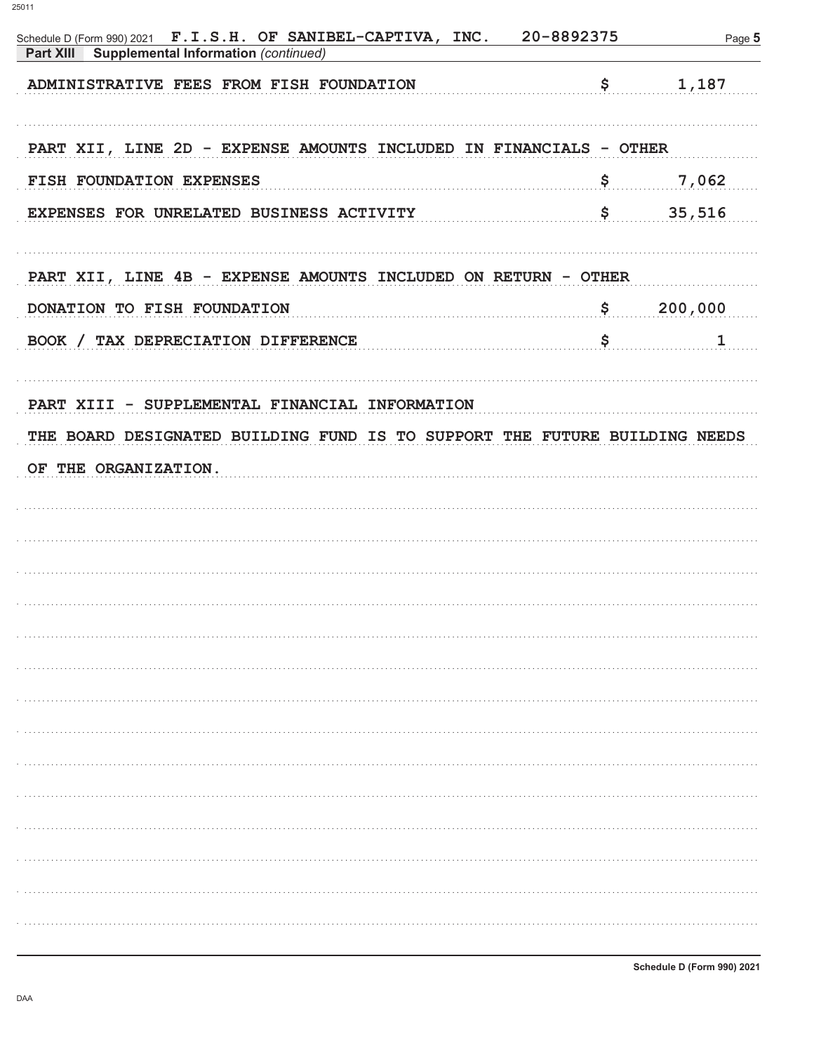Schedule D (Form 990) 2021 F.I.S.H. OF SANIBEL-CAPTIVA, INC. 20-8892375

**Part XIII Supplemental Information** *(continued)*

| | | |
|---|---|---|
| ADMINISTRATIVE FEES FROM FISH FOUNDATION | $ | 1,187 |
| | | |
| PART XII, LINE 2D - EXPENSE AMOUNTS INCLUDED IN FINANCIALS - OTHER | | |
| FISH FOUNDATION EXPENSES | $ | 7,062 |
| EXPENSES FOR UNRELATED BUSINESS ACTIVITY | $ | 35,516 |
| | | |
| PART XII, LINE 4B - EXPENSE AMOUNTS INCLUDED ON RETURN - OTHER | | |
| DONATION TO FISH FOUNDATION | $ | 200,000 |
| BOOK / TAX DEPRECIATION DIFFERENCE | $ | 1 |

PART XIII - SUPPLEMENTAL FINANCIAL INFORMATION

THE BOARD DESIGNATED BUILDING FUND IS TO SUPPORT THE FUTURE BUILDING NEEDS OF THE ORGANIZATION.

Schedule D (Form 990) 2021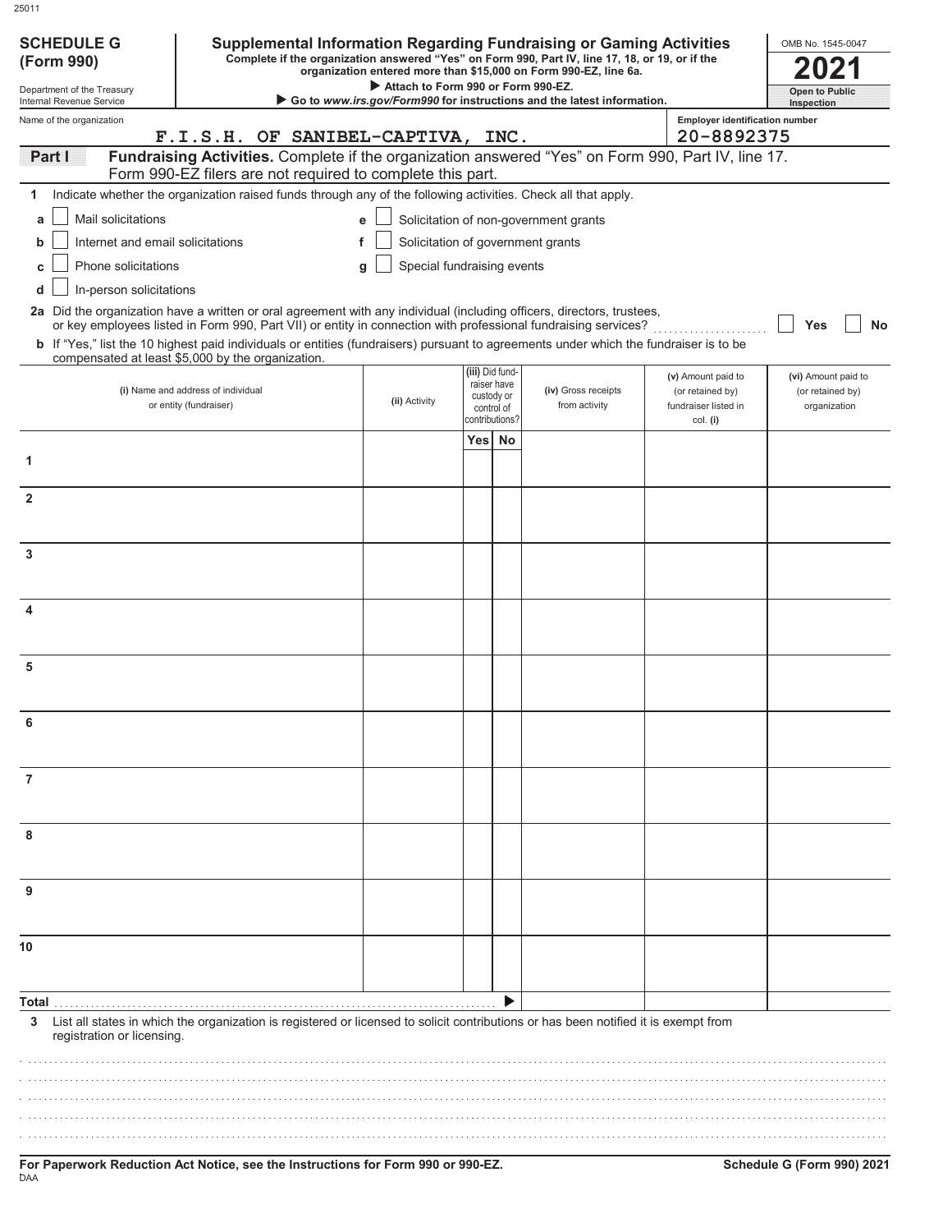25011

**SCHEDULE G (Form 990)**

Department of the Treasury
Internal Revenue Service

# Supplemental Information Regarding Fundraising or Gaming Activities

**Complete if the organization answered "Yes" on Form 990, Part IV, line 17, 18, or 19, or if the organization entered more than $15,000 on Form 990-EZ, line 6a.**

▶ **Attach to Form 990 or Form 990-EZ.**

▶ **Go to *www.irs.gov/Form990* for instructions and the latest information.**

OMB No. 1545-0047

**2021**

**Open to Public Inspection**

Name of the organization: F.I.S.H. OF SANIBEL-CAPTIVA, INC.

Employer identification number: 20-8892375

## Part I Fundraising Activities.

Complete if the organization answered "Yes" on Form 990, Part IV, line 17. Form 990-EZ filers are not required to complete this part.

**1** Indicate whether the organization raised funds through any of the following activities. Check all that apply.

- **a** ☐ Mail solicitations
- **b** ☐ Internet and email solicitations
- **c** ☐ Phone solicitations
- **d** ☐ In-person solicitations
- **e** ☐ Solicitation of non-government grants
- **f** ☐ Solicitation of government grants
- **g** ☐ Special fundraising events

**2a** Did the organization have a written or oral agreement with any individual (including officers, directors, trustees, or key employees listed in Form 990, Part VII) or entity in connection with professional fundraising services? ☐ Yes ☐ No

**b** If "Yes," list the 10 highest paid individuals or entities (fundraisers) pursuant to agreements under which the fundraiser is to be compensated at least $5,000 by the organization.

| | (i) Name and address of individual or entity (fundraiser) | (ii) Activity | (iii) Did fund-raiser have custody or control of contributions? Yes | No | (iv) Gross receipts from activity | (v) Amount paid to (or retained by) fundraiser listed in col. (i) | (vi) Amount paid to (or retained by) organization |
|---|---|---|---|---|---|---|---|
| 1 | | | | | | | |
| 2 | | | | | | | |
| 3 | | | | | | | |
| 4 | | | | | | | |
| 5 | | | | | | | |
| 6 | | | | | | | |
| 7 | | | | | | | |
| 8 | | | | | | | |
| 9 | | | | | | | |
| 10 | | | | | | | |
| **Total** ▶ | | | | | | | |

**3** List all states in which the organization is registered or licensed to solicit contributions or has been notified it is exempt from registration or licensing.

**For Paperwork Reduction Act Notice, see the Instructions for Form 990 or 990-EZ.**

DAA

**Schedule G (Form 990) 2021**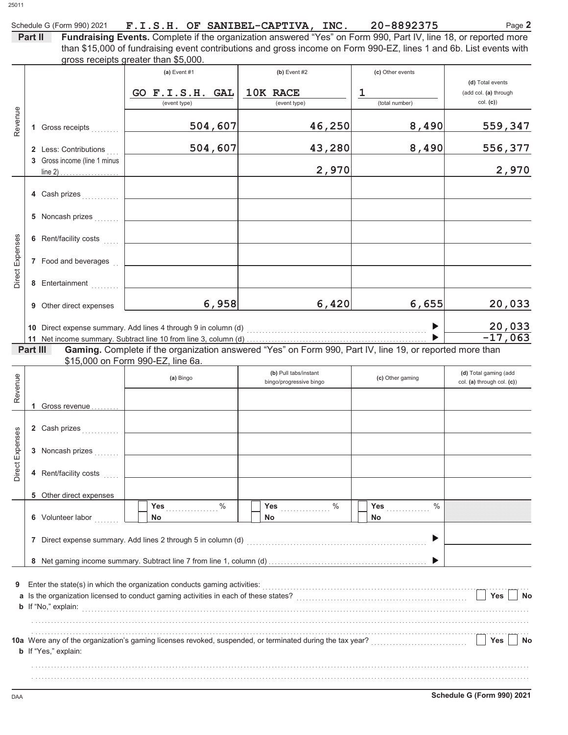Schedule G (Form 990) 2021 **F.I.S.H. OF SANIBEL-CAPTIVA, INC. 20-8892375** Page **2**

**Part II Fundraising Events.** Complete if the organization answered "Yes" on Form 990, Part IV, line 18, or reported more than $15,000 of fundraising event contributions and gross income on Form 990-EZ, lines 1 and 6b. List events with gross receipts greater than $5,000.

| | | (a) Event #1 | (b) Event #2 | (c) Other events | (d) Total events (add col. (a) through col. (c)) |
|---|---|---|---|---|---|
| | | GO F.I.S.H. GAL (event type) | 10K RACE (event type) | 1 (total number) | |
| Revenue | 1 Gross receipts | 504,607 | 46,250 | 8,490 | 559,347 |
| | 2 Less: Contributions | 504,607 | 43,280 | 8,490 | 556,377 |
| | 3 Gross income (line 1 minus line 2) | | 2,970 | | 2,970 |
| Direct Expenses | 4 Cash prizes | | | | |
| | 5 Noncash prizes | | | | |
| | 6 Rent/facility costs | | | | |
| | 7 Food and beverages | | | | |
| | 8 Entertainment | | | | |
| | 9 Other direct expenses | 6,958 | 6,420 | 6,655 | 20,033 |
| | 10 Direct expense summary. Add lines 4 through 9 in column (d) | | | ▶ | 20,033 |
| | 11 Net income summary. Subtract line 10 from line 3, column (d) | | | ▶ | -17,063 |

**Part III Gaming.** Complete if the organization answered "Yes" on Form 990, Part IV, line 19, or reported more than $15,000 on Form 990-EZ, line 6a.

| | | (a) Bingo | (b) Pull tabs/instant bingo/progressive bingo | (c) Other gaming | (d) Total gaming (add col. (a) through col. (c)) |
|---|---|---|---|---|---|
| Revenue | 1 Gross revenue | | | | |
| Direct Expenses | 2 Cash prizes | | | | |
| | 3 Noncash prizes | | | | |
| | 4 Rent/facility costs | | | | |
| | 5 Other direct expenses | | | | |
| | 6 Volunteer labor | ☐ Yes ____ % ☐ No | ☐ Yes ____ % ☐ No | ☐ Yes ____ % ☐ No | |
| | 7 Direct expense summary. Add lines 2 through 5 in column (d) | | | ▶ | |
| | 8 Net gaming income summary. Subtract line 7 from line 1, column (d) | | | ▶ | |

**9** Enter the state(s) in which the organization conducts gaming activities: ..........

**a** Is the organization licensed to conduct gaming activities in each of these states? ☐ Yes ☐ No

**b** If "No," explain: ..........

**10a** Were any of the organization's gaming licenses revoked, suspended, or terminated during the tax year? ☐ Yes ☐ No

**b** If "Yes," explain: ..........

DAA **Schedule G (Form 990) 2021**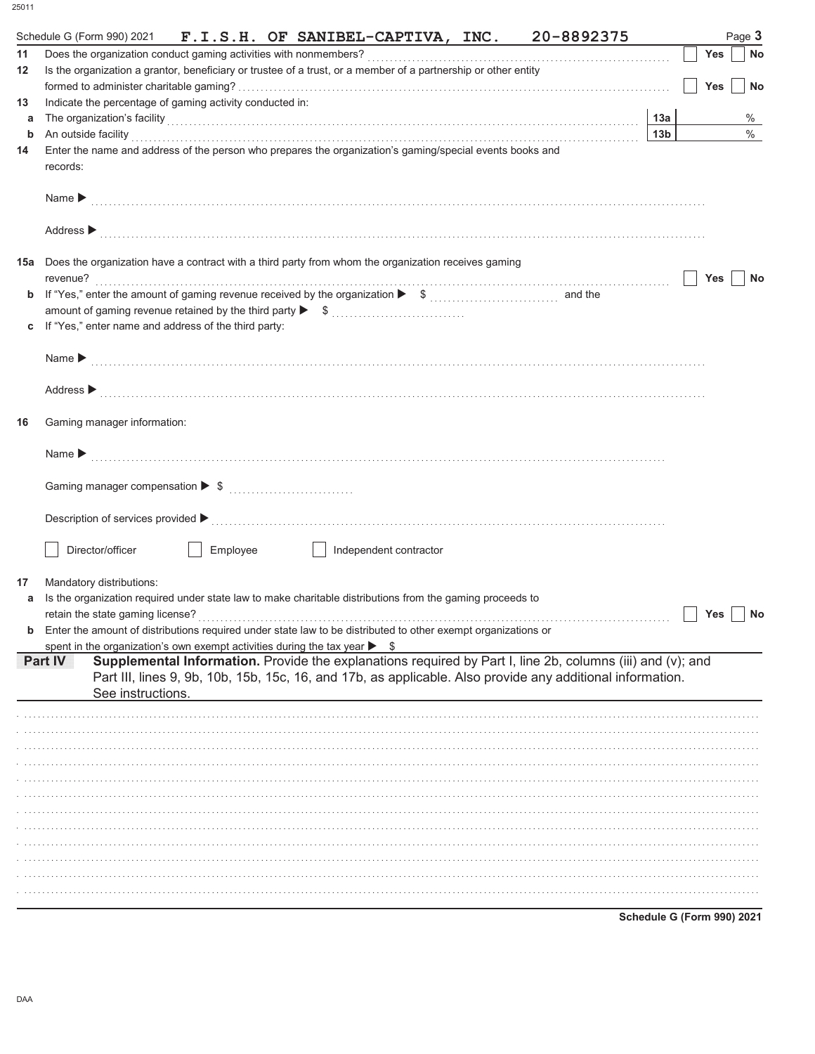Schedule G (Form 990) 2021 **F.I.S.H. OF SANIBEL-CAPTIVA, INC. 20-8892375** Page **3**

**11** Does the organization conduct gaming activities with nonmembers? ☐ Yes ☐ No

**12** Is the organization a grantor, beneficiary or trustee of a trust, or a member of a partnership or other entity formed to administer charitable gaming? ☐ Yes ☐ No

**13** Indicate the percentage of gaming activity conducted in:

**a** The organization's facility **13a** %

**b** An outside facility **13b** %

**14** Enter the name and address of the person who prepares the organization's gaming/special events books and records:

Name ▶

Address ▶

**15a** Does the organization have a contract with a third party from whom the organization receives gaming revenue? ☐ Yes ☐ No

**b** If "Yes," enter the amount of gaming revenue received by the organization ▶ $ and the amount of gaming revenue retained by the third party ▶ $

**c** If "Yes," enter name and address of the third party:

Name ▶

Address ▶

**16** Gaming manager information:

Name ▶

Gaming manager compensation ▶ $

Description of services provided ▶

☐ Director/officer ☐ Employee ☐ Independent contractor

**17** Mandatory distributions:

**a** Is the organization required under state law to make charitable distributions from the gaming proceeds to retain the state gaming license? ☐ Yes ☐ No

**b** Enter the amount of distributions required under state law to be distributed to other exempt organizations or spent in the organization's own exempt activities during the tax year ▶ $

**Part IV** **Supplemental Information.** Provide the explanations required by Part I, line 2b, columns (iii) and (v); and Part III, lines 9, 9b, 10b, 15b, 15c, 16, and 17b, as applicable. Also provide any additional information. See instructions.

**Schedule G (Form 990) 2021**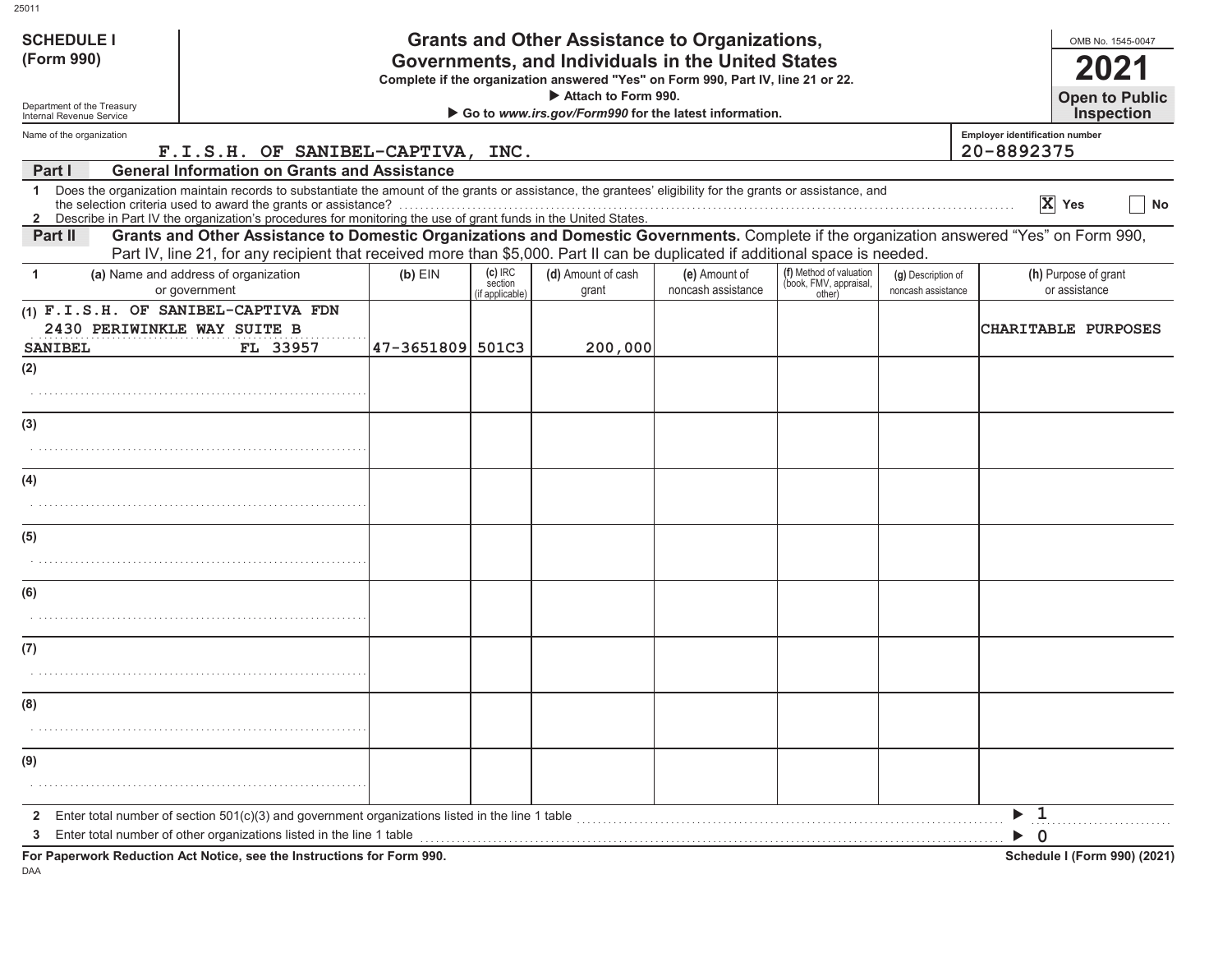**SCHEDULE I (Form 990)**

Department of the Treasury
Internal Revenue Service

# Grants and Other Assistance to Organizations, Governments, and Individuals in the United States

**Complete if the organization answered "Yes" on Form 990, Part IV, line 21 or 22.**
**▶ Attach to Form 990.**
**▶ Go to www.irs.gov/Form990 for the latest information.**

OMB No. 1545-0047
**2021**
**Open to Public Inspection**

Name of the organization: F.I.S.H. OF SANIBEL-CAPTIVA, INC.
Employer identification number: 20-8892375

## Part I General Information on Grants and Assistance

1 Does the organization maintain records to substantiate the amount of the grants or assistance, the grantees' eligibility for the grants or assistance, and the selection criteria used to award the grants or assistance? [X] Yes [ ] No

2 Describe in Part IV the organization's procedures for monitoring the use of grant funds in the United States.

## Part II Grants and Other Assistance to Domestic Organizations and Domestic Governments.

Complete if the organization answered "Yes" on Form 990, Part IV, line 21, for any recipient that received more than $5,000. Part II can be duplicated if additional space is needed.

| 1 | (a) Name and address of organization or government | (b) EIN | (c) IRC section (if applicable) | (d) Amount of cash grant | (e) Amount of noncash assistance | (f) Method of valuation (book, FMV, appraisal, other) | (g) Description of noncash assistance | (h) Purpose of grant or assistance |
|---|---|---|---|---|---|---|---|---|
| (1) | F.I.S.H. OF SANIBEL-CAPTIVA FDN 2430 PERIWINKLE WAY SUITE B SANIBEL FL 33957 | 47-3651809 | 501C3 | 200,000 | | | | CHARITABLE PURPOSES |
| (2) | | | | | | | | |
| (3) | | | | | | | | |
| (4) | | | | | | | | |
| (5) | | | | | | | | |
| (6) | | | | | | | | |
| (7) | | | | | | | | |
| (8) | | | | | | | | |
| (9) | | | | | | | | |

2 Enter total number of section 501(c)(3) and government organizations listed in the line 1 table ▶ 1

3 Enter total number of other organizations listed in the line 1 table ▶ 0

**For Paperwork Reduction Act Notice, see the Instructions for Form 990.** **Schedule I (Form 990) (2021)**

DAA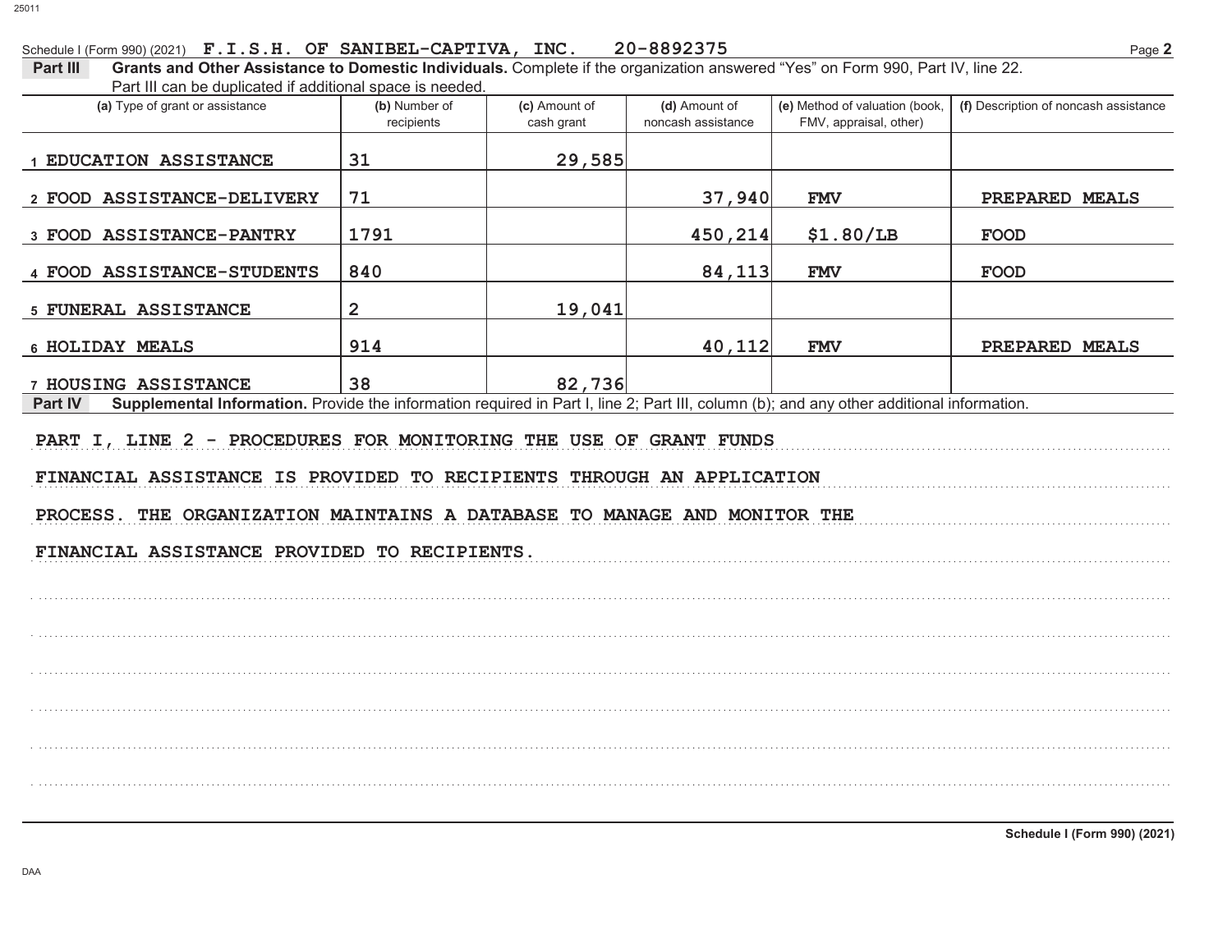Schedule I (Form 990) (2021) F.I.S.H. OF SANIBEL-CAPTIVA, INC. 20-8892375

**Part III** **Grants and Other Assistance to Domestic Individuals.** Complete if the organization answered "Yes" on Form 990, Part IV, line 22. Part III can be duplicated if additional space is needed.

| (a) Type of grant or assistance | (b) Number of recipients | (c) Amount of cash grant | (d) Amount of noncash assistance | (e) Method of valuation (book, FMV, appraisal, other) | (f) Description of noncash assistance |
|---|---|---|---|---|---|
| 1 EDUCATION ASSISTANCE | 31 | 29,585 | | | |
| 2 FOOD ASSISTANCE-DELIVERY | 71 | | 37,940 | FMV | PREPARED MEALS |
| 3 FOOD ASSISTANCE-PANTRY | 1791 | | 450,214 | $1.80/LB | FOOD |
| 4 FOOD ASSISTANCE-STUDENTS | 840 | | 84,113 | FMV | FOOD |
| 5 FUNERAL ASSISTANCE | 2 | 19,041 | | | |
| 6 HOLIDAY MEALS | 914 | | 40,112 | FMV | PREPARED MEALS |
| 7 HOUSING ASSISTANCE | 38 | 82,736 | | | |

**Part IV** **Supplemental Information.** Provide the information required in Part I, line 2; Part III, column (b); and any other additional information.

PART I, LINE 2 - PROCEDURES FOR MONITORING THE USE OF GRANT FUNDS

FINANCIAL ASSISTANCE IS PROVIDED TO RECIPIENTS THROUGH AN APPLICATION PROCESS. THE ORGANIZATION MAINTAINS A DATABASE TO MANAGE AND MONITOR THE FINANCIAL ASSISTANCE PROVIDED TO RECIPIENTS.

Schedule I (Form 990) (2021)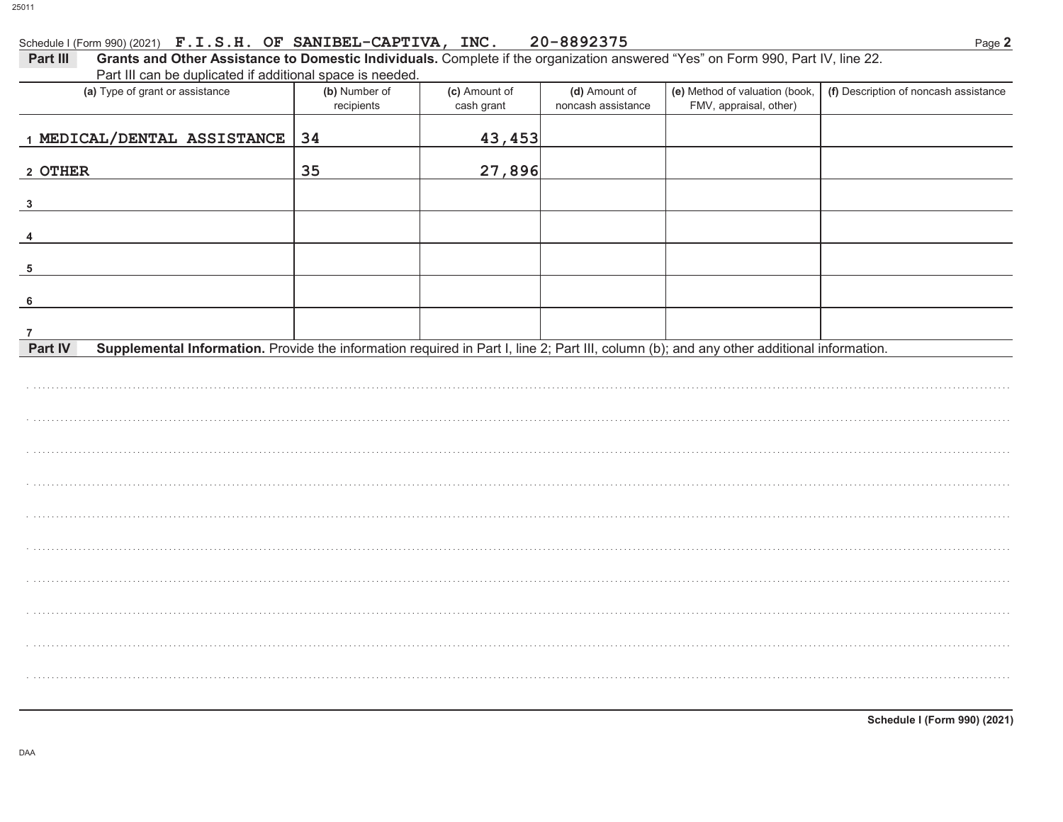Schedule I (Form 990) (2021) F.I.S.H. OF SANIBEL-CAPTIVA, INC. 20-8892375

**Part III** **Grants and Other Assistance to Domestic Individuals.** Complete if the organization answered "Yes" on Form 990, Part IV, line 22. Part III can be duplicated if additional space is needed.

| (a) Type of grant or assistance | (b) Number of recipients | (c) Amount of cash grant | (d) Amount of noncash assistance | (e) Method of valuation (book, FMV, appraisal, other) | (f) Description of noncash assistance |
|---|---|---|---|---|---|
| 1 MEDICAL/DENTAL ASSISTANCE | 34 | 43,453 | | | |
| 2 OTHER | 35 | 27,896 | | | |
| 3 | | | | | |
| 4 | | | | | |
| 5 | | | | | |
| 6 | | | | | |
| 7 | | | | | |

**Part IV** **Supplemental Information.** Provide the information required in Part I, line 2; Part III, column (b); and any other additional information.

Schedule I (Form 990) (2021)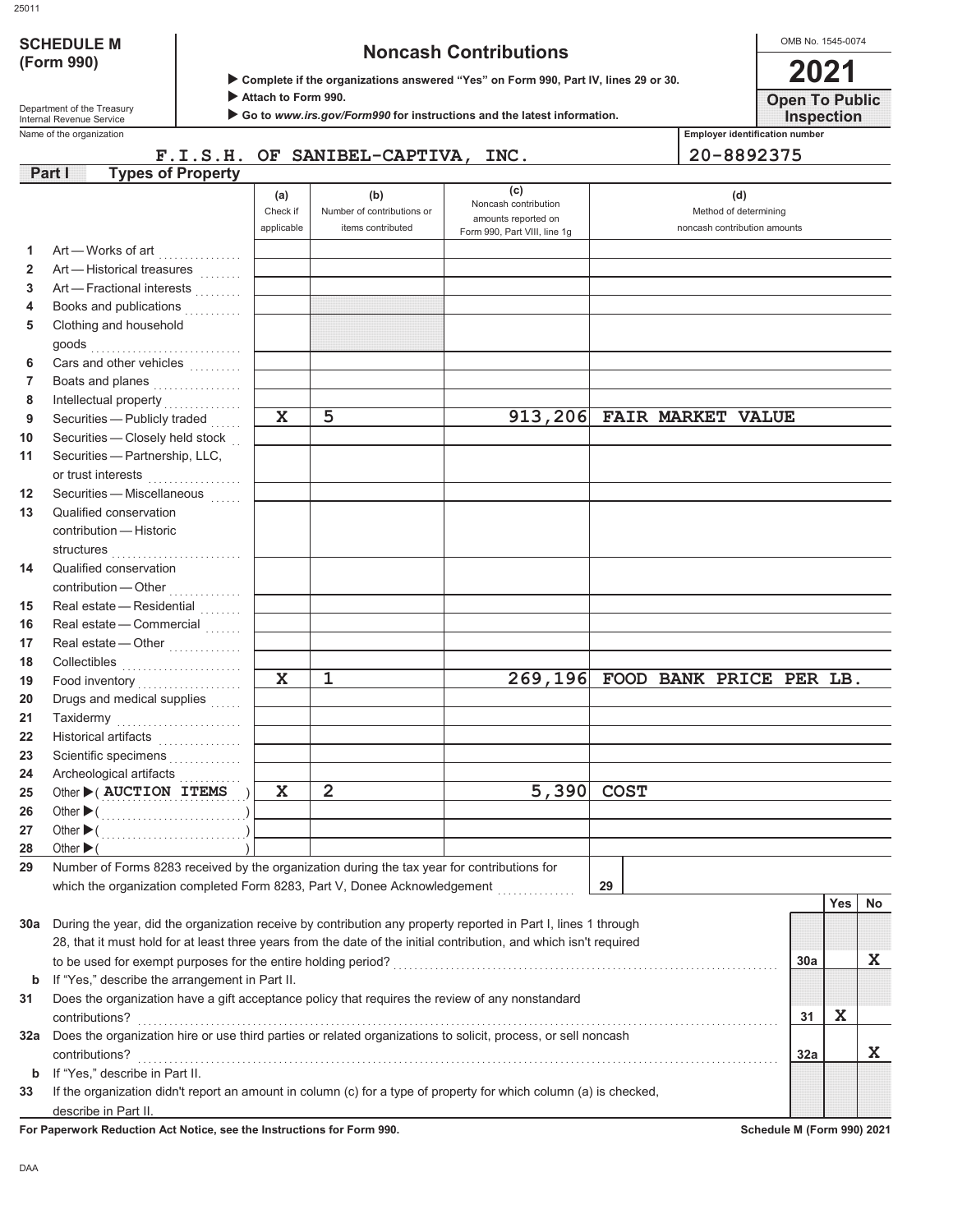# SCHEDULE M (Form 990)

Department of the Treasury
Internal Revenue Service

## Noncash Contributions

▶ Complete if the organizations answered "Yes" on Form 990, Part IV, lines 29 or 30.
▶ Attach to Form 990.
▶ Go to *www.irs.gov/Form990* for instructions and the latest information.

OMB No. 1545-0074

**2021**

**Open To Public Inspection**

Name of the organization: F.I.S.H. OF SANIBEL-CAPTIVA, INC.

Employer identification number: 20-8892375

**Part I — Types of Property**

| | | (a) Check if applicable | (b) Number of contributions or items contributed | (c) Noncash contribution amounts reported on Form 990, Part VIII, line 1g | (d) Method of determining noncash contribution amounts |
|---|---|---|---|---|---|
| 1 | Art — Works of art | | | | |
| 2 | Art — Historical treasures | | | | |
| 3 | Art — Fractional interests | | | | |
| 4 | Books and publications | | | | |
| 5 | Clothing and household goods | | | | |
| 6 | Cars and other vehicles | | | | |
| 7 | Boats and planes | | | | |
| 8 | Intellectual property | | | | |
| 9 | Securities — Publicly traded | X | 5 | 913,206 | FAIR MARKET VALUE |
| 10 | Securities — Closely held stock | | | | |
| 11 | Securities — Partnership, LLC, or trust interests | | | | |
| 12 | Securities — Miscellaneous | | | | |
| 13 | Qualified conservation contribution — Historic structures | | | | |
| 14 | Qualified conservation contribution — Other | | | | |
| 15 | Real estate — Residential | | | | |
| 16 | Real estate — Commercial | | | | |
| 17 | Real estate — Other | | | | |
| 18 | Collectibles | | | | |
| 19 | Food inventory | X | 1 | 269,196 | FOOD BANK PRICE PER LB. |
| 20 | Drugs and medical supplies | | | | |
| 21 | Taxidermy | | | | |
| 22 | Historical artifacts | | | | |
| 23 | Scientific specimens | | | | |
| 24 | Archeological artifacts | | | | |
| 25 | Other ▶ ( AUCTION ITEMS ) | X | 2 | 5,390 | COST |
| 26 | Other ▶ ( ) | | | | |
| 27 | Other ▶ ( ) | | | | |
| 28 | Other ▶ ( ) | | | | |

29 Number of Forms 8283 received by the organization during the tax year for contributions for which the organization completed Form 8283, Part V, Donee Acknowledgement ..... **29**

| | | | Yes | No |
|---|---|---|---|---|
| 30a | During the year, did the organization receive by contribution any property reported in Part I, lines 1 through 28, that it must hold for at least three years from the date of the initial contribution, and which isn't required to be used for exempt purposes for the entire holding period? | 30a | | X |
| b | If "Yes," describe the arrangement in Part II. | | | |
| 31 | Does the organization have a gift acceptance policy that requires the review of any nonstandard contributions? | 31 | X | |
| 32a | Does the organization hire or use third parties or related organizations to solicit, process, or sell noncash contributions? | 32a | | X |
| b | If "Yes," describe in Part II. | | | |
| 33 | If the organization didn't report an amount in column (c) for a type of property for which column (a) is checked, describe in Part II. | | | |

**For Paperwork Reduction Act Notice, see the Instructions for Form 990.** Schedule M (Form 990) 2021

DAA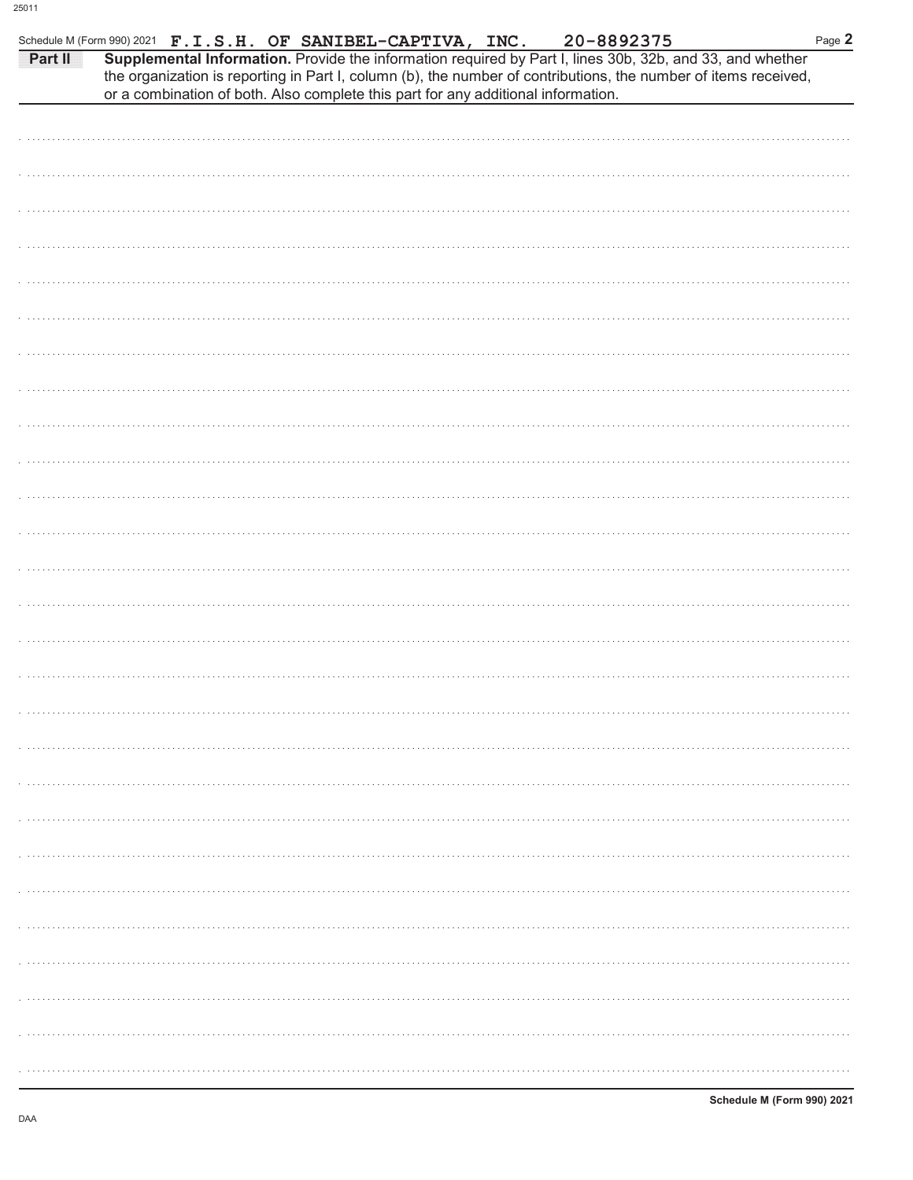Schedule M (Form 990) 2021 F.I.S.H. OF SANIBEL-CAPTIVA, INC. 20-8892375

**Part II** **Supplemental Information.** Provide the information required by Part I, lines 30b, 32b, and 33, and whether the organization is reporting in Part I, column (b), the number of contributions, the number of items received, or a combination of both. Also complete this part for any additional information.

Schedule M (Form 990) 2021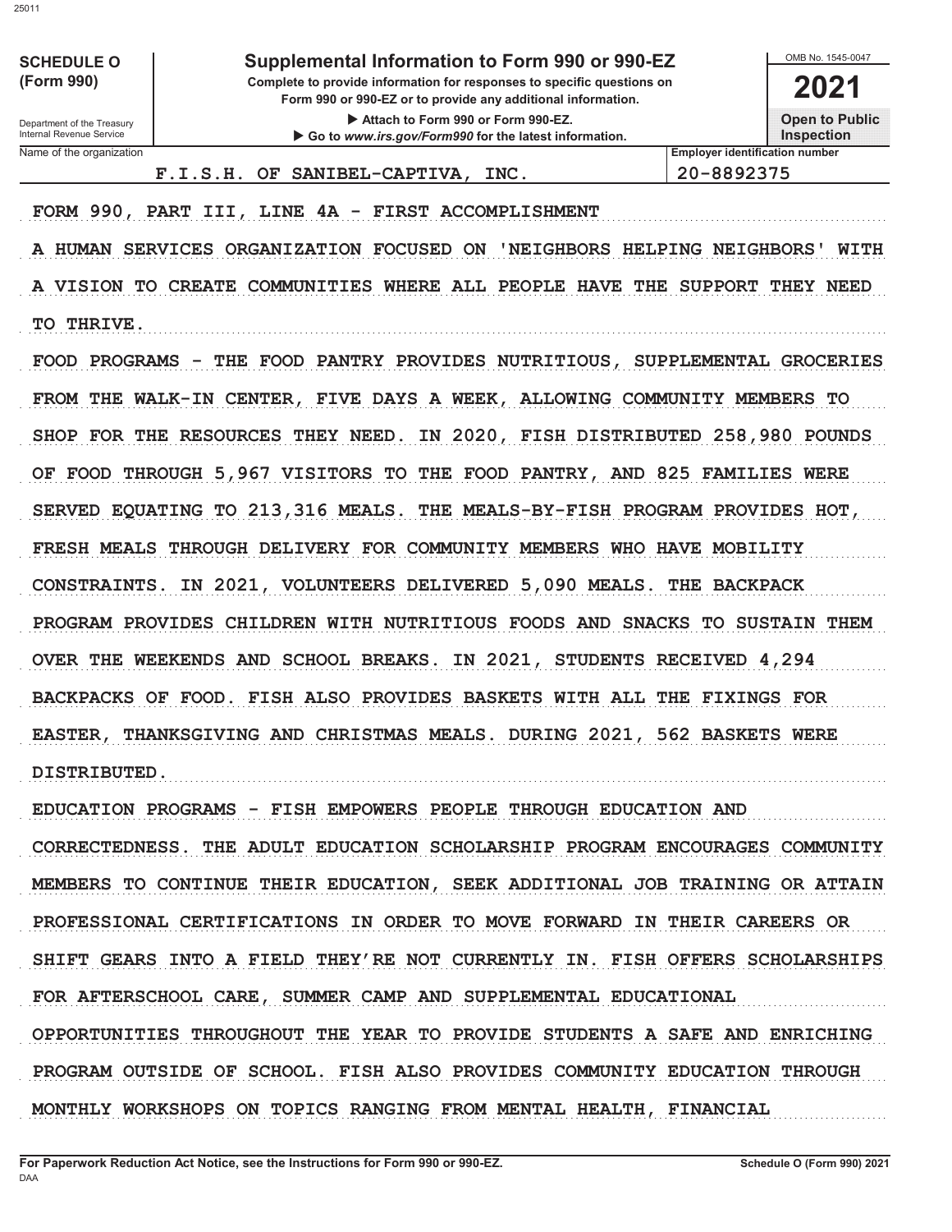**SCHEDULE O (Form 990)**

Department of the Treasury
Internal Revenue Service

# Supplemental Information to Form 990 or 990-EZ

**Complete to provide information for responses to specific questions on Form 990 or 990-EZ or to provide any additional information.**

▶ Attach to Form 990 or Form 990-EZ.

▶ Go to *www.irs.gov/Form990* for the latest information.

OMB No. 1545-0047

**2021**

**Open to Public Inspection**

| Name of the organization | Employer identification number |
|---|---|
| F.I.S.H. OF SANIBEL-CAPTIVA, INC. | 20-8892375 |

FORM 990, PART III, LINE 4A - FIRST ACCOMPLISHMENT

A HUMAN SERVICES ORGANIZATION FOCUSED ON 'NEIGHBORS HELPING NEIGHBORS' WITH A VISION TO CREATE COMMUNITIES WHERE ALL PEOPLE HAVE THE SUPPORT THEY NEED TO THRIVE.

FOOD PROGRAMS - THE FOOD PANTRY PROVIDES NUTRITIOUS, SUPPLEMENTAL GROCERIES FROM THE WALK-IN CENTER, FIVE DAYS A WEEK, ALLOWING COMMUNITY MEMBERS TO SHOP FOR THE RESOURCES THEY NEED. IN 2020, FISH DISTRIBUTED 258,980 POUNDS OF FOOD THROUGH 5,967 VISITORS TO THE FOOD PANTRY, AND 825 FAMILIES WERE SERVED EQUATING TO 213,316 MEALS. THE MEALS-BY-FISH PROGRAM PROVIDES HOT, FRESH MEALS THROUGH DELIVERY FOR COMMUNITY MEMBERS WHO HAVE MOBILITY CONSTRAINTS. IN 2021, VOLUNTEERS DELIVERED 5,090 MEALS. THE BACKPACK PROGRAM PROVIDES CHILDREN WITH NUTRITIOUS FOODS AND SNACKS TO SUSTAIN THEM OVER THE WEEKENDS AND SCHOOL BREAKS. IN 2021, STUDENTS RECEIVED 4,294 BACKPACKS OF FOOD. FISH ALSO PROVIDES BASKETS WITH ALL THE FIXINGS FOR EASTER, THANKSGIVING AND CHRISTMAS MEALS. DURING 2021, 562 BASKETS WERE DISTRIBUTED.

EDUCATION PROGRAMS - FISH EMPOWERS PEOPLE THROUGH EDUCATION AND CORRECTEDNESS. THE ADULT EDUCATION SCHOLARSHIP PROGRAM ENCOURAGES COMMUNITY MEMBERS TO CONTINUE THEIR EDUCATION, SEEK ADDITIONAL JOB TRAINING OR ATTAIN PROFESSIONAL CERTIFICATIONS IN ORDER TO MOVE FORWARD IN THEIR CAREERS OR SHIFT GEARS INTO A FIELD THEY'RE NOT CURRENTLY IN. FISH OFFERS SCHOLARSHIPS FOR AFTERSCHOOL CARE, SUMMER CAMP AND SUPPLEMENTAL EDUCATIONAL OPPORTUNITIES THROUGHOUT THE YEAR TO PROVIDE STUDENTS A SAFE AND ENRICHING PROGRAM OUTSIDE OF SCHOOL. FISH ALSO PROVIDES COMMUNITY EDUCATION THROUGH MONTHLY WORKSHOPS ON TOPICS RANGING FROM MENTAL HEALTH, FINANCIAL

**For Paperwork Reduction Act Notice, see the Instructions for Form 990 or 990-EZ.** DAA **Schedule O (Form 990) 2021**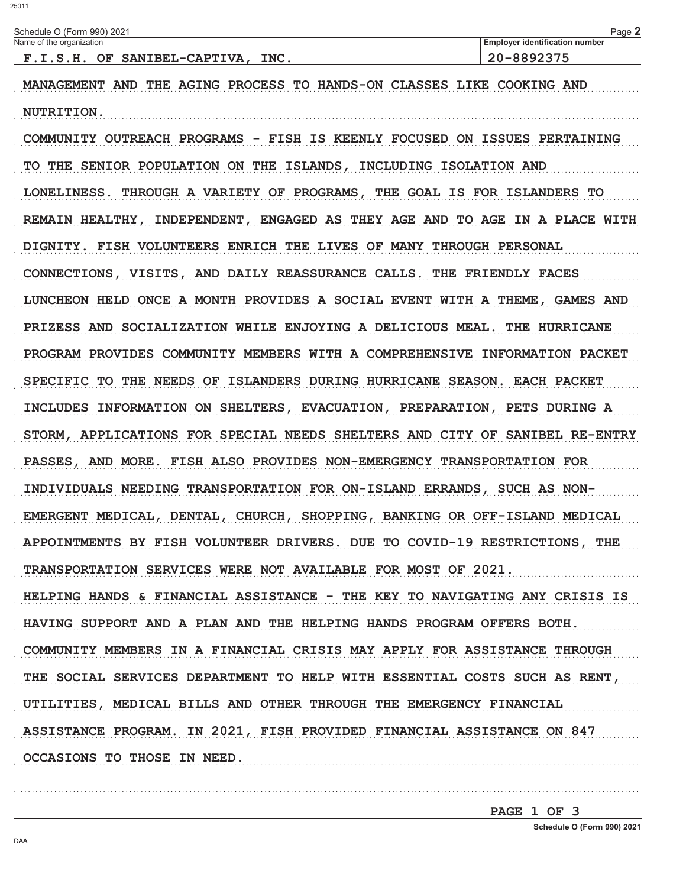Schedule O (Form 990) 2021

| Name of the organization | Employer identification number |
|---|---|
| F.I.S.H. OF SANIBEL-CAPTIVA, INC. | 20-8892375 |

MANAGEMENT AND THE AGING PROCESS TO HANDS-ON CLASSES LIKE COOKING AND NUTRITION.

COMMUNITY OUTREACH PROGRAMS - FISH IS KEENLY FOCUSED ON ISSUES PERTAINING TO THE SENIOR POPULATION ON THE ISLANDS, INCLUDING ISOLATION AND LONELINESS. THROUGH A VARIETY OF PROGRAMS, THE GOAL IS FOR ISLANDERS TO REMAIN HEALTHY, INDEPENDENT, ENGAGED AS THEY AGE AND TO AGE IN A PLACE WITH DIGNITY. FISH VOLUNTEERS ENRICH THE LIVES OF MANY THROUGH PERSONAL CONNECTIONS, VISITS, AND DAILY REASSURANCE CALLS. THE FRIENDLY FACES LUNCHEON HELD ONCE A MONTH PROVIDES A SOCIAL EVENT WITH A THEME, GAMES AND PRIZESS AND SOCIALIZATION WHILE ENJOYING A DELICIOUS MEAL. THE HURRICANE PROGRAM PROVIDES COMMUNITY MEMBERS WITH A COMPREHENSIVE INFORMATION PACKET SPECIFIC TO THE NEEDS OF ISLANDERS DURING HURRICANE SEASON. EACH PACKET INCLUDES INFORMATION ON SHELTERS, EVACUATION, PREPARATION, PETS DURING A STORM, APPLICATIONS FOR SPECIAL NEEDS SHELTERS AND CITY OF SANIBEL RE-ENTRY PASSES, AND MORE. FISH ALSO PROVIDES NON-EMERGENCY TRANSPORTATION FOR INDIVIDUALS NEEDING TRANSPORTATION FOR ON-ISLAND ERRANDS, SUCH AS NON-EMERGENT MEDICAL, DENTAL, CHURCH, SHOPPING, BANKING OR OFF-ISLAND MEDICAL APPOINTMENTS BY FISH VOLUNTEER DRIVERS. DUE TO COVID-19 RESTRICTIONS, THE TRANSPORTATION SERVICES WERE NOT AVAILABLE FOR MOST OF 2021.

HELPING HANDS & FINANCIAL ASSISTANCE - THE KEY TO NAVIGATING ANY CRISIS IS HAVING SUPPORT AND A PLAN AND THE HELPING HANDS PROGRAM OFFERS BOTH. COMMUNITY MEMBERS IN A FINANCIAL CRISIS MAY APPLY FOR ASSISTANCE THROUGH THE SOCIAL SERVICES DEPARTMENT TO HELP WITH ESSENTIAL COSTS SUCH AS RENT, UTILITIES, MEDICAL BILLS AND OTHER THROUGH THE EMERGENCY FINANCIAL ASSISTANCE PROGRAM. IN 2021, FISH PROVIDED FINANCIAL ASSISTANCE ON 847 OCCASIONS TO THOSE IN NEED.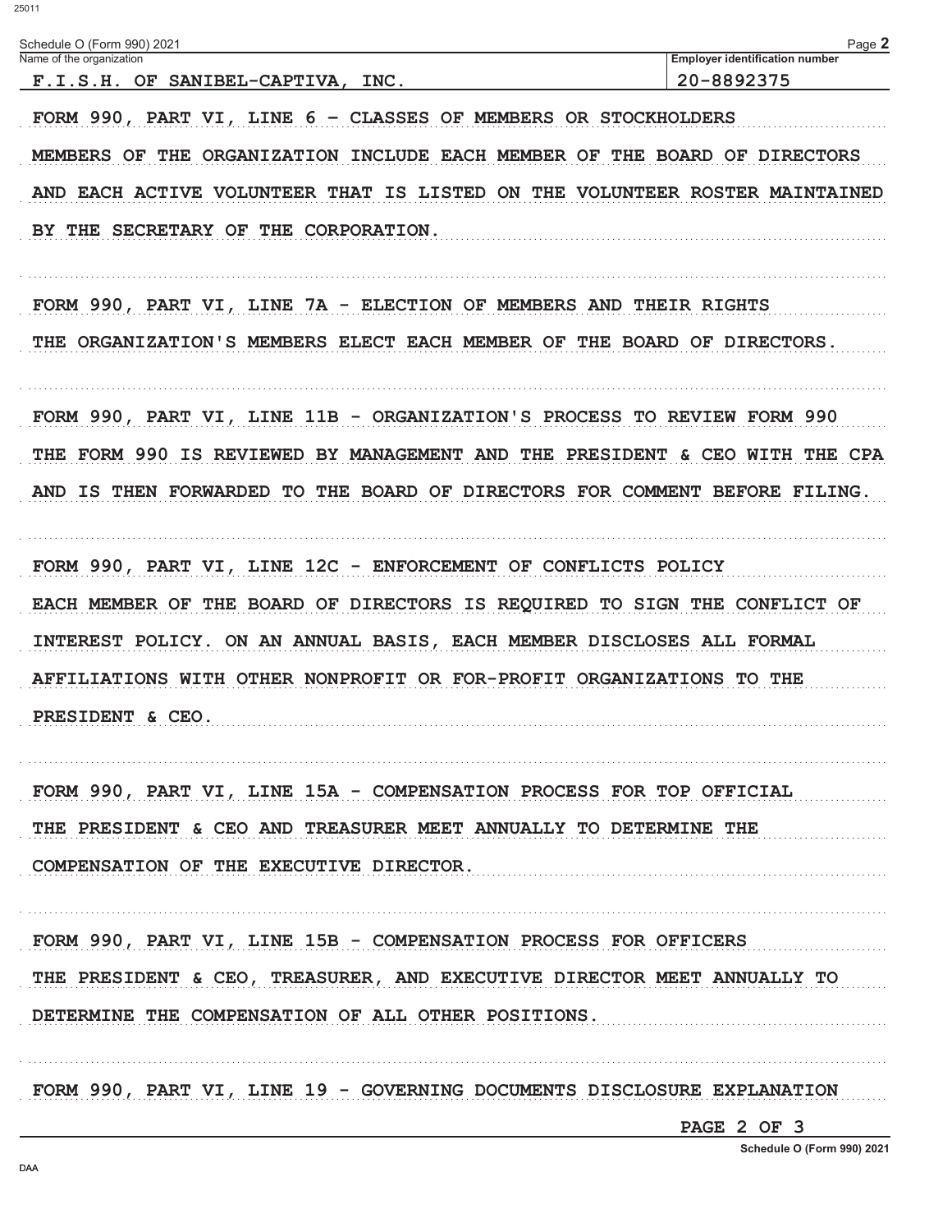Schedule O (Form 990) 2021

| Name of the organization | Employer identification number |
| --- | --- |
| F.I.S.H. OF SANIBEL-CAPTIVA, INC. | 20-8892375 |

FORM 990, PART VI, LINE 6 - CLASSES OF MEMBERS OR STOCKHOLDERS

MEMBERS OF THE ORGANIZATION INCLUDE EACH MEMBER OF THE BOARD OF DIRECTORS AND EACH ACTIVE VOLUNTEER THAT IS LISTED ON THE VOLUNTEER ROSTER MAINTAINED BY THE SECRETARY OF THE CORPORATION.

FORM 990, PART VI, LINE 7A - ELECTION OF MEMBERS AND THEIR RIGHTS

THE ORGANIZATION'S MEMBERS ELECT EACH MEMBER OF THE BOARD OF DIRECTORS.

FORM 990, PART VI, LINE 11B - ORGANIZATION'S PROCESS TO REVIEW FORM 990

THE FORM 990 IS REVIEWED BY MANAGEMENT AND THE PRESIDENT & CEO WITH THE CPA AND IS THEN FORWARDED TO THE BOARD OF DIRECTORS FOR COMMENT BEFORE FILING.

FORM 990, PART VI, LINE 12C - ENFORCEMENT OF CONFLICTS POLICY

EACH MEMBER OF THE BOARD OF DIRECTORS IS REQUIRED TO SIGN THE CONFLICT OF INTEREST POLICY. ON AN ANNUAL BASIS, EACH MEMBER DISCLOSES ALL FORMAL AFFILIATIONS WITH OTHER NONPROFIT OR FOR-PROFIT ORGANIZATIONS TO THE PRESIDENT & CEO.

FORM 990, PART VI, LINE 15A - COMPENSATION PROCESS FOR TOP OFFICIAL

THE PRESIDENT & CEO AND TREASURER MEET ANNUALLY TO DETERMINE THE COMPENSATION OF THE EXECUTIVE DIRECTOR.

FORM 990, PART VI, LINE 15B - COMPENSATION PROCESS FOR OFFICERS

THE PRESIDENT & CEO, TREASURER, AND EXECUTIVE DIRECTOR MEET ANNUALLY TO DETERMINE THE COMPENSATION OF ALL OTHER POSITIONS.

FORM 990, PART VI, LINE 19 - GOVERNING DOCUMENTS DISCLOSURE EXPLANATION

PAGE 2 OF 3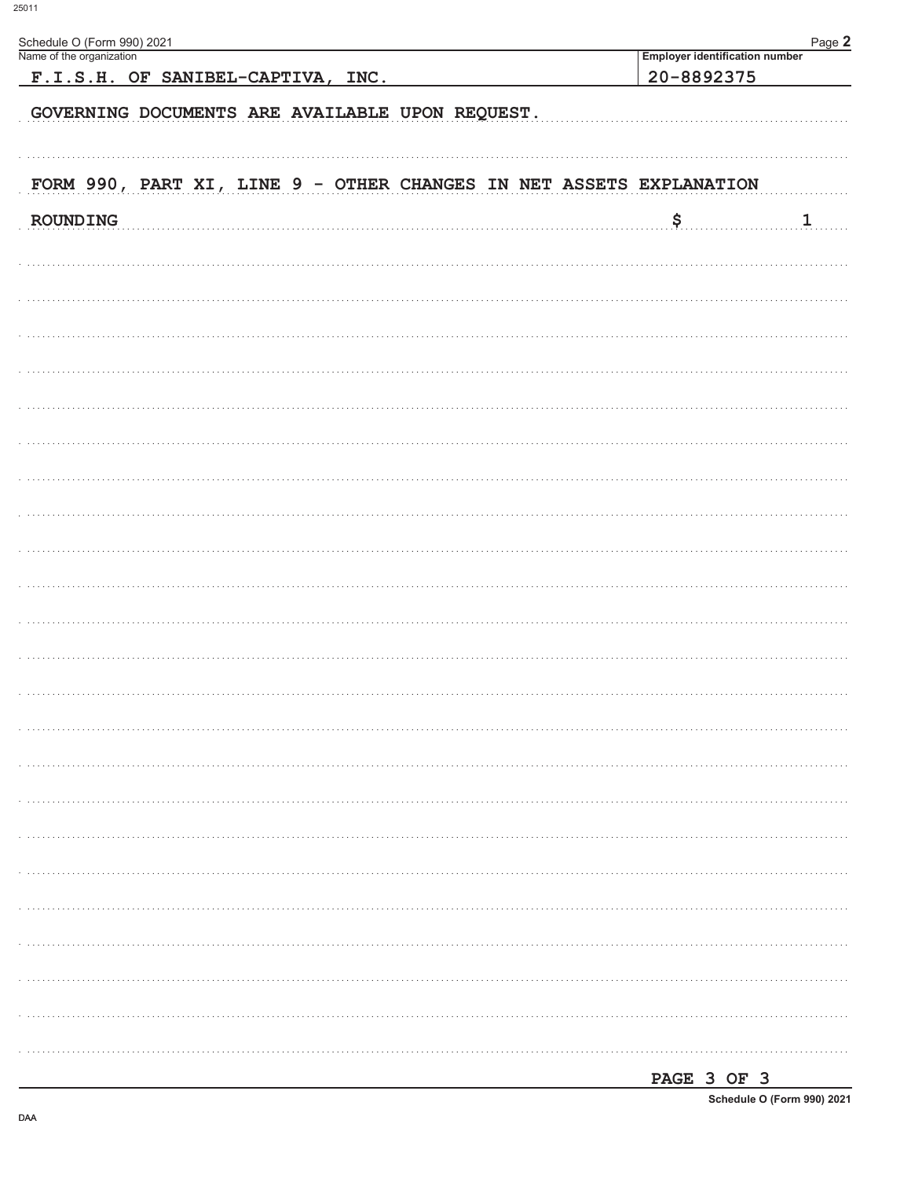Schedule O (Form 990) 2021 Page **2**

| Name of the organization | Employer identification number |
|---|---|
| F.I.S.H. OF SANIBEL-CAPTIVA, INC. | 20-8892375 |

GOVERNING DOCUMENTS ARE AVAILABLE UPON REQUEST.

FORM 990, PART XI, LINE 9 - OTHER CHANGES IN NET ASSETS EXPLANATION

ROUNDING $ 1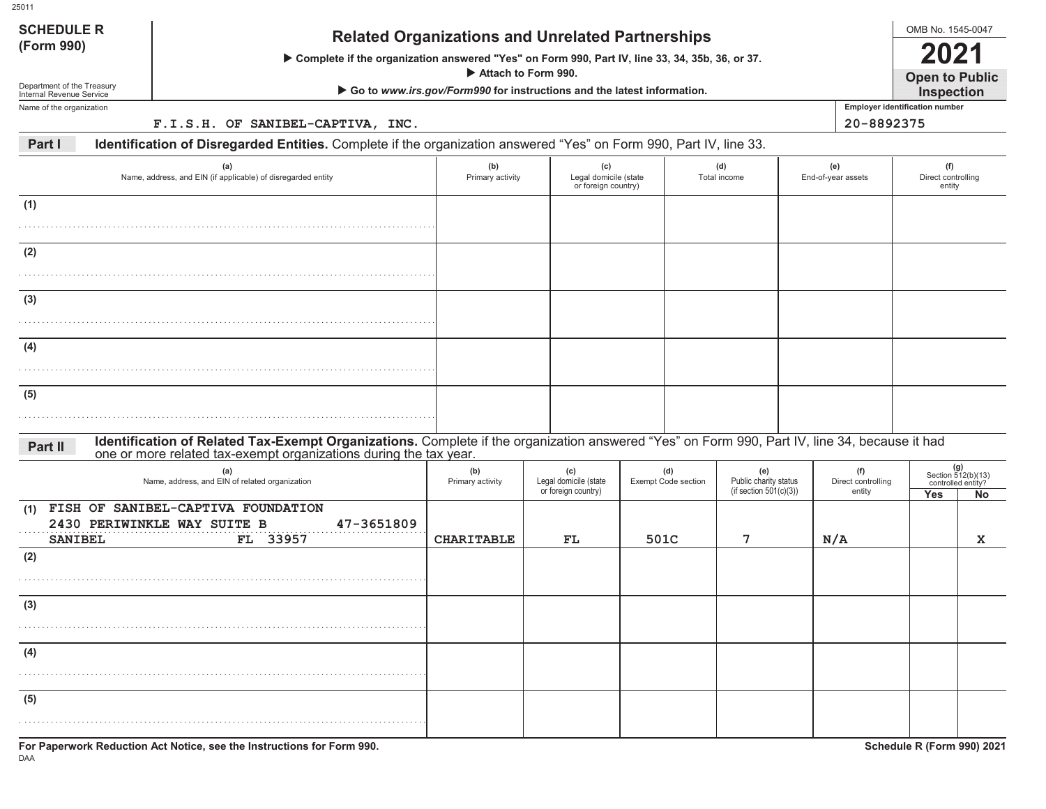# SCHEDULE R (Form 990)

## Related Organizations and Unrelated Partnerships

▶ Complete if the organization answered "Yes" on Form 990, Part IV, line 33, 34, 35b, 36, or 37.

▶ Attach to Form 990.

▶ Go to *www.irs.gov/Form990* for instructions and the latest information.

OMB No. 1545-0047

**2021**

**Open to Public Inspection**

Department of the Treasury
Internal Revenue Service

Name of the organization: F.I.S.H. OF SANIBEL-CAPTIVA, INC.

Employer identification number: 20-8892375

### Part I — Identification of Disregarded Entities. Complete if the organization answered "Yes" on Form 990, Part IV, line 33.

| | (a) Name, address, and EIN (if applicable) of disregarded entity | (b) Primary activity | (c) Legal domicile (state or foreign country) | (d) Total income | (e) End-of-year assets | (f) Direct controlling entity |
|---|---|---|---|---|---|---|
| (1) | | | | | | |
| (2) | | | | | | |
| (3) | | | | | | |
| (4) | | | | | | |
| (5) | | | | | | |

### Part II — Identification of Related Tax-Exempt Organizations. Complete if the organization answered "Yes" on Form 990, Part IV, line 34, because it had one or more related tax-exempt organizations during the tax year.

| | (a) Name, address, and EIN of related organization | (b) Primary activity | (c) Legal domicile (state or foreign country) | (d) Exempt Code section | (e) Public charity status (if section 501(c)(3)) | (f) Direct controlling entity | (g) Section 512(b)(13) controlled entity? Yes | No |
|---|---|---|---|---|---|---|---|---|
| (1) | FISH OF SANIBEL-CAPTIVA FOUNDATION<br>2430 PERIWINKLE WAY SUITE B 47-3651809<br>SANIBEL FL 33957 | CHARITABLE | FL | 501C | 7 | N/A | | X |
| (2) | | | | | | | | |
| (3) | | | | | | | | |
| (4) | | | | | | | | |
| (5) | | | | | | | | |

For Paperwork Reduction Act Notice, see the Instructions for Form 990.

Schedule R (Form 990) 2021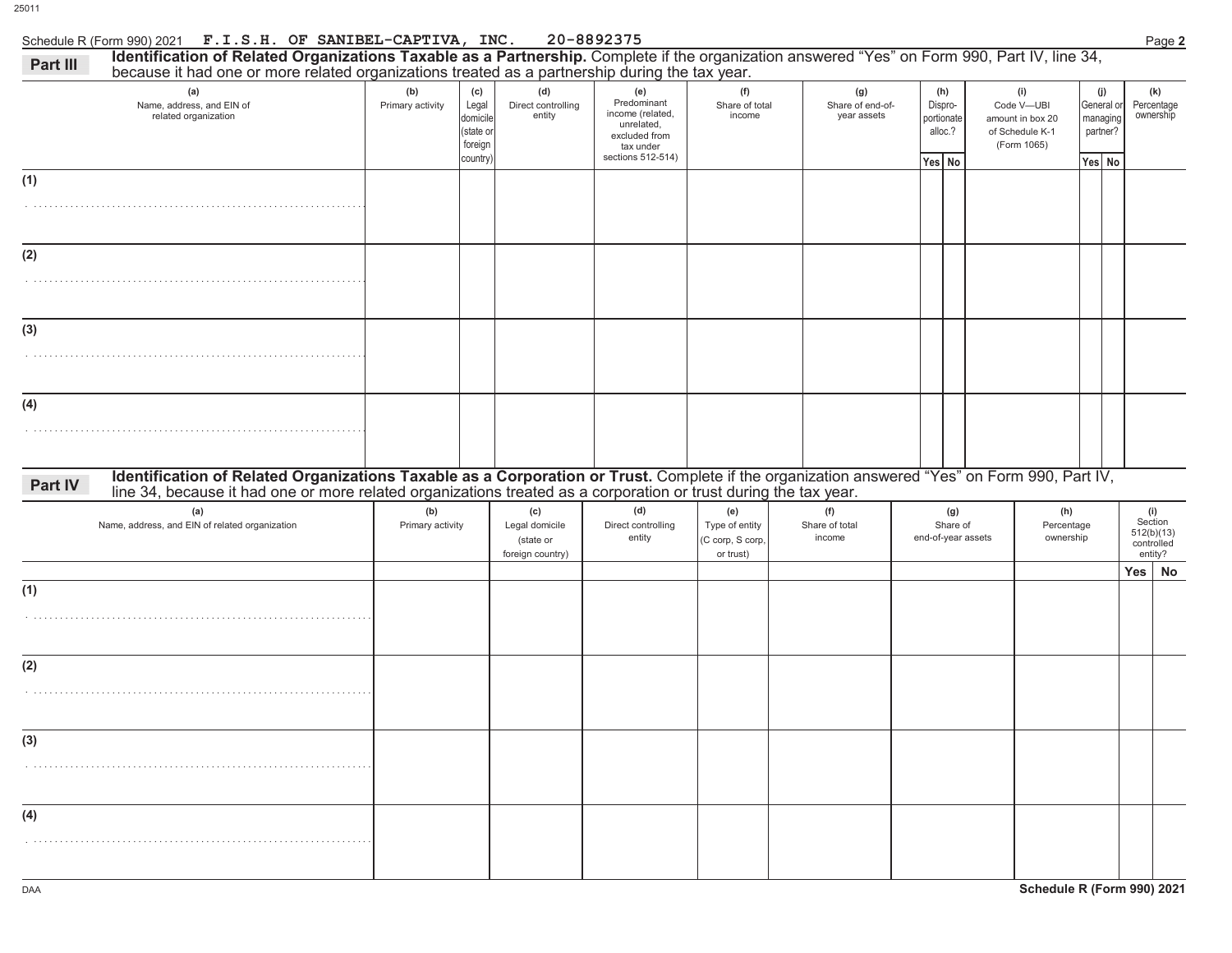Schedule R (Form 990) 2021 F.I.S.H. OF SANIBEL-CAPTIVA, INC. 20-8892375 Page **2**

## Part III Identification of Related Organizations Taxable as a Partnership.

Complete if the organization answered "Yes" on Form 990, Part IV, line 34, because it had one or more related organizations treated as a partnership during the tax year.

| (a) Name, address, and EIN of related organization | (b) Primary activity | (c) Legal domicile (state or foreign country) | (d) Direct controlling entity | (e) Predominant income (related, unrelated, excluded from tax under sections 512-514) | (f) Share of total income | (g) Share of end-of-year assets | (h) Dispro-portionate alloc.? Yes | (h) No | (i) Code V—UBI amount in box 20 of Schedule K-1 (Form 1065) | (j) General or managing partner? Yes | (j) No | (k) Percentage ownership |
|---|---|---|---|---|---|---|---|---|---|---|---|---|
| (1) | | | | | | | | | | | | |
| (2) | | | | | | | | | | | | |
| (3) | | | | | | | | | | | | |
| (4) | | | | | | | | | | | | |

## Part IV Identification of Related Organizations Taxable as a Corporation or Trust.

Complete if the organization answered "Yes" on Form 990, Part IV, line 34, because it had one or more related organizations treated as a corporation or trust during the tax year.

| (a) Name, address, and EIN of related organization | (b) Primary activity | (c) Legal domicile (state or foreign country) | (d) Direct controlling entity | (e) Type of entity (C corp, S corp, or trust) | (f) Share of total income | (g) Share of end-of-year assets | (h) Percentage ownership | (i) Section 512(b)(13) controlled entity? Yes | (i) No |
|---|---|---|---|---|---|---|---|---|---|
| (1) | | | | | | | | | |
| (2) | | | | | | | | | |
| (3) | | | | | | | | | |
| (4) | | | | | | | | | |

DAA **Schedule R (Form 990) 2021**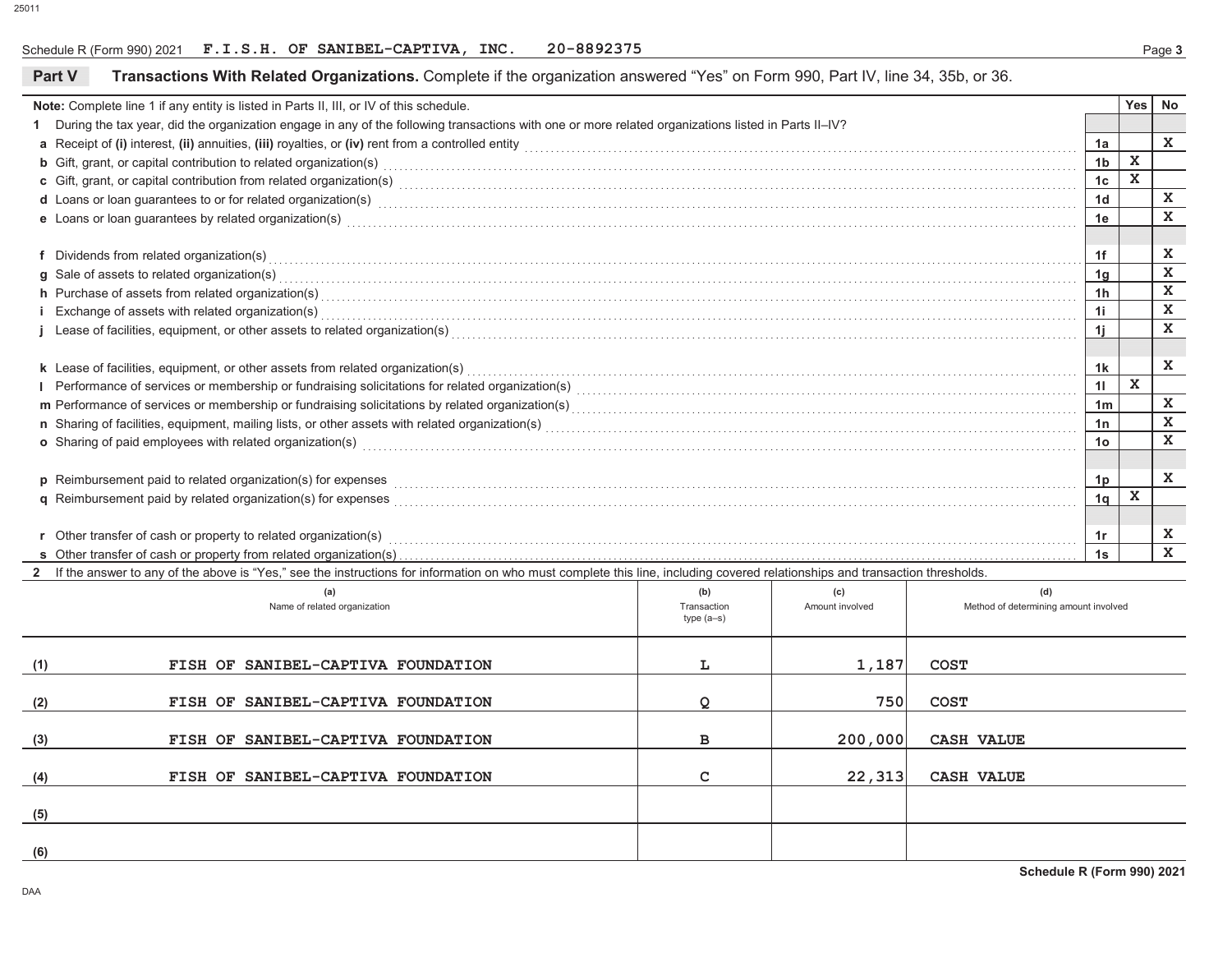Schedule R (Form 990) 2021 **F.I.S.H. OF SANIBEL-CAPTIVA, INC.** **20-8892375**

## Part V Transactions With Related Organizations.

Complete if the organization answered "Yes" on Form 990, Part IV, line 34, 35b, or 36.

**Note:** Complete line 1 if any entity is listed in Parts II, III, or IV of this schedule.

| | | Line | Yes | No |
|---|---|---|---|---|
| **1** | During the tax year, did the organization engage in any of the following transactions with one or more related organizations listed in Parts II–IV? | | | |
| **a** | Receipt of **(i)** interest, **(ii)** annuities, **(iii)** royalties, or **(iv)** rent from a controlled entity | 1a | | X |
| **b** | Gift, grant, or capital contribution to related organization(s) | 1b | X | |
| **c** | Gift, grant, or capital contribution from related organization(s) | 1c | X | |
| **d** | Loans or loan guarantees to or for related organization(s) | 1d | | X |
| **e** | Loans or loan guarantees by related organization(s) | 1e | | X |
| **f** | Dividends from related organization(s) | 1f | | X |
| **g** | Sale of assets to related organization(s) | 1g | | X |
| **h** | Purchase of assets from related organization(s) | 1h | | X |
| **i** | Exchange of assets with related organization(s) | 1i | | X |
| **j** | Lease of facilities, equipment, or other assets to related organization(s) | 1j | | X |
| **k** | Lease of facilities, equipment, or other assets from related organization(s) | 1k | | X |
| **l** | Performance of services or membership or fundraising solicitations for related organization(s) | 1l | X | |
| **m** | Performance of services or membership or fundraising solicitations by related organization(s) | 1m | | X |
| **n** | Sharing of facilities, equipment, mailing lists, or other assets with related organization(s) | 1n | | X |
| **o** | Sharing of paid employees with related organization(s) | 1o | | X |
| **p** | Reimbursement paid to related organization(s) for expenses | 1p | | X |
| **q** | Reimbursement paid by related organization(s) for expenses | 1q | X | |
| **r** | Other transfer of cash or property to related organization(s) | 1r | | X |
| **s** | Other transfer of cash or property from related organization(s) | 1s | | X |

**2** If the answer to any of the above is "Yes," see the instructions for information on who must complete this line, including covered relationships and transaction thresholds.

| | (a) Name of related organization | (b) Transaction type (a–s) | (c) Amount involved | (d) Method of determining amount involved |
|---|---|---|---|---|
| (1) | FISH OF SANIBEL-CAPTIVA FOUNDATION | L | 1,187 | COST |
| (2) | FISH OF SANIBEL-CAPTIVA FOUNDATION | Q | 750 | COST |
| (3) | FISH OF SANIBEL-CAPTIVA FOUNDATION | B | 200,000 | CASH VALUE |
| (4) | FISH OF SANIBEL-CAPTIVA FOUNDATION | C | 22,313 | CASH VALUE |
| (5) | | | | |
| (6) | | | | |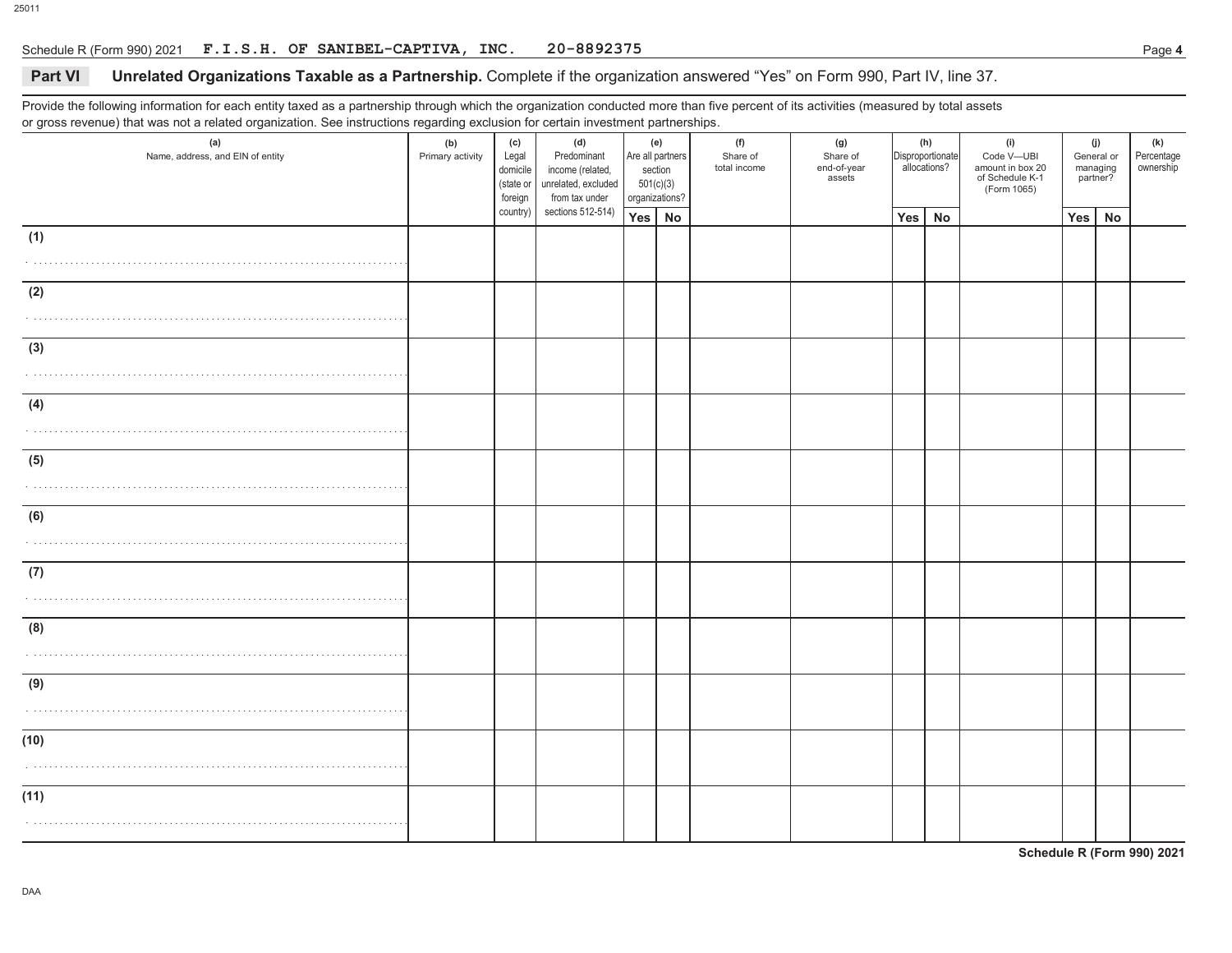Schedule R (Form 990) 2021 F.I.S.H. OF SANIBEL-CAPTIVA, INC. 20-8892375

## Part VI Unrelated Organizations Taxable as a Partnership. 

Complete if the organization answered "Yes" on Form 990, Part IV, line 37.

Provide the following information for each entity taxed as a partnership through which the organization conducted more than five percent of its activities (measured by total assets or gross revenue) that was not a related organization. See instructions regarding exclusion for certain investment partnerships.

| (a) Name, address, and EIN of entity | (b) Primary activity | (c) Legal domicile (state or foreign country) | (d) Predominant income (related, unrelated, excluded from tax under sections 512-514) | (e) Are all partners section 501(c)(3) organizations? | | (f) Share of total income | (g) Share of end-of-year assets | (h) Disproportionate allocations? | | (i) Code V—UBI amount in box 20 of Schedule K-1 (Form 1065) | (j) General or managing partner? | | (k) Percentage ownership |
|---|---|---|---|---|---|---|---|---|---|---|---|---|---|
| | | | | Yes | No | | | Yes | No | | Yes | No | |
| (1) | | | | | | | | | | | | | |
| (2) | | | | | | | | | | | | | |
| (3) | | | | | | | | | | | | | |
| (4) | | | | | | | | | | | | | |
| (5) | | | | | | | | | | | | | |
| (6) | | | | | | | | | | | | | |
| (7) | | | | | | | | | | | | | |
| (8) | | | | | | | | | | | | | |
| (9) | | | | | | | | | | | | | |
| (10) | | | | | | | | | | | | | |
| (11) | | | | | | | | | | | | | |

Schedule R (Form 990) 2021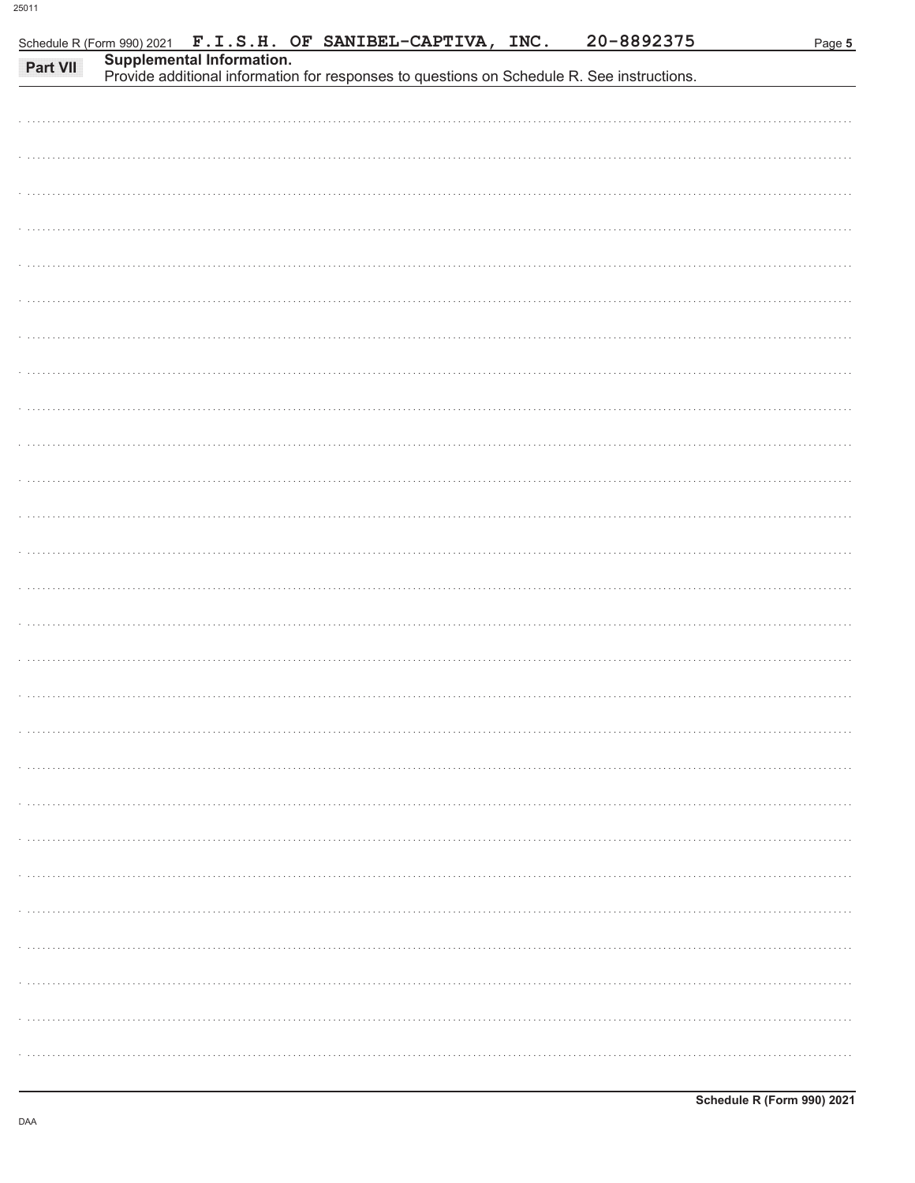Schedule R (Form 990) 2021 F.I.S.H. OF SANIBEL-CAPTIVA, INC. 20-8892375

**Part VII Supplemental Information.**
Provide additional information for responses to questions on Schedule R. See instructions.

DAA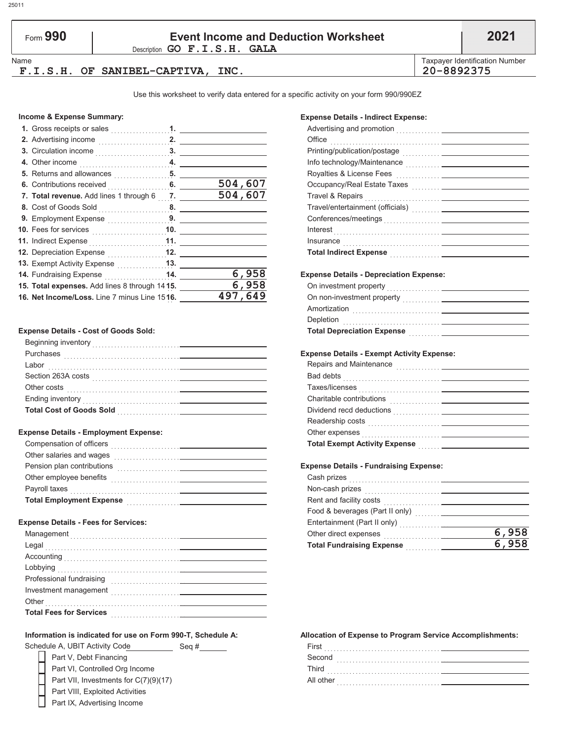# Form 990 — Event Income and Deduction Worksheet — 2021

Description: GO F.I.S.H. GALA

Name: F.I.S.H. OF SANIBEL-CAPTIVA, INC.

Taxpayer Identification Number: 20-8892375

Use this worksheet to verify data entered for a specific activity on your form 990/990EZ

### Income & Expense Summary:

| Line | Description | Amount |
|---|---|---|
| 1. | Gross receipts or sales | |
| 2. | Advertising income | |
| 3. | Circulation income | |
| 4. | Other income | |
| 5. | Returns and allowances | |
| 6. | Contributions received | 504,607 |
| 7. | **Total revenue.** Add lines 1 through 6 | 504,607 |
| 8. | Cost of Goods Sold | |
| 9. | Employment Expense | |
| 10. | Fees for services | |
| 11. | Indirect Expense | |
| 12. | Depreciation Expense | |
| 13. | Exempt Activity Expense | |
| 14. | Fundraising Expense | 6,958 |
| 15. | **Total expenses.** Add lines 8 through 14 | 6,958 |
| 16. | **Net Income/Loss.** Line 7 minus Line 15 | 497,649 |

### Expense Details - Cost of Goods Sold:

| Item | Amount |
|---|---|
| Beginning inventory | |
| Purchases | |
| Labor | |
| Section 263A costs | |
| Other costs | |
| Ending inventory | |
| **Total Cost of Goods Sold** | |

### Expense Details - Employment Expense:

| Item | Amount |
|---|---|
| Compensation of officers | |
| Other salaries and wages | |
| Pension plan contributions | |
| Other employee benefits | |
| Payroll taxes | |
| **Total Employment Expense** | |

### Expense Details - Fees for Services:

| Item | Amount |
|---|---|
| Management | |
| Legal | |
| Accounting | |
| Lobbying | |
| Professional fundraising | |
| Investment management | |
| Other | |
| **Total Fees for Services** | |

### Expense Details - Indirect Expense:

| Item | Amount |
|---|---|
| Advertising and promotion | |
| Office | |
| Printing/publication/postage | |
| Info technology/Maintenance | |
| Royalties & License Fees | |
| Occupancy/Real Estate Taxes | |
| Travel & Repairs | |
| Travel/entertainment (officials) | |
| Conferences/meetings | |
| Interest | |
| Insurance | |
| **Total Indirect Expense** | |

### Expense Details - Depreciation Expense:

| Item | Amount |
|---|---|
| On investment property | |
| On non-investment property | |
| Amortization | |
| Depletion | |
| **Total Depreciation Expense** | |

### Expense Details - Exempt Activity Expense:

| Item | Amount |
|---|---|
| Repairs and Maintenance | |
| Bad debts | |
| Taxes/licenses | |
| Charitable contributions | |
| Dividend recd deductions | |
| Readership costs | |
| Other expenses | |
| **Total Exempt Activity Expense** | |

### Expense Details - Fundraising Expense:

| Item | Amount |
|---|---|
| Cash prizes | |
| Non-cash prizes | |
| Rent and facility costs | |
| Food & beverages (Part II only) | |
| Entertainment (Part II only) | |
| Other direct expenses | 6,958 |
| **Total Fundraising Expense** | 6,958 |

### Information is indicated for use on Form 990-T, Schedule A:

Schedule A, UBIT Activity Code ________ Seq # ______

- [ ] Part V, Debt Financing
- [ ] Part VI, Controlled Org Income
- [ ] Part VII, Investments for C(7)(9)(17)
- [ ] Part VIII, Exploited Activities
- [ ] Part IX, Advertising Income

### Allocation of Expense to Program Service Accomplishments:

| Item | Amount |
|---|---|
| First | |
| Second | |
| Third | |
| All other | |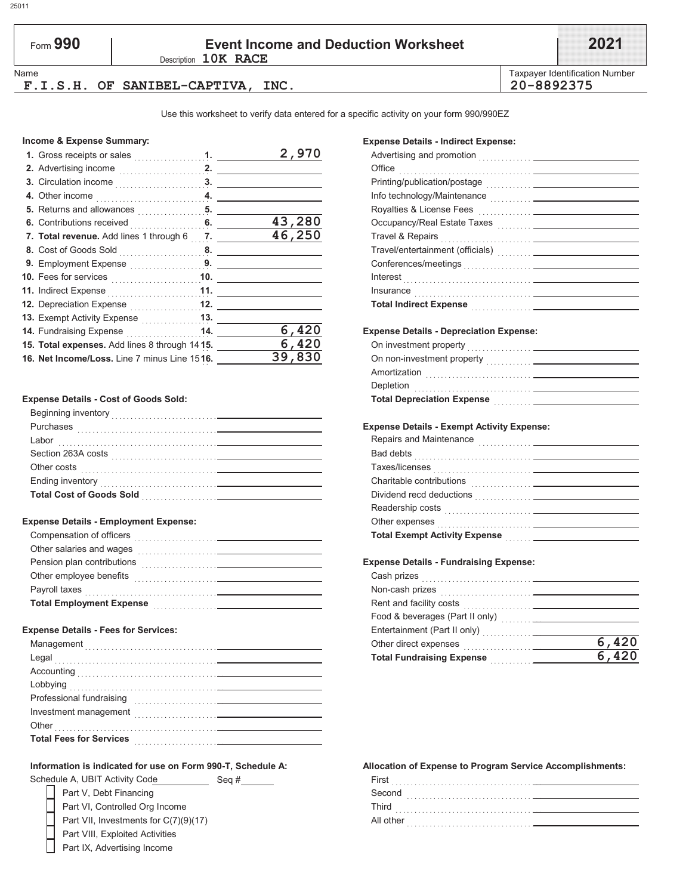25011

Form **990**

# Event Income and Deduction Worksheet

Description **10K RACE**

**2021**

Name: **F.I.S.H. OF SANIBEL-CAPTIVA, INC.**

Taxpayer Identification Number: **20-8892375**

Use this worksheet to verify data entered for a specific activity on your form 990/990EZ

### Income & Expense Summary:

| | Line | Amount |
|---|---|---|
| 1. Gross receipts or sales | 1. | 2,970 |
| 2. Advertising income | 2. | |
| 3. Circulation income | 3. | |
| 4. Other income | 4. | |
| 5. Returns and allowances | 5. | |
| 6. Contributions received | 6. | 43,280 |
| 7. **Total revenue.** Add lines 1 through 6 | 7. | 46,250 |
| 8. Cost of Goods Sold | 8. | |
| 9. Employment Expense | 9. | |
| 10. Fees for services | 10. | |
| 11. Indirect Expense | 11. | |
| 12. Depreciation Expense | 12. | |
| 13. Exempt Activity Expense | 13. | |
| 14. Fundraising Expense | 14. | 6,420 |
| 15. **Total expenses.** Add lines 8 through 14 | 15. | 6,420 |
| 16. **Net Income/Loss.** Line 7 minus Line 15 | 16. | 39,830 |

### Expense Details - Cost of Goods Sold:

| | |
|---|---|
| Beginning inventory | |
| Purchases | |
| Labor | |
| Section 263A costs | |
| Other costs | |
| Ending inventory | |
| **Total Cost of Goods Sold** | |

### Expense Details - Employment Expense:

| | |
|---|---|
| Compensation of officers | |
| Other salaries and wages | |
| Pension plan contributions | |
| Other employee benefits | |
| Payroll taxes | |
| **Total Employment Expense** | |

### Expense Details - Fees for Services:

| | |
|---|---|
| Management | |
| Legal | |
| Accounting | |
| Lobbying | |
| Professional fundraising | |
| Investment management | |
| Other | |
| **Total Fees for Services** | |

### Expense Details - Indirect Expense:

| | |
|---|---|
| Advertising and promotion | |
| Office | |
| Printing/publication/postage | |
| Info technology/Maintenance | |
| Royalties & License Fees | |
| Occupancy/Real Estate Taxes | |
| Travel & Repairs | |
| Travel/entertainment (officials) | |
| Conferences/meetings | |
| Interest | |
| Insurance | |
| **Total Indirect Expense** | |

### Expense Details - Depreciation Expense:

| | |
|---|---|
| On investment property | |
| On non-investment property | |
| Amortization | |
| Depletion | |
| **Total Depreciation Expense** | |

### Expense Details - Exempt Activity Expense:

| | |
|---|---|
| Repairs and Maintenance | |
| Bad debts | |
| Taxes/licenses | |
| Charitable contributions | |
| Dividend recd deductions | |
| Readership costs | |
| Other expenses | |
| **Total Exempt Activity Expense** | |

### Expense Details - Fundraising Expense:

| | |
|---|---|
| Cash prizes | |
| Non-cash prizes | |
| Rent and facility costs | |
| Food & beverages (Part II only) | |
| Entertainment (Part II only) | |
| Other direct expenses | 6,420 |
| **Total Fundraising Expense** | 6,420 |

### Information is indicated for use on Form 990-T, Schedule A:

Schedule A, UBIT Activity Code\_\_\_\_\_\_ Seq #\_\_\_\_\_\_

- [ ] Part V, Debt Financing
- [ ] Part VI, Controlled Org Income
- [ ] Part VII, Investments for C(7)(9)(17)
- [ ] Part VIII, Exploited Activities
- [ ] Part IX, Advertising Income

### Allocation of Expense to Program Service Accomplishments:

| | |
|---|---|
| First | |
| Second | |
| Third | |
| All other | |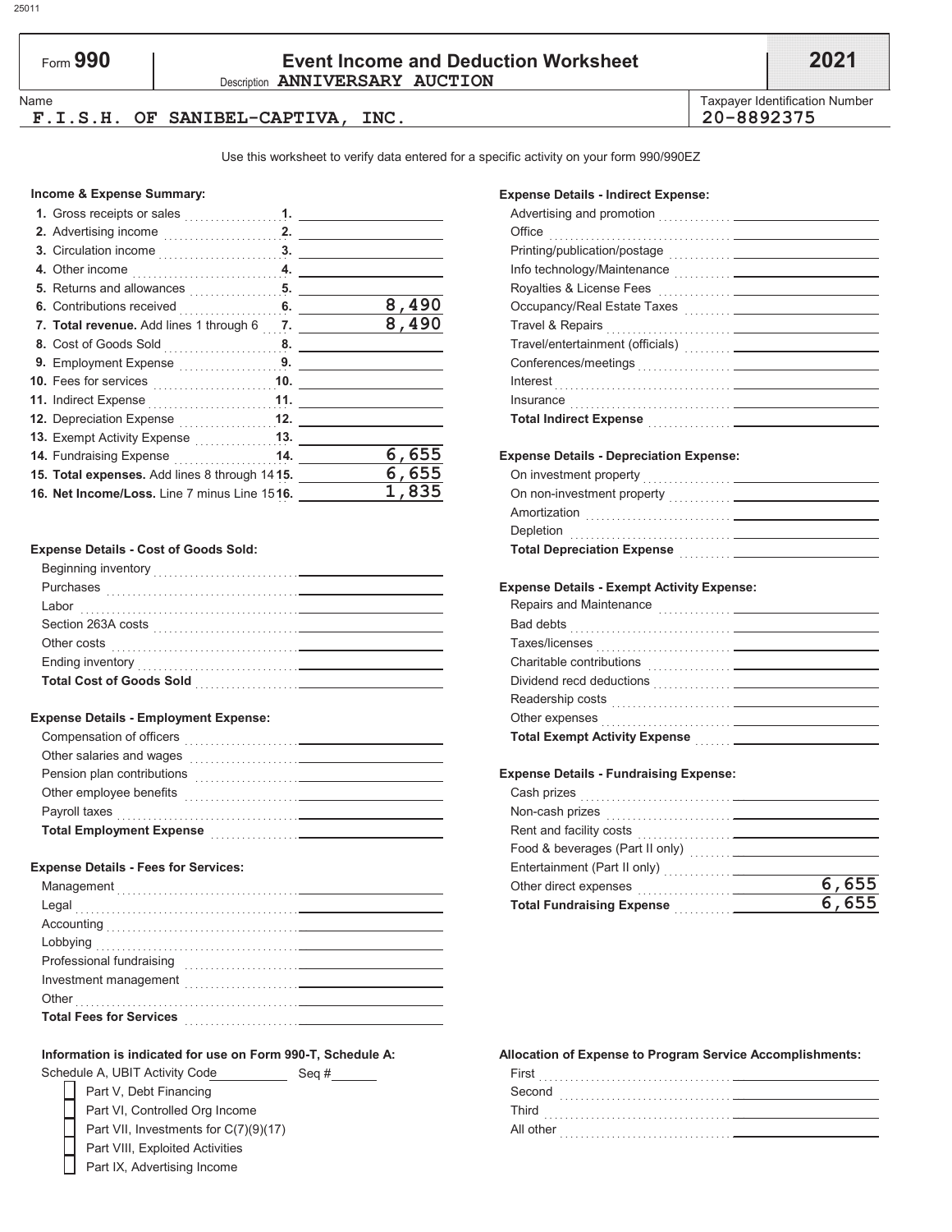# Form 990 — Event Income and Deduction Worksheet — 2021

Description **ANNIVERSARY AUCTION**

| Name | Taxpayer Identification Number |
|---|---|
| F.I.S.H. OF SANIBEL-CAPTIVA, INC. | 20-8892375 |

Use this worksheet to verify data entered for a specific activity on your form 990/990EZ

### Income & Expense Summary:

| Line | Description | Amount |
|---|---|---|
| 1. | Gross receipts or sales | |
| 2. | Advertising income | |
| 3. | Circulation income | |
| 4. | Other income | |
| 5. | Returns and allowances | |
| 6. | Contributions received | 8,490 |
| 7. | **Total revenue.** Add lines 1 through 6 | 8,490 |
| 8. | Cost of Goods Sold | |
| 9. | Employment Expense | |
| 10. | Fees for services | |
| 11. | Indirect Expense | |
| 12. | Depreciation Expense | |
| 13. | Exempt Activity Expense | |
| 14. | Fundraising Expense | 6,655 |
| 15. | **Total expenses.** Add lines 8 through 14 | 6,655 |
| 16. | **Net Income/Loss.** Line 7 minus Line 15 | 1,835 |

### Expense Details - Cost of Goods Sold:

| Item | Amount |
|---|---|
| Beginning inventory | |
| Purchases | |
| Labor | |
| Section 263A costs | |
| Other costs | |
| Ending inventory | |
| **Total Cost of Goods Sold** | |

### Expense Details - Employment Expense:

| Item | Amount |
|---|---|
| Compensation of officers | |
| Other salaries and wages | |
| Pension plan contributions | |
| Other employee benefits | |
| Payroll taxes | |
| **Total Employment Expense** | |

### Expense Details - Fees for Services:

| Item | Amount |
|---|---|
| Management | |
| Legal | |
| Accounting | |
| Lobbying | |
| Professional fundraising | |
| Investment management | |
| Other | |
| **Total Fees for Services** | |

### Expense Details - Indirect Expense:

| Item | Amount |
|---|---|
| Advertising and promotion | |
| Office | |
| Printing/publication/postage | |
| Info technology/Maintenance | |
| Royalties & License Fees | |
| Occupancy/Real Estate Taxes | |
| Travel & Repairs | |
| Travel/entertainment (officials) | |
| Conferences/meetings | |
| Interest | |
| Insurance | |
| **Total Indirect Expense** | |

### Expense Details - Depreciation Expense:

| Item | Amount |
|---|---|
| On investment property | |
| On non-investment property | |
| Amortization | |
| Depletion | |
| **Total Depreciation Expense** | |

### Expense Details - Exempt Activity Expense:

| Item | Amount |
|---|---|
| Repairs and Maintenance | |
| Bad debts | |
| Taxes/licenses | |
| Charitable contributions | |
| Dividend recd deductions | |
| Readership costs | |
| Other expenses | |
| **Total Exempt Activity Expense** | |

### Expense Details - Fundraising Expense:

| Item | Amount |
|---|---|
| Cash prizes | |
| Non-cash prizes | |
| Rent and facility costs | |
| Food & beverages (Part II only) | |
| Entertainment (Part II only) | |
| Other direct expenses | 6,655 |
| **Total Fundraising Expense** | 6,655 |

### Information is indicated for use on Form 990-T, Schedule A:

Schedule A, UBIT Activity Code ________ Seq # ______

- [ ] Part V, Debt Financing
- [ ] Part VI, Controlled Org Income
- [ ] Part VII, Investments for C(7)(9)(17)
- [ ] Part VIII, Exploited Activities
- [ ] Part IX, Advertising Income

### Allocation of Expense to Program Service Accomplishments:

| Item | Amount |
|---|---|
| First | |
| Second | |
| Third | |
| All other | |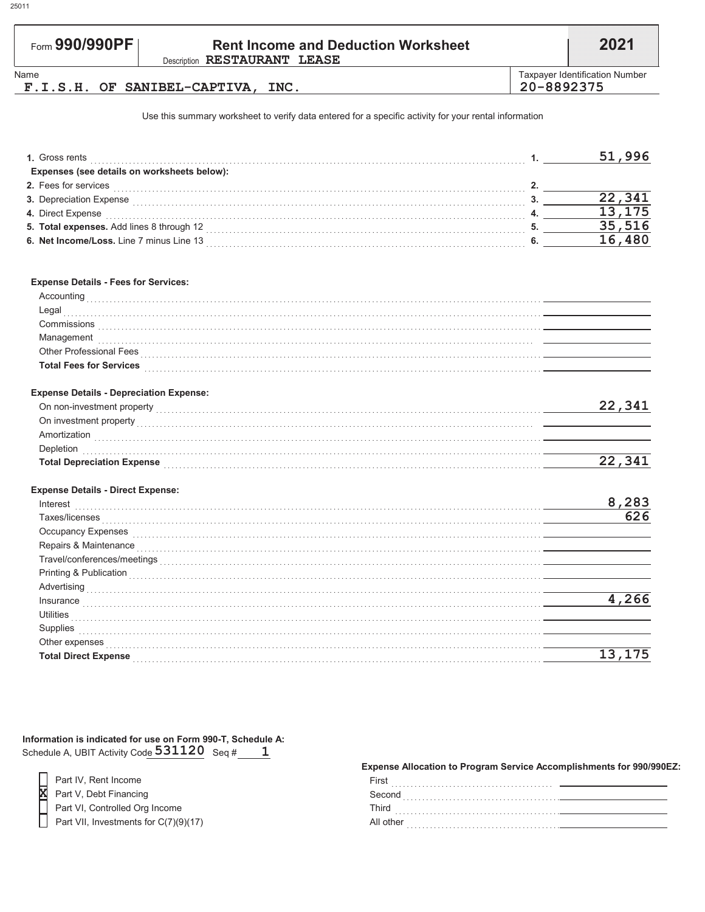25011

# Form 990/990PF — Rent Income and Deduction Worksheet — 2021

Description **RESTAURANT LEASE**

Name: **F.I.S.H. OF SANIBEL-CAPTIVA, INC.**

Taxpayer Identification Number: **20-8892375**

Use this summary worksheet to verify data entered for a specific activity for your rental information

| | | |
|---|---|---|
| **1.** Gross rents | 1. | 51,996 |
| **Expenses (see details on worksheets below):** | | |
| **2.** Fees for services | 2. | |
| **3.** Depreciation Expense | 3. | 22,341 |
| **4.** Direct Expense | 4. | 13,175 |
| **5. Total expenses.** Add lines 8 through 12 | 5. | 35,516 |
| **6. Net Income/Loss.** Line 7 minus Line 13 | 6. | 16,480 |

**Expense Details - Fees for Services:**

| | |
|---|---|
| Accounting | |
| Legal | |
| Commissions | |
| Management | |
| Other Professional Fees | |
| **Total Fees for Services** | |

**Expense Details - Depreciation Expense:**

| | |
|---|---|
| On non-investment property | 22,341 |
| On investment property | |
| Amortization | |
| Depletion | |
| **Total Depreciation Expense** | 22,341 |

**Expense Details - Direct Expense:**

| | |
|---|---|
| Interest | 8,283 |
| Taxes/licenses | 626 |
| Occupancy Expenses | |
| Repairs & Maintenance | |
| Travel/conferences/meetings | |
| Printing & Publication | |
| Advertising | |
| Insurance | 4,266 |
| Utilities | |
| Supplies | |
| Other expenses | |
| **Total Direct Expense** | 13,175 |

**Information is indicated for use on Form 990-T, Schedule A:**

Schedule A, UBIT Activity Code **531120** Seq # **1**

- [ ] Part IV, Rent Income
- [x] Part V, Debt Financing
- [ ] Part VI, Controlled Org Income
- [ ] Part VII, Investments for C(7)(9)(17)

**Expense Allocation to Program Service Accomplishments for 990/990EZ:**

| | |
|---|---|
| First | |
| Second | |
| Third | |
| All other | |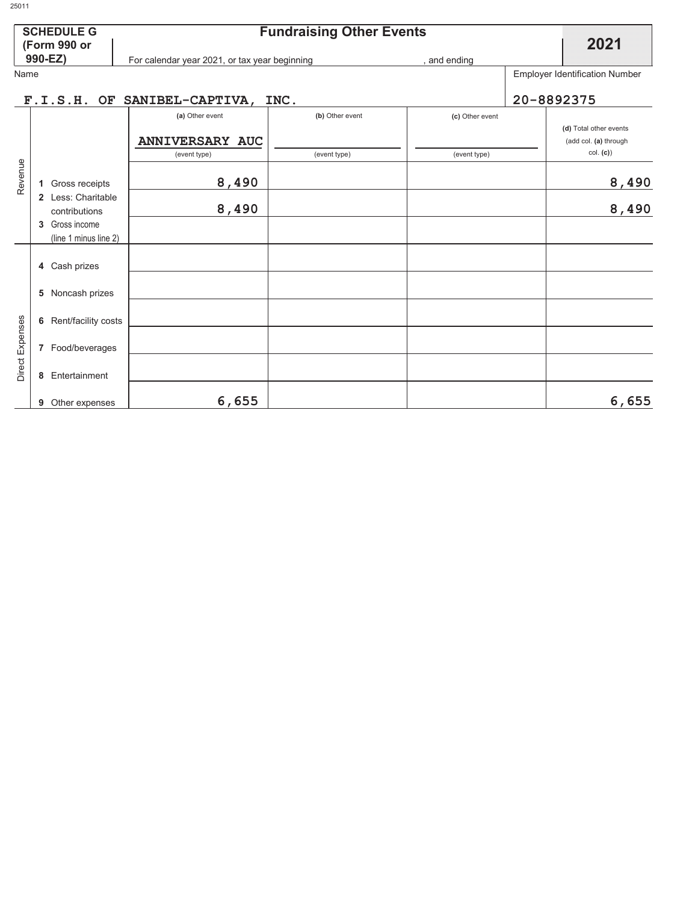25011

**SCHEDULE G (Form 990 or 990-EZ)**

# Fundraising Other Events

**2021**

For calendar year 2021, or tax year beginning , and ending

Name: **F.I.S.H. OF SANIBEL-CAPTIVA, INC.**

Employer Identification Number: **20-8892375**

| | | (a) Other event ANNIVERSARY AUC (event type) | (b) Other event (event type) | (c) Other event (event type) | (d) Total other events (add col. (a) through col. (c)) |
|---|---|---|---|---|---|
| Revenue | 1 Gross receipts | 8,490 | | | 8,490 |
| | 2 Less: Charitable contributions | 8,490 | | | 8,490 |
| | 3 Gross income (line 1 minus line 2) | | | | |
| Direct Expenses | 4 Cash prizes | | | | |
| | 5 Noncash prizes | | | | |
| | 6 Rent/facility costs | | | | |
| | 7 Food/beverages | | | | |
| | 8 Entertainment | | | | |
| | 9 Other expenses | 6,655 | | | 6,655 |